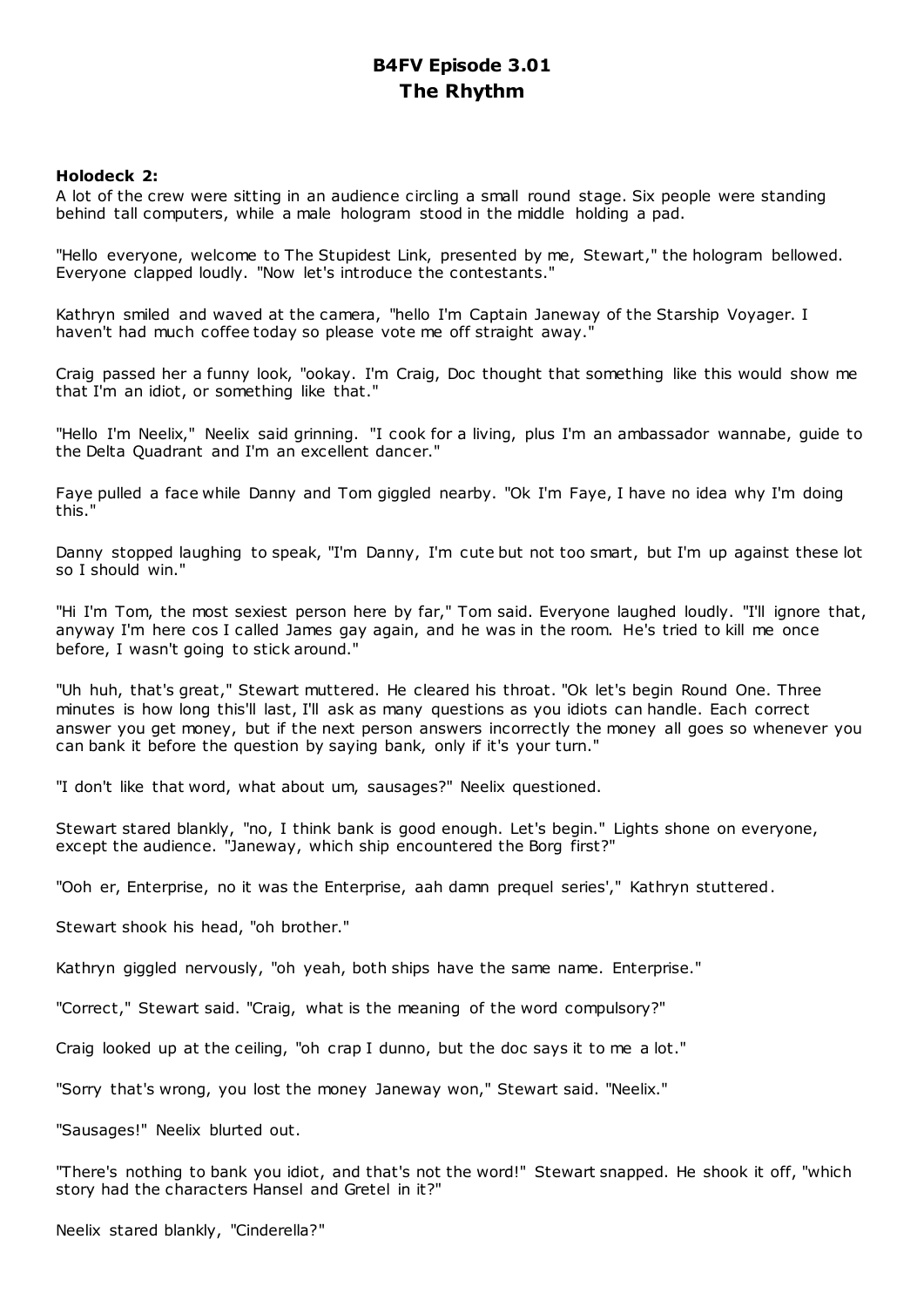# B4FV Episode 3.01
# The Rhythm

**Holodeck 2:**

A lot of the crew were sitting in an audience circling a small round stage. Six people were standing behind tall computers, while a male hologram stood in the middle holding a pad.

"Hello everyone, welcome to The Stupidest Link, presented by me, Stewart," the hologram bellowed. Everyone clapped loudly. "Now let's introduce the contestants."

Kathryn smiled and waved at the camera, "hello I'm Captain Janeway of the Starship Voyager. I haven't had much coffee today so please vote me off straight away."

Craig passed her a funny look, "ookay. I'm Craig, Doc thought that something like this would show me that I'm an idiot, or something like that."

"Hello I'm Neelix," Neelix said grinning. "I cook for a living, plus I'm an ambassador wannabe, guide to the Delta Quadrant and I'm an excellent dancer."

Faye pulled a face while Danny and Tom giggled nearby. "Ok I'm Faye, I have no idea why I'm doing this."

Danny stopped laughing to speak, "I'm Danny, I'm cute but not too smart, but I'm up against these lot so I should win."

"Hi I'm Tom, the most sexiest person here by far," Tom said. Everyone laughed loudly. "I'll ignore that, anyway I'm here cos I called James gay again, and he was in the room. He's tried to kill me once before, I wasn't going to stick around."

"Uh huh, that's great," Stewart muttered. He cleared his throat. "Ok let's begin Round One. Three minutes is how long this'll last, I'll ask as many questions as you idiots can handle. Each correct answer you get money, but if the next person answers incorrectly the money all goes so whenever you can bank it before the question by saying bank, only if it's your turn."

"I don't like that word, what about um, sausages?" Neelix questioned.

Stewart stared blankly, "no, I think bank is good enough. Let's begin." Lights shone on everyone, except the audience. "Janeway, which ship encountered the Borg first?"

"Ooh er, Enterprise, no it was the Enterprise, aah damn prequel series'," Kathryn stuttered.

Stewart shook his head, "oh brother."

Kathryn giggled nervously, "oh yeah, both ships have the same name. Enterprise."

"Correct," Stewart said. "Craig, what is the meaning of the word compulsory?"

Craig looked up at the ceiling, "oh crap I dunno, but the doc says it to me a lot."

"Sorry that's wrong, you lost the money Janeway won," Stewart said. "Neelix."

"Sausages!" Neelix blurted out.

"There's nothing to bank you idiot, and that's not the word!" Stewart snapped. He shook it off, "which story had the characters Hansel and Gretel in it?"

Neelix stared blankly, "Cinderella?"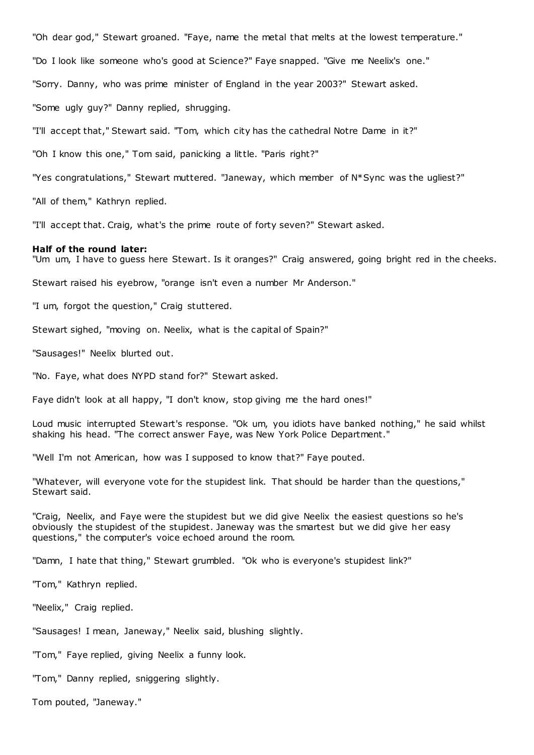"Oh dear god," Stewart groaned. "Faye, name the metal that melts at the lowest temperature."

"Do I look like someone who's good at Science?" Faye snapped. "Give me Neelix's one."

"Sorry. Danny, who was prime minister of England in the year 2003?" Stewart asked.

"Some ugly guy?" Danny replied, shrugging.

"I'll accept that," Stewart said. "Tom, which city has the cathedral Notre Dame in it?"

"Oh I know this one," Tom said, panicking a little. "Paris right?"

"Yes congratulations," Stewart muttered. "Janeway, which member of N*Sync was the ugliest?"

"All of them," Kathryn replied.

"I'll accept that. Craig, what's the prime route of forty seven?" Stewart asked.

**Half of the round later:**
"Um um, I have to guess here Stewart. Is it oranges?" Craig answered, going bright red in the cheeks.

Stewart raised his eyebrow, "orange isn't even a number Mr Anderson."

"I um, forgot the question," Craig stuttered.

Stewart sighed, "moving on. Neelix, what is the capital of Spain?"

"Sausages!" Neelix blurted out.

"No. Faye, what does NYPD stand for?" Stewart asked.

Faye didn't look at all happy, "I don't know, stop giving me the hard ones!"

Loud music interrupted Stewart's response. "Ok um, you idiots have banked nothing," he said whilst shaking his head. "The correct answer Faye, was New York Police Department."

"Well I'm not American, how was I supposed to know that?" Faye pouted.

"Whatever, will everyone vote for the stupidest link. That should be harder than the questions," Stewart said.

"Craig, Neelix, and Faye were the stupidest but we did give Neelix the easiest questions so he's obviously the stupidest of the stupidest. Janeway was the smartest but we did give her easy questions," the computer's voice echoed around the room.

"Damn, I hate that thing," Stewart grumbled. "Ok who is everyone's stupidest link?"

"Tom," Kathryn replied.

"Neelix," Craig replied.

"Sausages! I mean, Janeway," Neelix said, blushing slightly.

"Tom," Faye replied, giving Neelix a funny look.

"Tom," Danny replied, sniggering slightly.

Tom pouted, "Janeway."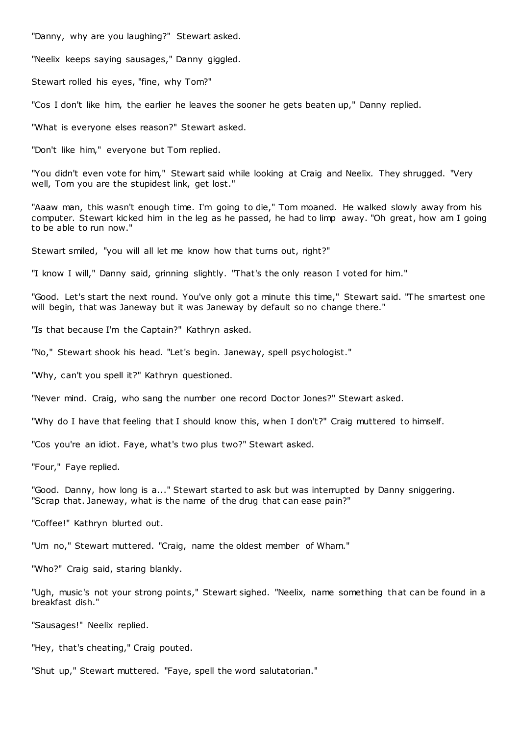"Danny, why are you laughing?" Stewart asked.

"Neelix keeps saying sausages," Danny giggled.

Stewart rolled his eyes, "fine, why Tom?"

"Cos I don't like him, the earlier he leaves the sooner he gets beaten up," Danny replied.

"What is everyone elses reason?" Stewart asked.

"Don't like him," everyone but Tom replied.

"You didn't even vote for him," Stewart said while looking at Craig and Neelix. They shrugged. "Very well, Tom you are the stupidest link, get lost."

"Aaaw man, this wasn't enough time. I'm going to die," Tom moaned. He walked slowly away from his computer. Stewart kicked him in the leg as he passed, he had to limp away. "Oh great, how am I going to be able to run now."

Stewart smiled, "you will all let me know how that turns out, right?"

"I know I will," Danny said, grinning slightly. "That's the only reason I voted for him."

"Good. Let's start the next round. You've only got a minute this time," Stewart said. "The smartest one will begin, that was Janeway but it was Janeway by default so no change there."

"Is that because I'm the Captain?" Kathryn asked.

"No," Stewart shook his head. "Let's begin. Janeway, spell psychologist."

"Why, can't you spell it?" Kathryn questioned.

"Never mind. Craig, who sang the number one record Doctor Jones?" Stewart asked.

"Why do I have that feeling that I should know this, when I don't?" Craig muttered to himself.

"Cos you're an idiot. Faye, what's two plus two?" Stewart asked.

"Four," Faye replied.

"Good. Danny, how long is a..." Stewart started to ask but was interrupted by Danny sniggering. "Scrap that. Janeway, what is the name of the drug that can ease pain?"

"Coffee!" Kathryn blurted out.

"Um no," Stewart muttered. "Craig, name the oldest member of Wham."

"Who?" Craig said, staring blankly.

"Ugh, music's not your strong points," Stewart sighed. "Neelix, name something that can be found in a breakfast dish."

"Sausages!" Neelix replied.

"Hey, that's cheating," Craig pouted.

"Shut up," Stewart muttered. "Faye, spell the word salutatorian."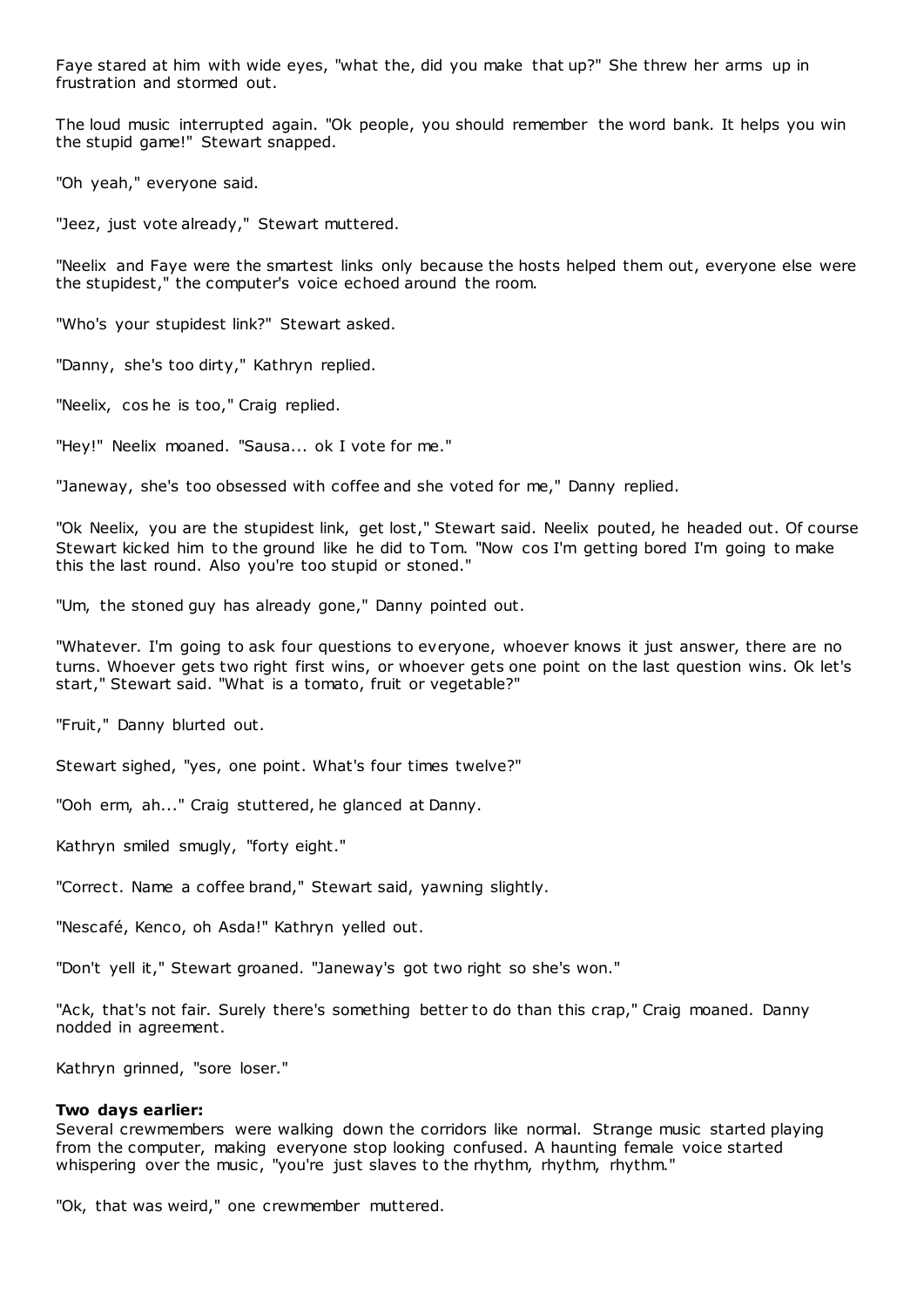Faye stared at him with wide eyes, "what the, did you make that up?" She threw her arms up in frustration and stormed out.

The loud music interrupted again. "Ok people, you should remember the word bank. It helps you win the stupid game!" Stewart snapped.

"Oh yeah," everyone said.

"Jeez, just vote already," Stewart muttered.

"Neelix and Faye were the smartest links only because the hosts helped them out, everyone else were the stupidest," the computer's voice echoed around the room.

"Who's your stupidest link?" Stewart asked.

"Danny, she's too dirty," Kathryn replied.

"Neelix, cos he is too," Craig replied.

"Hey!" Neelix moaned. "Sausa... ok I vote for me."

"Janeway, she's too obsessed with coffee and she voted for me," Danny replied.

"Ok Neelix, you are the stupidest link, get lost," Stewart said. Neelix pouted, he headed out. Of course Stewart kicked him to the ground like he did to Tom. "Now cos I'm getting bored I'm going to make this the last round. Also you're too stupid or stoned."

"Um, the stoned guy has already gone," Danny pointed out.

"Whatever. I'm going to ask four questions to everyone, whoever knows it just answer, there are no turns. Whoever gets two right first wins, or whoever gets one point on the last question wins. Ok let's start," Stewart said. "What is a tomato, fruit or vegetable?"

"Fruit," Danny blurted out.

Stewart sighed, "yes, one point. What's four times twelve?"

"Ooh erm, ah..." Craig stuttered, he glanced at Danny.

Kathryn smiled smugly, "forty eight."

"Correct. Name a coffee brand," Stewart said, yawning slightly.

"Nescafé, Kenco, oh Asda!" Kathryn yelled out.

"Don't yell it," Stewart groaned. "Janeway's got two right so she's won."

"Ack, that's not fair. Surely there's something better to do than this crap," Craig moaned. Danny nodded in agreement.

Kathryn grinned, "sore loser."

**Two days earlier:**
Several crewmembers were walking down the corridors like normal. Strange music started playing from the computer, making everyone stop looking confused. A haunting female voice started whispering over the music, "you're just slaves to the rhythm, rhythm, rhythm."

"Ok, that was weird," one crewmember muttered.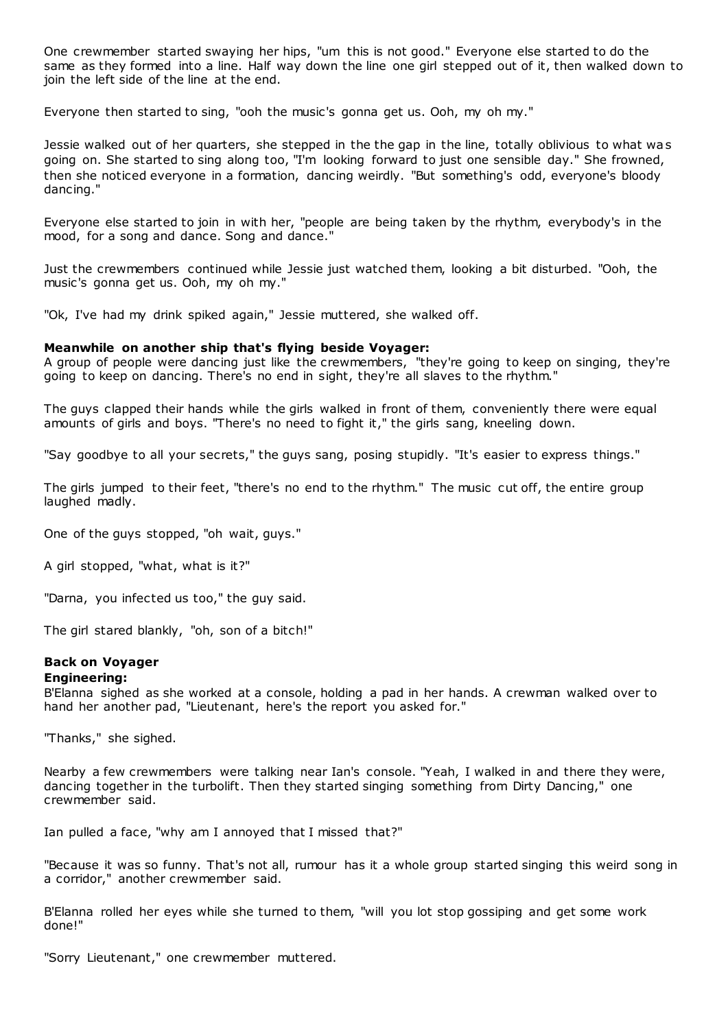One crewmember started swaying her hips, "um this is not good." Everyone else started to do the same as they formed into a line. Half way down the line one girl stepped out of it, then walked down to join the left side of the line at the end.

Everyone then started to sing, "ooh the music's gonna get us. Ooh, my oh my."

Jessie walked out of her quarters, she stepped in the the gap in the line, totally oblivious to what was going on. She started to sing along too, "I'm looking forward to just one sensible day." She frowned, then she noticed everyone in a formation, dancing weirdly. "But something's odd, everyone's bloody dancing."

Everyone else started to join in with her, "people are being taken by the rhythm, everybody's in the mood, for a song and dance. Song and dance."

Just the crewmembers continued while Jessie just watched them, looking a bit disturbed. "Ooh, the music's gonna get us. Ooh, my oh my."

"Ok, I've had my drink spiked again," Jessie muttered, she walked off.

**Meanwhile on another ship that's flying beside Voyager:**
A group of people were dancing just like the crewmembers, "they're going to keep on singing, they're going to keep on dancing. There's no end in sight, they're all slaves to the rhythm."

The guys clapped their hands while the girls walked in front of them, conveniently there were equal amounts of girls and boys. "There's no need to fight it," the girls sang, kneeling down.

"Say goodbye to all your secrets," the guys sang, posing stupidly. "It's easier to express things."

The girls jumped to their feet, "there's no end to the rhythm." The music cut off, the entire group laughed madly.

One of the guys stopped, "oh wait, guys."

A girl stopped, "what, what is it?"

"Darna, you infected us too," the guy said.

The girl stared blankly, "oh, son of a bitch!"

**Back on Voyager**
**Engineering:**
B'Elanna sighed as she worked at a console, holding a pad in her hands. A crewman walked over to hand her another pad, "Lieutenant, here's the report you asked for."

"Thanks," she sighed.

Nearby a few crewmembers were talking near Ian's console. "Yeah, I walked in and there they were, dancing together in the turbolift. Then they started singing something from Dirty Dancing," one crewmember said.

Ian pulled a face, "why am I annoyed that I missed that?"

"Because it was so funny. That's not all, rumour has it a whole group started singing this weird song in a corridor," another crewmember said.

B'Elanna rolled her eyes while she turned to them, "will you lot stop gossiping and get some work done!"

"Sorry Lieutenant," one crewmember muttered.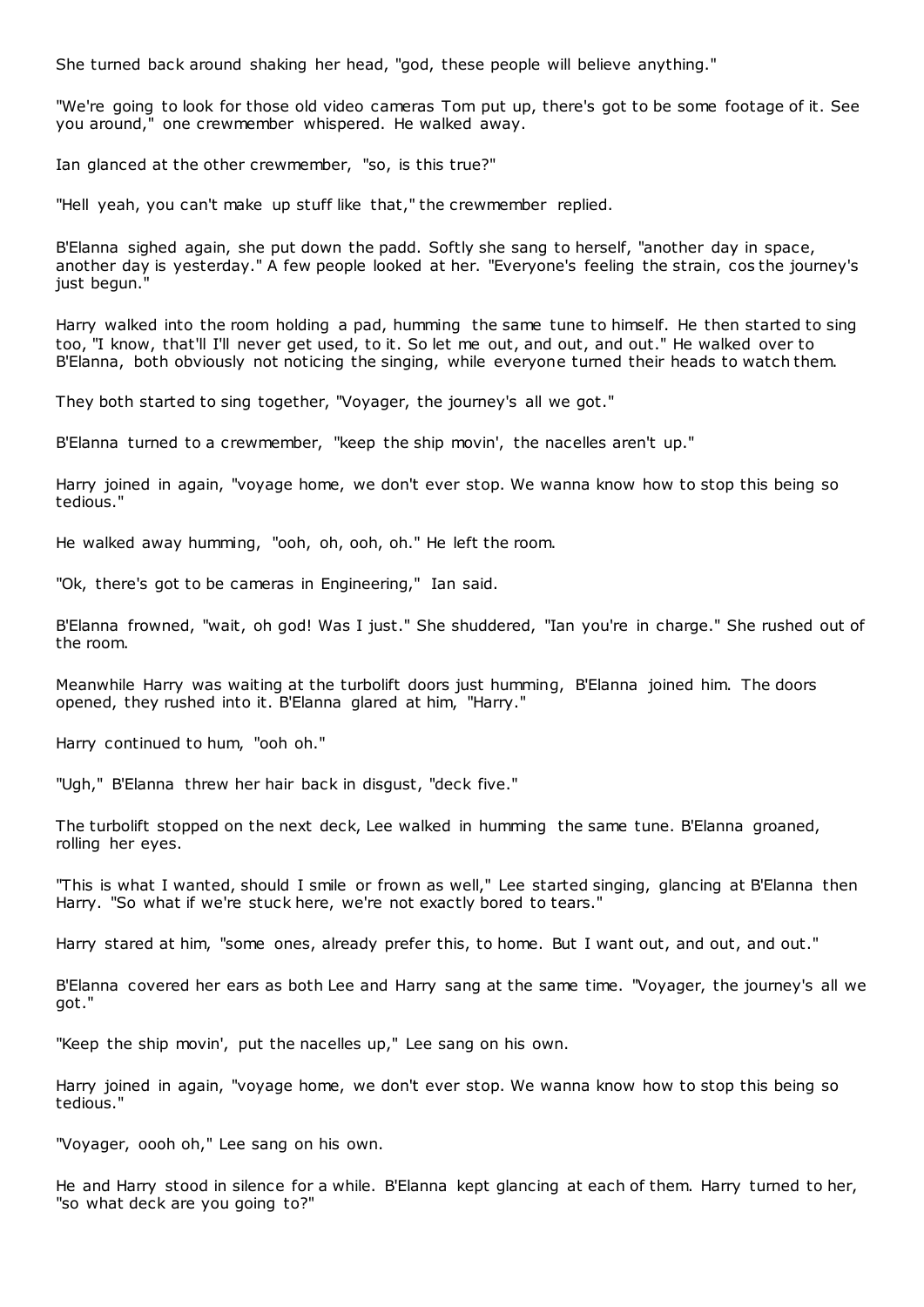She turned back around shaking her head, "god, these people will believe anything."

"We're going to look for those old video cameras Tom put up, there's got to be some footage of it. See you around," one crewmember whispered. He walked away.

Ian glanced at the other crewmember, "so, is this true?"

"Hell yeah, you can't make up stuff like that," the crewmember replied.

B'Elanna sighed again, she put down the padd. Softly she sang to herself, "another day in space, another day is yesterday." A few people looked at her. "Everyone's feeling the strain, cos the journey's just begun."

Harry walked into the room holding a pad, humming the same tune to himself. He then started to sing too, "I know, that'll I'll never get used, to it. So let me out, and out, and out." He walked over to B'Elanna, both obviously not noticing the singing, while everyone turned their heads to watch them.

They both started to sing together, "Voyager, the journey's all we got."

B'Elanna turned to a crewmember, "keep the ship movin', the nacelles aren't up."

Harry joined in again, "voyage home, we don't ever stop. We wanna know how to stop this being so tedious."

He walked away humming, "ooh, oh, ooh, oh." He left the room.

"Ok, there's got to be cameras in Engineering," Ian said.

B'Elanna frowned, "wait, oh god! Was I just." She shuddered, "Ian you're in charge." She rushed out of the room.

Meanwhile Harry was waiting at the turbolift doors just humming, B'Elanna joined him. The doors opened, they rushed into it. B'Elanna glared at him, "Harry."

Harry continued to hum, "ooh oh."

"Ugh," B'Elanna threw her hair back in disgust, "deck five."

The turbolift stopped on the next deck, Lee walked in humming the same tune. B'Elanna groaned, rolling her eyes.

"This is what I wanted, should I smile or frown as well," Lee started singing, glancing at B'Elanna then Harry. "So what if we're stuck here, we're not exactly bored to tears."

Harry stared at him, "some ones, already prefer this, to home. But I want out, and out, and out."

B'Elanna covered her ears as both Lee and Harry sang at the same time. "Voyager, the journey's all we got."

"Keep the ship movin', put the nacelles up," Lee sang on his own.

Harry joined in again, "voyage home, we don't ever stop. We wanna know how to stop this being so tedious."

"Voyager, oooh oh," Lee sang on his own.

He and Harry stood in silence for a while. B'Elanna kept glancing at each of them. Harry turned to her, "so what deck are you going to?"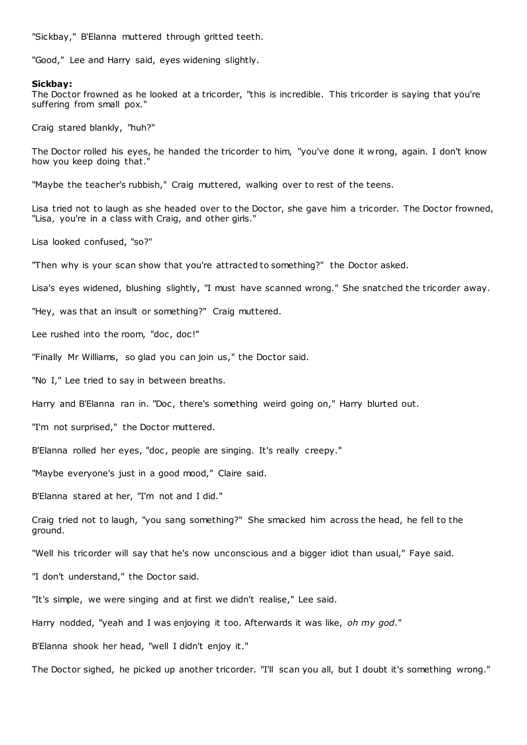"Sickbay," B'Elanna muttered through gritted teeth.

"Good," Lee and Harry said, eyes widening slightly.

**Sickbay:**
The Doctor frowned as he looked at a tricorder, "this is incredible. This tricorder is saying that you're suffering from small pox."

Craig stared blankly, "huh?"

The Doctor rolled his eyes, he handed the tricorder to him, "you've done it wrong, again. I don't know how you keep doing that."

"Maybe the teacher's rubbish," Craig muttered, walking over to rest of the teens.

Lisa tried not to laugh as she headed over to the Doctor, she gave him a tricorder. The Doctor frowned, "Lisa, you're in a class with Craig, and other girls."

Lisa looked confused, "so?"

"Then why is your scan show that you're attracted to something?" the Doctor asked.

Lisa's eyes widened, blushing slightly, "I must have scanned wrong." She snatched the tricorder away.

"Hey, was that an insult or something?" Craig muttered.

Lee rushed into the room, "doc, doc!"

"Finally Mr Williams, so glad you can join us," the Doctor said.

"No I," Lee tried to say in between breaths.

Harry and B'Elanna ran in. "Doc, there's something weird going on," Harry blurted out.

"I'm not surprised," the Doctor muttered.

B'Elanna rolled her eyes, "doc, people are singing. It's really creepy."

"Maybe everyone's just in a good mood," Claire said.

B'Elanna stared at her, "I'm not and I did."

Craig tried not to laugh, "you sang something?" She smacked him across the head, he fell to the ground.

"Well his tricorder will say that he's now unconscious and a bigger idiot than usual," Faye said.

"I don't understand," the Doctor said.

"It's simple, we were singing and at first we didn't realise," Lee said.

Harry nodded, "yeah and I was enjoying it too. Afterwards it was like, *oh my god*."

B'Elanna shook her head, "well I didn't enjoy it."

The Doctor sighed, he picked up another tricorder. "I'll scan you all, but I doubt it's something wrong."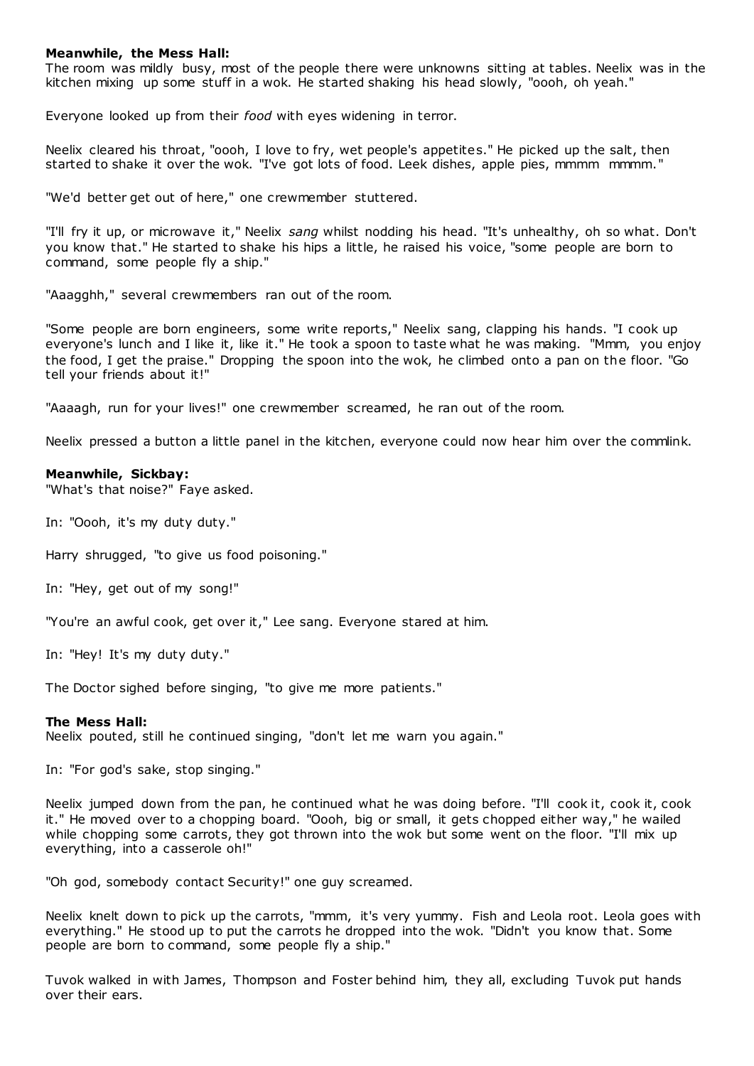**Meanwhile, the Mess Hall:**
The room was mildly busy, most of the people there were unknowns sitting at tables. Neelix was in the kitchen mixing up some stuff in a wok. He started shaking his head slowly, "oooh, oh yeah."

Everyone looked up from their *food* with eyes widening in terror.

Neelix cleared his throat, "oooh, I love to fry, wet people's appetites." He picked up the salt, then started to shake it over the wok. "I've got lots of food. Leek dishes, apple pies, mmmm mmmm."

"We'd better get out of here," one crewmember stuttered.

"I'll fry it up, or microwave it," Neelix *sang* whilst nodding his head. "It's unhealthy, oh so what. Don't you know that." He started to shake his hips a little, he raised his voice, "some people are born to command, some people fly a ship."

"Aaagghh," several crewmembers ran out of the room.

"Some people are born engineers, some write reports," Neelix sang, clapping his hands. "I cook up everyone's lunch and I like it, like it." He took a spoon to taste what he was making. "Mmm, you enjoy the food, I get the praise." Dropping the spoon into the wok, he climbed onto a pan on the floor. "Go tell your friends about it!"

"Aaaagh, run for your lives!" one crewmember screamed, he ran out of the room.

Neelix pressed a button a little panel in the kitchen, everyone could now hear him over the commlink.

**Meanwhile, Sickbay:**
"What's that noise?" Faye asked.

In: "Oooh, it's my duty duty."

Harry shrugged, "to give us food poisoning."

In: "Hey, get out of my song!"

"You're an awful cook, get over it," Lee sang. Everyone stared at him.

In: "Hey! It's my duty duty."

The Doctor sighed before singing, "to give me more patients."

**The Mess Hall:**
Neelix pouted, still he continued singing, "don't let me warn you again."

In: "For god's sake, stop singing."

Neelix jumped down from the pan, he continued what he was doing before. "I'll cook it, cook it, cook it." He moved over to a chopping board. "Oooh, big or small, it gets chopped either way," he wailed while chopping some carrots, they got thrown into the wok but some went on the floor. "I'll mix up everything, into a casserole oh!"

"Oh god, somebody contact Security!" one guy screamed.

Neelix knelt down to pick up the carrots, "mmm, it's very yummy. Fish and Leola root. Leola goes with everything." He stood up to put the carrots he dropped into the wok. "Didn't you know that. Some people are born to command, some people fly a ship."

Tuvok walked in with James, Thompson and Foster behind him, they all, excluding Tuvok put hands over their ears.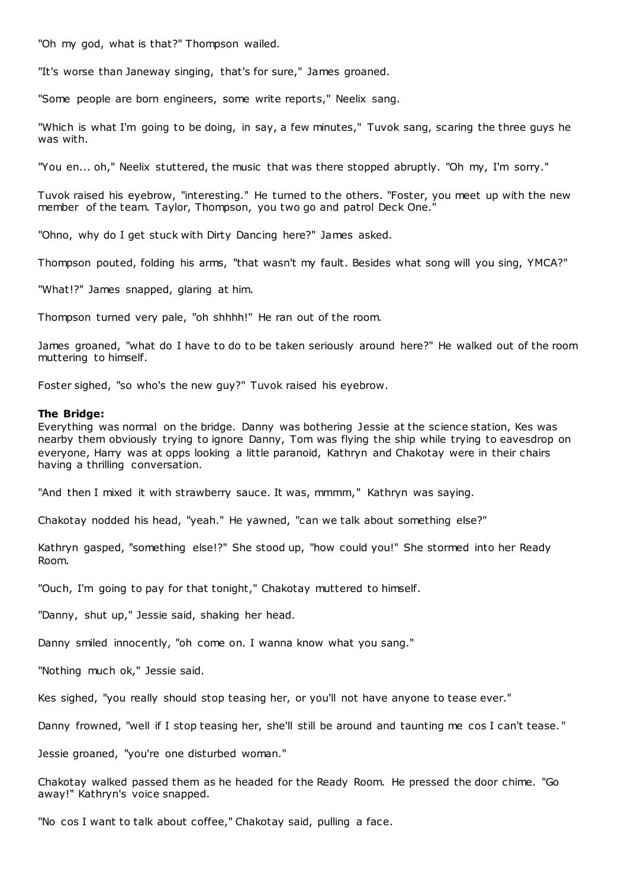"Oh my god, what is that?" Thompson wailed.

"It's worse than Janeway singing, that's for sure," James groaned.

"Some people are born engineers, some write reports," Neelix sang.

"Which is what I'm going to be doing, in say, a few minutes," Tuvok sang, scaring the three guys he was with.

"You en... oh," Neelix stuttered, the music that was there stopped abruptly. "Oh my, I'm sorry."

Tuvok raised his eyebrow, "interesting." He turned to the others. "Foster, you meet up with the new member of the team. Taylor, Thompson, you two go and patrol Deck One."

"Ohno, why do I get stuck with Dirty Dancing here?" James asked.

Thompson pouted, folding his arms, "that wasn't my fault. Besides what song will you sing, YMCA?"

"What!?" James snapped, glaring at him.

Thompson turned very pale, "oh shhhh!" He ran out of the room.

James groaned, "what do I have to do to be taken seriously around here?" He walked out of the room muttering to himself.

Foster sighed, "so who's the new guy?" Tuvok raised his eyebrow.

**The Bridge:**
Everything was normal on the bridge. Danny was bothering Jessie at the science station, Kes was nearby them obviously trying to ignore Danny, Tom was flying the ship while trying to eavesdrop on everyone, Harry was at opps looking a little paranoid, Kathryn and Chakotay were in their chairs having a thrilling conversation.

"And then I mixed it with strawberry sauce. It was, mmmm," Kathryn was saying.

Chakotay nodded his head, "yeah." He yawned, "can we talk about something else?"

Kathryn gasped, "something else!?" She stood up, "how could you!" She stormed into her Ready Room.

"Ouch, I'm going to pay for that tonight," Chakotay muttered to himself.

"Danny, shut up," Jessie said, shaking her head.

Danny smiled innocently, "oh come on. I wanna know what you sang."

"Nothing much ok," Jessie said.

Kes sighed, "you really should stop teasing her, or you'll not have anyone to tease ever."

Danny frowned, "well if I stop teasing her, she'll still be around and taunting me cos I can't tease."

Jessie groaned, "you're one disturbed woman."

Chakotay walked passed them as he headed for the Ready Room. He pressed the door chime. "Go away!" Kathryn's voice snapped.

"No cos I want to talk about coffee," Chakotay said, pulling a face.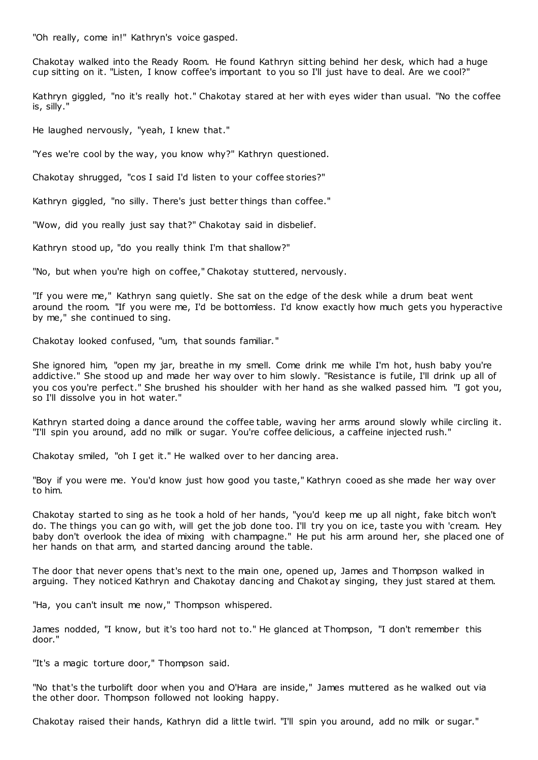"Oh really, come in!" Kathryn's voice gasped.

Chakotay walked into the Ready Room. He found Kathryn sitting behind her desk, which had a huge cup sitting on it. "Listen, I know coffee's important to you so I'll just have to deal. Are we cool?"

Kathryn giggled, "no it's really hot." Chakotay stared at her with eyes wider than usual. "No the coffee is, silly."

He laughed nervously, "yeah, I knew that."

"Yes we're cool by the way, you know why?" Kathryn questioned.

Chakotay shrugged, "cos I said I'd listen to your coffee stories?"

Kathryn giggled, "no silly. There's just better things than coffee."

"Wow, did you really just say that?" Chakotay said in disbelief.

Kathryn stood up, "do you really think I'm that shallow?"

"No, but when you're high on coffee," Chakotay stuttered, nervously.

"If you were me," Kathryn sang quietly. She sat on the edge of the desk while a drum beat went around the room. "If you were me, I'd be bottomless. I'd know exactly how much gets you hyperactive by me," she continued to sing.

Chakotay looked confused, "um, that sounds familiar."

She ignored him, "open my jar, breathe in my smell. Come drink me while I'm hot, hush baby you're addictive." She stood up and made her way over to him slowly. "Resistance is futile, I'll drink up all of you cos you're perfect." She brushed his shoulder with her hand as she walked passed him. "I got you, so I'll dissolve you in hot water."

Kathryn started doing a dance around the coffee table, waving her arms around slowly while circling it. "I'll spin you around, add no milk or sugar. You're coffee delicious, a caffeine injected rush."

Chakotay smiled, "oh I get it." He walked over to her dancing area.

"Boy if you were me. You'd know just how good you taste," Kathryn cooed as she made her way over to him.

Chakotay started to sing as he took a hold of her hands, "you'd keep me up all night, fake bitch won't do. The things you can go with, will get the job done too. I'll try you on ice, taste you with 'cream. Hey baby don't overlook the idea of mixing with champagne." He put his arm around her, she placed one of her hands on that arm, and started dancing around the table.

The door that never opens that's next to the main one, opened up, James and Thompson walked in arguing. They noticed Kathryn and Chakotay dancing and Chakotay singing, they just stared at them.

"Ha, you can't insult me now," Thompson whispered.

James nodded, "I know, but it's too hard not to." He glanced at Thompson, "I don't remember this door."

"It's a magic torture door," Thompson said.

"No that's the turbolift door when you and O'Hara are inside," James muttered as he walked out via the other door. Thompson followed not looking happy.

Chakotay raised their hands, Kathryn did a little twirl. "I'll spin you around, add no milk or sugar."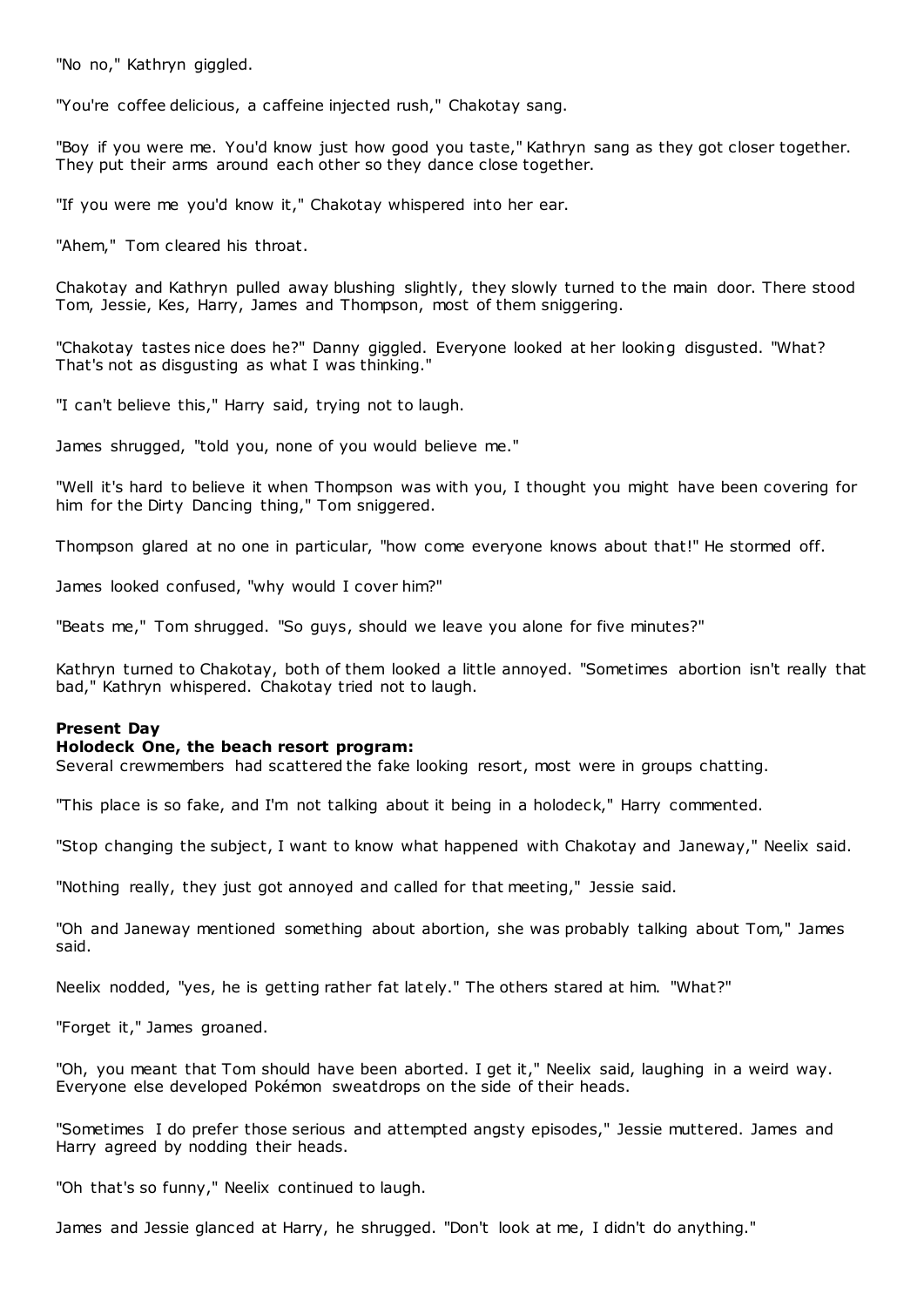"No no," Kathryn giggled.

"You're coffee delicious, a caffeine injected rush," Chakotay sang.

"Boy if you were me. You'd know just how good you taste," Kathryn sang as they got closer together. They put their arms around each other so they dance close together.

"If you were me you'd know it," Chakotay whispered into her ear.

"Ahem," Tom cleared his throat.

Chakotay and Kathryn pulled away blushing slightly, they slowly turned to the main door. There stood Tom, Jessie, Kes, Harry, James and Thompson, most of them sniggering.

"Chakotay tastes nice does he?" Danny giggled. Everyone looked at her looking disgusted. "What? That's not as disgusting as what I was thinking."

"I can't believe this," Harry said, trying not to laugh.

James shrugged, "told you, none of you would believe me."

"Well it's hard to believe it when Thompson was with you, I thought you might have been covering for him for the Dirty Dancing thing," Tom sniggered.

Thompson glared at no one in particular, "how come everyone knows about that!" He stormed off.

James looked confused, "why would I cover him?"

"Beats me," Tom shrugged. "So guys, should we leave you alone for five minutes?"

Kathryn turned to Chakotay, both of them looked a little annoyed. "Sometimes abortion isn't really that bad," Kathryn whispered. Chakotay tried not to laugh.

**Present Day**
**Holodeck One, the beach resort program:**
Several crewmembers had scattered the fake looking resort, most were in groups chatting.

"This place is so fake, and I'm not talking about it being in a holodeck," Harry commented.

"Stop changing the subject, I want to know what happened with Chakotay and Janeway," Neelix said.

"Nothing really, they just got annoyed and called for that meeting," Jessie said.

"Oh and Janeway mentioned something about abortion, she was probably talking about Tom," James said.

Neelix nodded, "yes, he is getting rather fat lately." The others stared at him. "What?"

"Forget it," James groaned.

"Oh, you meant that Tom should have been aborted. I get it," Neelix said, laughing in a weird way. Everyone else developed Pokémon sweatdrops on the side of their heads.

"Sometimes I do prefer those serious and attempted angsty episodes," Jessie muttered. James and Harry agreed by nodding their heads.

"Oh that's so funny," Neelix continued to laugh.

James and Jessie glanced at Harry, he shrugged. "Don't look at me, I didn't do anything."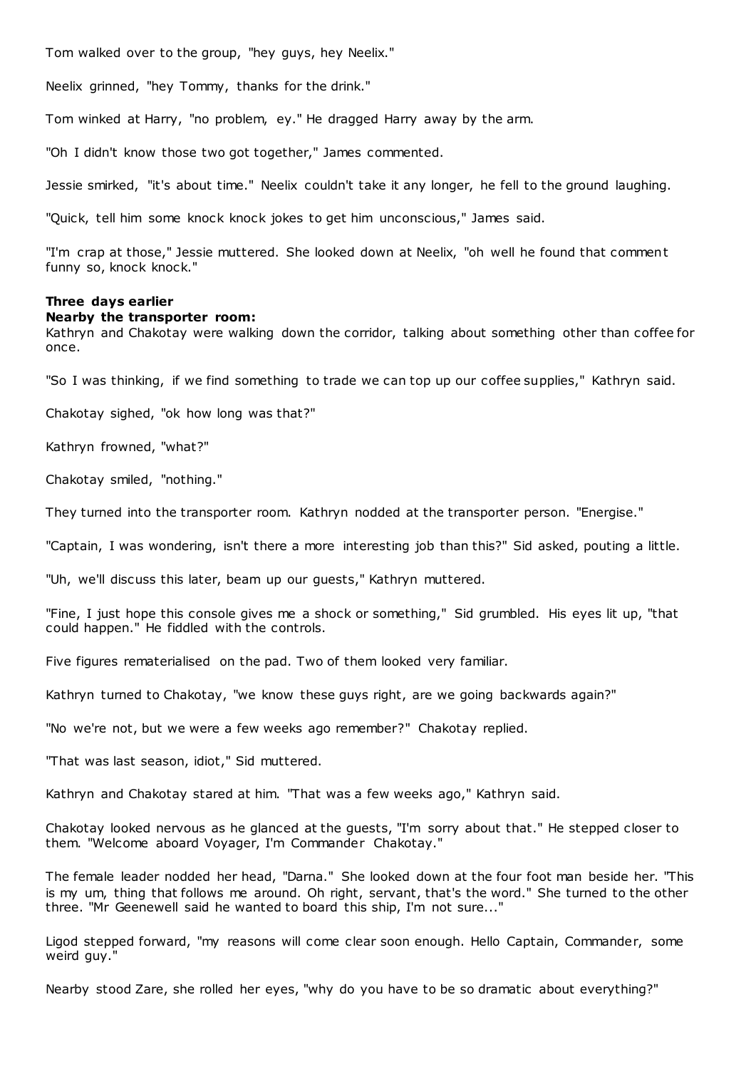Tom walked over to the group, "hey guys, hey Neelix."

Neelix grinned, "hey Tommy, thanks for the drink."

Tom winked at Harry, "no problem, ey." He dragged Harry away by the arm.

"Oh I didn't know those two got together," James commented.

Jessie smirked, "it's about time." Neelix couldn't take it any longer, he fell to the ground laughing.

"Quick, tell him some knock knock jokes to get him unconscious," James said.

"I'm crap at those," Jessie muttered. She looked down at Neelix, "oh well he found that comment funny so, knock knock."

**Three days earlier**
**Nearby the transporter room:**
Kathryn and Chakotay were walking down the corridor, talking about something other than coffee for once.

"So I was thinking, if we find something to trade we can top up our coffee supplies," Kathryn said.

Chakotay sighed, "ok how long was that?"

Kathryn frowned, "what?"

Chakotay smiled, "nothing."

They turned into the transporter room. Kathryn nodded at the transporter person. "Energise."

"Captain, I was wondering, isn't there a more interesting job than this?" Sid asked, pouting a little.

"Uh, we'll discuss this later, beam up our guests," Kathryn muttered.

"Fine, I just hope this console gives me a shock or something," Sid grumbled. His eyes lit up, "that could happen." He fiddled with the controls.

Five figures rematerialised on the pad. Two of them looked very familiar.

Kathryn turned to Chakotay, "we know these guys right, are we going backwards again?"

"No we're not, but we were a few weeks ago remember?" Chakotay replied.

"That was last season, idiot," Sid muttered.

Kathryn and Chakotay stared at him. "That was a few weeks ago," Kathryn said.

Chakotay looked nervous as he glanced at the guests, "I'm sorry about that." He stepped closer to them. "Welcome aboard Voyager, I'm Commander Chakotay."

The female leader nodded her head, "Darna." She looked down at the four foot man beside her. "This is my um, thing that follows me around. Oh right, servant, that's the word." She turned to the other three. "Mr Geenewell said he wanted to board this ship, I'm not sure..."

Ligod stepped forward, "my reasons will come clear soon enough. Hello Captain, Commander, some weird guy."

Nearby stood Zare, she rolled her eyes, "why do you have to be so dramatic about everything?"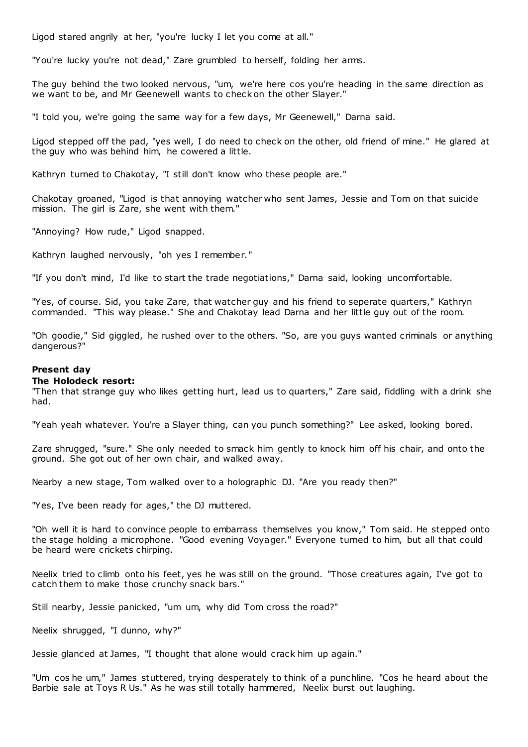Ligod stared angrily at her, "you're lucky I let you come at all."

"You're lucky you're not dead," Zare grumbled to herself, folding her arms.

The guy behind the two looked nervous, "um, we're here cos you're heading in the same direction as we want to be, and Mr Geenewell wants to check on the other Slayer."

"I told you, we're going the same way for a few days, Mr Geenewell," Darna said.

Ligod stepped off the pad, "yes well, I do need to check on the other, old friend of mine." He glared at the guy who was behind him, he cowered a little.

Kathryn turned to Chakotay, "I still don't know who these people are."

Chakotay groaned, "Ligod is that annoying watcher who sent James, Jessie and Tom on that suicide mission. The girl is Zare, she went with them."

"Annoying? How rude," Ligod snapped.

Kathryn laughed nervously, "oh yes I remember."

"If you don't mind, I'd like to start the trade negotiations," Darna said, looking uncomfortable.

"Yes, of course. Sid, you take Zare, that watcher guy and his friend to seperate quarters," Kathryn commanded. "This way please." She and Chakotay lead Darna and her little guy out of the room.

"Oh goodie," Sid giggled, he rushed over to the others. "So, are you guys wanted criminals or anything dangerous?"

**Present day**
**The Holodeck resort:**

"Then that strange guy who likes getting hurt, lead us to quarters," Zare said, fiddling with a drink she had.

"Yeah yeah whatever. You're a Slayer thing, can you punch something?" Lee asked, looking bored.

Zare shrugged, "sure." She only needed to smack him gently to knock him off his chair, and onto the ground. She got out of her own chair, and walked away.

Nearby a new stage, Tom walked over to a holographic DJ. "Are you ready then?"

"Yes, I've been ready for ages," the DJ muttered.

"Oh well it is hard to convince people to embarrass themselves you know," Tom said. He stepped onto the stage holding a microphone. "Good evening Voyager." Everyone turned to him, but all that could be heard were crickets chirping.

Neelix tried to climb onto his feet, yes he was still on the ground. "Those creatures again, I've got to catch them to make those crunchy snack bars."

Still nearby, Jessie panicked, "um um, why did Tom cross the road?"

Neelix shrugged, "I dunno, why?"

Jessie glanced at James, "I thought that alone would crack him up again."

"Um cos he um," James stuttered, trying desperately to think of a punchline. "Cos he heard about the Barbie sale at Toys R Us." As he was still totally hammered, Neelix burst out laughing.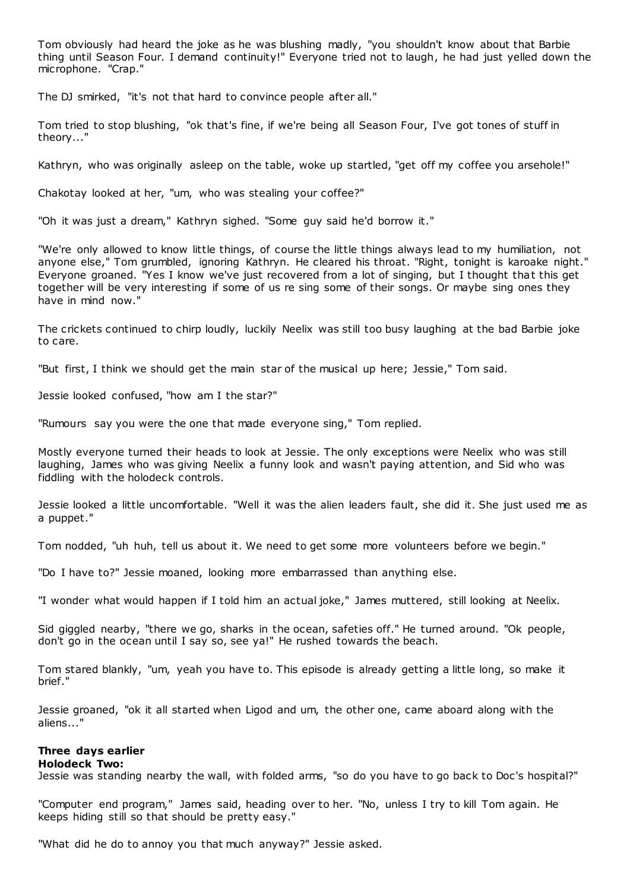Tom obviously had heard the joke as he was blushing madly, "you shouldn't know about that Barbie thing until Season Four. I demand continuity!" Everyone tried not to laugh, he had just yelled down the microphone. "Crap."

The DJ smirked, "it's not that hard to convince people after all."

Tom tried to stop blushing, "ok that's fine, if we're being all Season Four, I've got tones of stuff in theory..."

Kathryn, who was originally asleep on the table, woke up startled, "get off my coffee you arsehole!"

Chakotay looked at her, "um, who was stealing your coffee?"

"Oh it was just a dream," Kathryn sighed. "Some guy said he'd borrow it."

"We're only allowed to know little things, of course the little things always lead to my humiliation, not anyone else," Tom grumbled, ignoring Kathryn. He cleared his throat. "Right, tonight is karoake night." Everyone groaned. "Yes I know we've just recovered from a lot of singing, but I thought that this get together will be very interesting if some of us re sing some of their songs. Or maybe sing ones they have in mind now."

The crickets continued to chirp loudly, luckily Neelix was still too busy laughing at the bad Barbie joke to care.

"But first, I think we should get the main star of the musical up here; Jessie," Tom said.

Jessie looked confused, "how am I the star?"

"Rumours say you were the one that made everyone sing," Tom replied.

Mostly everyone turned their heads to look at Jessie. The only exceptions were Neelix who was still laughing, James who was giving Neelix a funny look and wasn't paying attention, and Sid who was fiddling with the holodeck controls.

Jessie looked a little uncomfortable. "Well it was the alien leaders fault, she did it. She just used me as a puppet."

Tom nodded, "uh huh, tell us about it. We need to get some more volunteers before we begin."

"Do I have to?" Jessie moaned, looking more embarrassed than anything else.

"I wonder what would happen if I told him an actual joke," James muttered, still looking at Neelix.

Sid giggled nearby, "there we go, sharks in the ocean, safeties off." He turned around. "Ok people, don't go in the ocean until I say so, see ya!" He rushed towards the beach.

Tom stared blankly, "um, yeah you have to. This episode is already getting a little long, so make it brief."

Jessie groaned, "ok it all started when Ligod and um, the other one, came aboard along with the aliens..."

**Three days earlier**
**Holodeck Two:**
Jessie was standing nearby the wall, with folded arms, "so do you have to go back to Doc's hospital?"

"Computer end program," James said, heading over to her. "No, unless I try to kill Tom again. He keeps hiding still so that should be pretty easy."

"What did he do to annoy you that much anyway?" Jessie asked.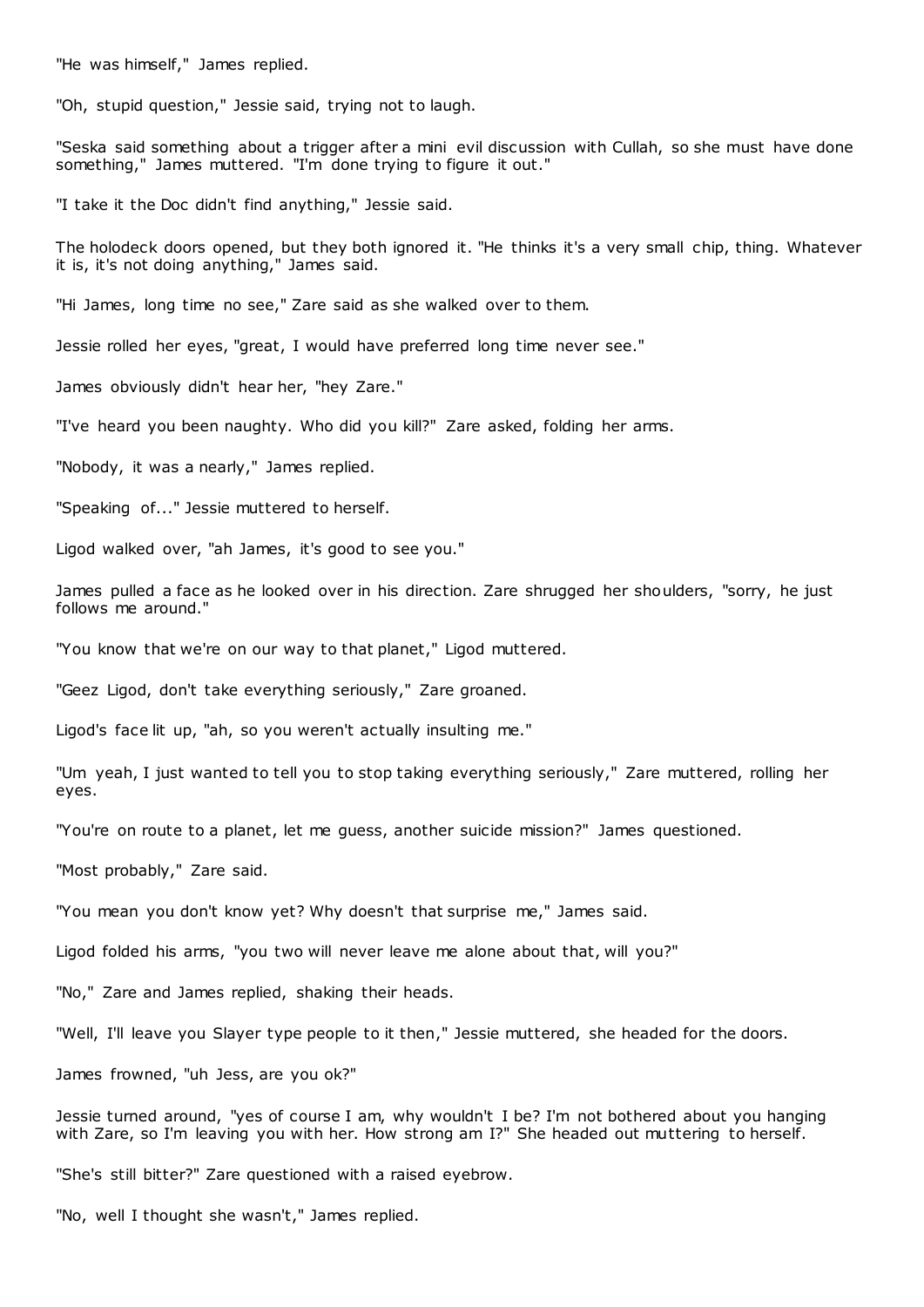"He was himself," James replied.

"Oh, stupid question," Jessie said, trying not to laugh.

"Seska said something about a trigger after a mini evil discussion with Cullah, so she must have done something," James muttered. "I'm done trying to figure it out."

"I take it the Doc didn't find anything," Jessie said.

The holodeck doors opened, but they both ignored it. "He thinks it's a very small chip, thing. Whatever it is, it's not doing anything," James said.

"Hi James, long time no see," Zare said as she walked over to them.

Jessie rolled her eyes, "great, I would have preferred long time never see."

James obviously didn't hear her, "hey Zare."

"I've heard you been naughty. Who did you kill?" Zare asked, folding her arms.

"Nobody, it was a nearly," James replied.

"Speaking of..." Jessie muttered to herself.

Ligod walked over, "ah James, it's good to see you."

James pulled a face as he looked over in his direction. Zare shrugged her shoulders, "sorry, he just follows me around."

"You know that we're on our way to that planet," Ligod muttered.

"Geez Ligod, don't take everything seriously," Zare groaned.

Ligod's face lit up, "ah, so you weren't actually insulting me."

"Um yeah, I just wanted to tell you to stop taking everything seriously," Zare muttered, rolling her eyes.

"You're on route to a planet, let me guess, another suicide mission?" James questioned.

"Most probably," Zare said.

"You mean you don't know yet? Why doesn't that surprise me," James said.

Ligod folded his arms, "you two will never leave me alone about that, will you?"

"No," Zare and James replied, shaking their heads.

"Well, I'll leave you Slayer type people to it then," Jessie muttered, she headed for the doors.

James frowned, "uh Jess, are you ok?"

Jessie turned around, "yes of course I am, why wouldn't I be? I'm not bothered about you hanging with Zare, so I'm leaving you with her. How strong am I?" She headed out muttering to herself.

"She's still bitter?" Zare questioned with a raised eyebrow.

"No, well I thought she wasn't," James replied.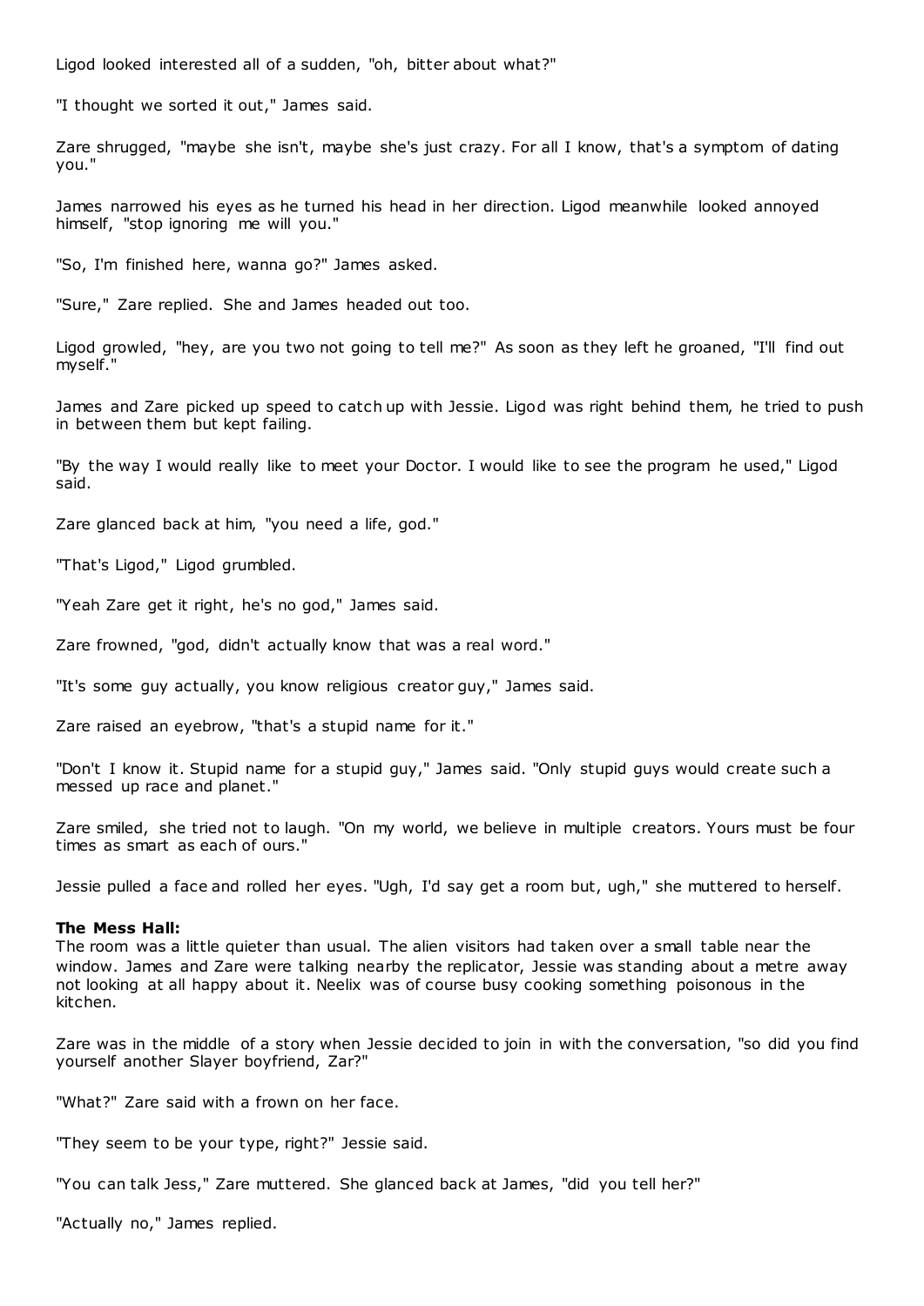Ligod looked interested all of a sudden, "oh, bitter about what?"

"I thought we sorted it out," James said.

Zare shrugged, "maybe she isn't, maybe she's just crazy. For all I know, that's a symptom of dating you."

James narrowed his eyes as he turned his head in her direction. Ligod meanwhile looked annoyed himself, "stop ignoring me will you."

"So, I'm finished here, wanna go?" James asked.

"Sure," Zare replied. She and James headed out too.

Ligod growled, "hey, are you two not going to tell me?" As soon as they left he groaned, "I'll find out myself."

James and Zare picked up speed to catch up with Jessie. Ligod was right behind them, he tried to push in between them but kept failing.

"By the way I would really like to meet your Doctor. I would like to see the program he used," Ligod said.

Zare glanced back at him, "you need a life, god."

"That's Ligod," Ligod grumbled.

"Yeah Zare get it right, he's no god," James said.

Zare frowned, "god, didn't actually know that was a real word."

"It's some guy actually, you know religious creator guy," James said.

Zare raised an eyebrow, "that's a stupid name for it."

"Don't I know it. Stupid name for a stupid guy," James said. "Only stupid guys would create such a messed up race and planet."

Zare smiled, she tried not to laugh. "On my world, we believe in multiple creators. Yours must be four times as smart as each of ours."

Jessie pulled a face and rolled her eyes. "Ugh, I'd say get a room but, ugh," she muttered to herself.

**The Mess Hall:**
The room was a little quieter than usual. The alien visitors had taken over a small table near the window. James and Zare were talking nearby the replicator, Jessie was standing about a metre away not looking at all happy about it. Neelix was of course busy cooking something poisonous in the kitchen.

Zare was in the middle of a story when Jessie decided to join in with the conversation, "so did you find yourself another Slayer boyfriend, Zar?"

"What?" Zare said with a frown on her face.

"They seem to be your type, right?" Jessie said.

"You can talk Jess," Zare muttered. She glanced back at James, "did you tell her?"

"Actually no," James replied.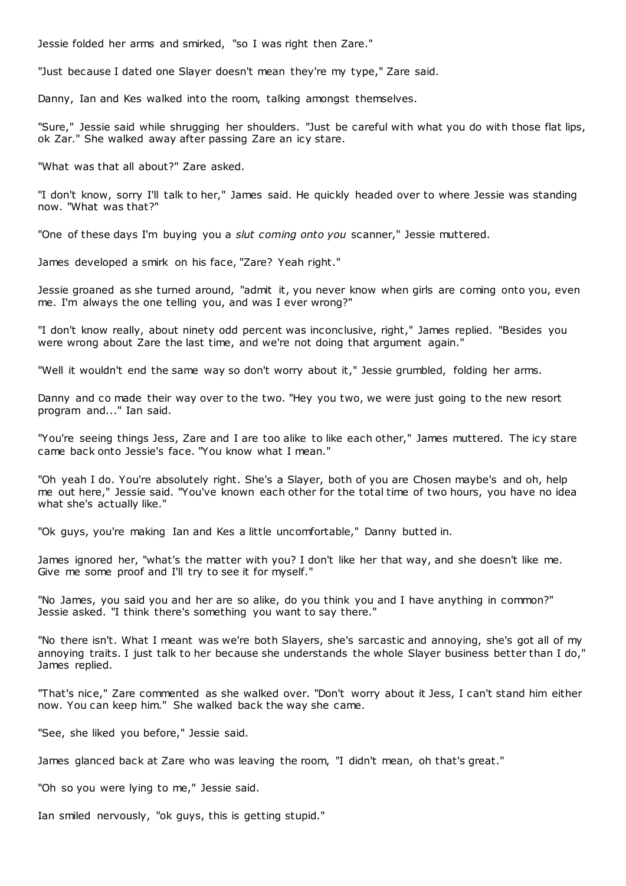Jessie folded her arms and smirked, "so I was right then Zare."

"Just because I dated one Slayer doesn't mean they're my type," Zare said.

Danny, Ian and Kes walked into the room, talking amongst themselves.

"Sure," Jessie said while shrugging her shoulders. "Just be careful with what you do with those flat lips, ok Zar." She walked away after passing Zare an icy stare.

"What was that all about?" Zare asked.

"I don't know, sorry I'll talk to her," James said. He quickly headed over to where Jessie was standing now. "What was that?"

"One of these days I'm buying you a *slut coming onto you* scanner," Jessie muttered.

James developed a smirk on his face, "Zare? Yeah right."

Jessie groaned as she turned around, "admit it, you never know when girls are coming onto you, even me. I'm always the one telling you, and was I ever wrong?"

"I don't know really, about ninety odd percent was inconclusive, right," James replied. "Besides you were wrong about Zare the last time, and we're not doing that argument again."

"Well it wouldn't end the same way so don't worry about it," Jessie grumbled, folding her arms.

Danny and co made their way over to the two. "Hey you two, we were just going to the new resort program and..." Ian said.

"You're seeing things Jess, Zare and I are too alike to like each other," James muttered. The icy stare came back onto Jessie's face. "You know what I mean."

"Oh yeah I do. You're absolutely right. She's a Slayer, both of you are Chosen maybe's and oh, help me out here," Jessie said. "You've known each other for the total time of two hours, you have no idea what she's actually like."

"Ok guys, you're making Ian and Kes a little uncomfortable," Danny butted in.

James ignored her, "what's the matter with you? I don't like her that way, and she doesn't like me. Give me some proof and I'll try to see it for myself."

"No James, you said you and her are so alike, do you think you and I have anything in common?" Jessie asked. "I think there's something you want to say there."

"No there isn't. What I meant was we're both Slayers, she's sarcastic and annoying, she's got all of my annoying traits. I just talk to her because she understands the whole Slayer business better than I do," James replied.

"That's nice," Zare commented as she walked over. "Don't worry about it Jess, I can't stand him either now. You can keep him." She walked back the way she came.

"See, she liked you before," Jessie said.

James glanced back at Zare who was leaving the room, "I didn't mean, oh that's great."

"Oh so you were lying to me," Jessie said.

Ian smiled nervously, "ok guys, this is getting stupid."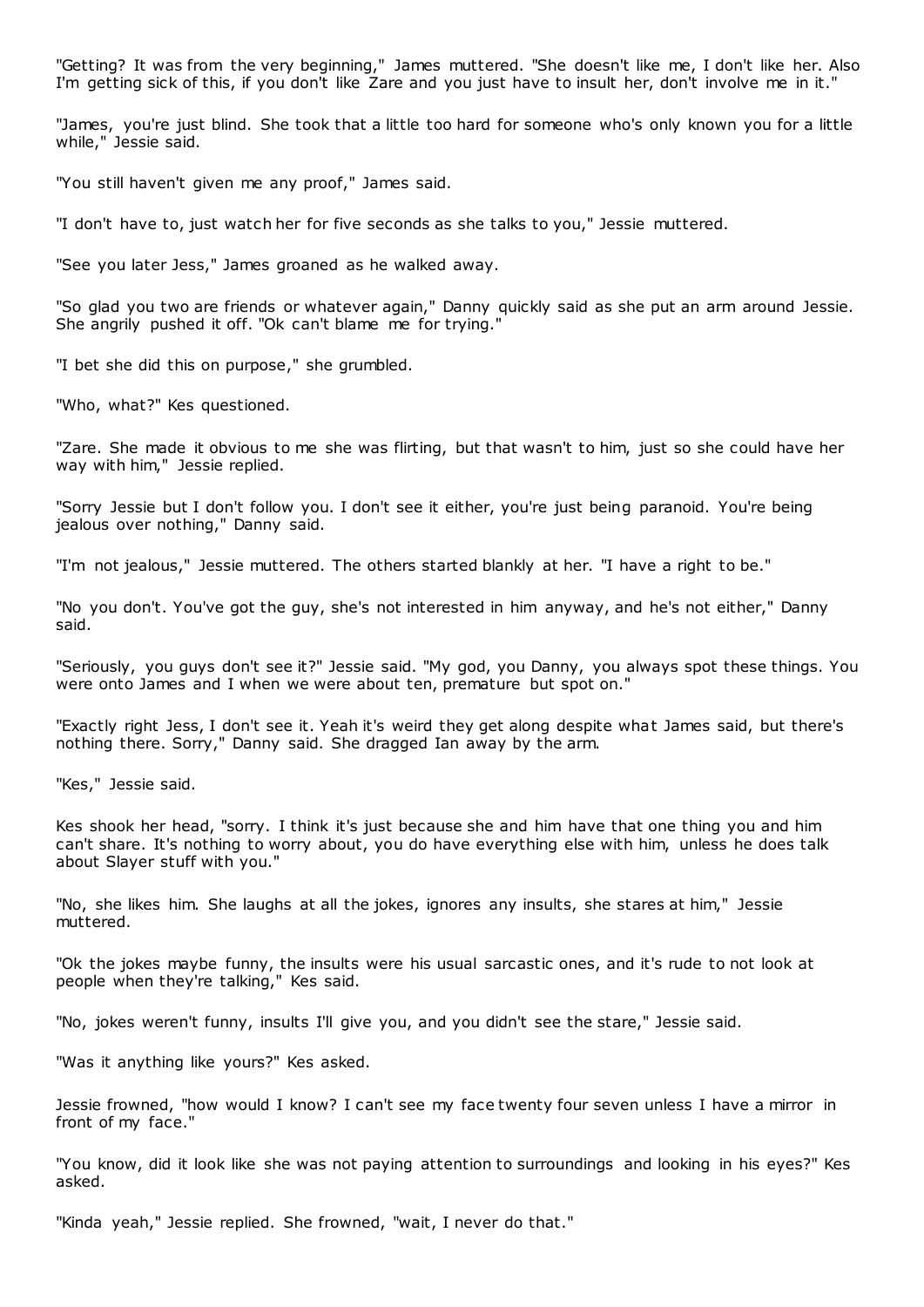"Getting? It was from the very beginning," James muttered. "She doesn't like me, I don't like her. Also I'm getting sick of this, if you don't like Zare and you just have to insult her, don't involve me in it."

"James, you're just blind. She took that a little too hard for someone who's only known you for a little while," Jessie said.

"You still haven't given me any proof," James said.

"I don't have to, just watch her for five seconds as she talks to you," Jessie muttered.

"See you later Jess," James groaned as he walked away.

"So glad you two are friends or whatever again," Danny quickly said as she put an arm around Jessie. She angrily pushed it off. "Ok can't blame me for trying."

"I bet she did this on purpose," she grumbled.

"Who, what?" Kes questioned.

"Zare. She made it obvious to me she was flirting, but that wasn't to him, just so she could have her way with him," Jessie replied.

"Sorry Jessie but I don't follow you. I don't see it either, you're just being paranoid. You're being jealous over nothing," Danny said.

"I'm not jealous," Jessie muttered. The others started blankly at her. "I have a right to be."

"No you don't. You've got the guy, she's not interested in him anyway, and he's not either," Danny said.

"Seriously, you guys don't see it?" Jessie said. "My god, you Danny, you always spot these things. You were onto James and I when we were about ten, premature but spot on."

"Exactly right Jess, I don't see it. Yeah it's weird they get along despite what James said, but there's nothing there. Sorry," Danny said. She dragged Ian away by the arm.

"Kes," Jessie said.

Kes shook her head, "sorry. I think it's just because she and him have that one thing you and him can't share. It's nothing to worry about, you do have everything else with him, unless he does talk about Slayer stuff with you."

"No, she likes him. She laughs at all the jokes, ignores any insults, she stares at him," Jessie muttered.

"Ok the jokes maybe funny, the insults were his usual sarcastic ones, and it's rude to not look at people when they're talking," Kes said.

"No, jokes weren't funny, insults I'll give you, and you didn't see the stare," Jessie said.

"Was it anything like yours?" Kes asked.

Jessie frowned, "how would I know? I can't see my face twenty four seven unless I have a mirror in front of my face."

"You know, did it look like she was not paying attention to surroundings and looking in his eyes?" Kes asked.

"Kinda yeah," Jessie replied. She frowned, "wait, I never do that."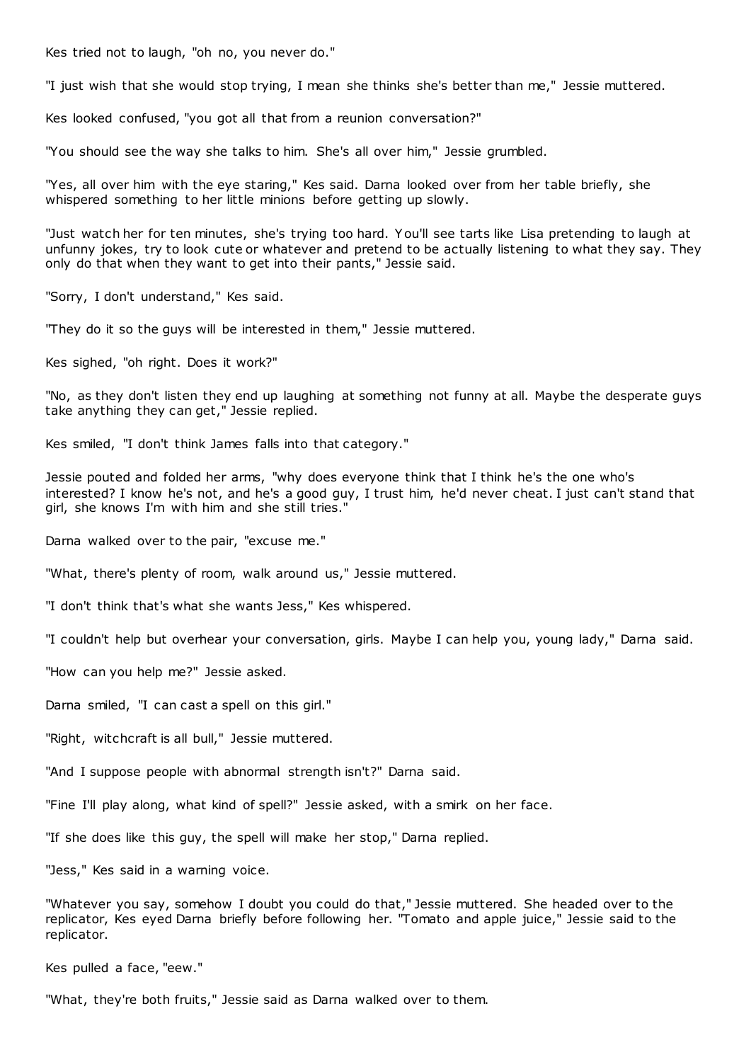Kes tried not to laugh, "oh no, you never do."

"I just wish that she would stop trying, I mean she thinks she's better than me," Jessie muttered.

Kes looked confused, "you got all that from a reunion conversation?"

"You should see the way she talks to him. She's all over him," Jessie grumbled.

"Yes, all over him with the eye staring," Kes said. Darna looked over from her table briefly, she whispered something to her little minions before getting up slowly.

"Just watch her for ten minutes, she's trying too hard. You'll see tarts like Lisa pretending to laugh at unfunny jokes, try to look cute or whatever and pretend to be actually listening to what they say. They only do that when they want to get into their pants," Jessie said.

"Sorry, I don't understand," Kes said.

"They do it so the guys will be interested in them," Jessie muttered.

Kes sighed, "oh right. Does it work?"

"No, as they don't listen they end up laughing at something not funny at all. Maybe the desperate guys take anything they can get," Jessie replied.

Kes smiled, "I don't think James falls into that category."

Jessie pouted and folded her arms, "why does everyone think that I think he's the one who's interested? I know he's not, and he's a good guy, I trust him, he'd never cheat. I just can't stand that girl, she knows I'm with him and she still tries."

Darna walked over to the pair, "excuse me."

"What, there's plenty of room, walk around us," Jessie muttered.

"I don't think that's what she wants Jess," Kes whispered.

"I couldn't help but overhear your conversation, girls. Maybe I can help you, young lady," Darna said.

"How can you help me?" Jessie asked.

Darna smiled, "I can cast a spell on this girl."

"Right, witchcraft is all bull," Jessie muttered.

"And I suppose people with abnormal strength isn't?" Darna said.

"Fine I'll play along, what kind of spell?" Jessie asked, with a smirk on her face.

"If she does like this guy, the spell will make her stop," Darna replied.

"Jess," Kes said in a warning voice.

"Whatever you say, somehow I doubt you could do that," Jessie muttered. She headed over to the replicator, Kes eyed Darna briefly before following her. "Tomato and apple juice," Jessie said to the replicator.

Kes pulled a face, "eew."

"What, they're both fruits," Jessie said as Darna walked over to them.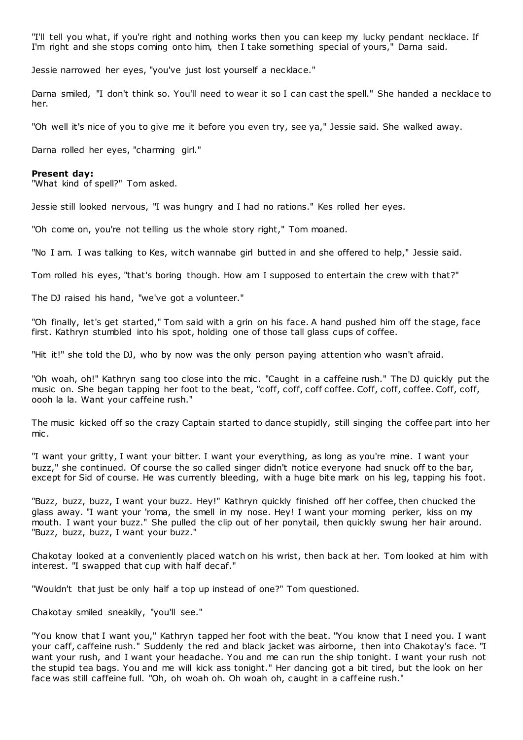"I'll tell you what, if you're right and nothing works then you can keep my lucky pendant necklace. If I'm right and she stops coming onto him, then I take something special of yours," Darna said.

Jessie narrowed her eyes, "you've just lost yourself a necklace."

Darna smiled, "I don't think so. You'll need to wear it so I can cast the spell." She handed a necklace to her.

"Oh well it's nice of you to give me it before you even try, see ya," Jessie said. She walked away.

Darna rolled her eyes, "charming girl."

**Present day:**
"What kind of spell?" Tom asked.

Jessie still looked nervous, "I was hungry and I had no rations." Kes rolled her eyes.

"Oh come on, you're not telling us the whole story right," Tom moaned.

"No I am. I was talking to Kes, witch wannabe girl butted in and she offered to help," Jessie said.

Tom rolled his eyes, "that's boring though. How am I supposed to entertain the crew with that?"

The DJ raised his hand, "we've got a volunteer."

"Oh finally, let's get started," Tom said with a grin on his face. A hand pushed him off the stage, face first. Kathryn stumbled into his spot, holding one of those tall glass cups of coffee.

"Hit it!" she told the DJ, who by now was the only person paying attention who wasn't afraid.

"Oh woah, oh!" Kathryn sang too close into the mic. "Caught in a caffeine rush." The DJ quickly put the music on. She began tapping her foot to the beat, "coff, coff, coff coffee. Coff, coff, coffee. Coff, coff, oooh la la. Want your caffeine rush."

The music kicked off so the crazy Captain started to dance stupidly, still singing the coffee part into her mic.

"I want your gritty, I want your bitter. I want your everything, as long as you're mine. I want your buzz," she continued. Of course the so called singer didn't notice everyone had snuck off to the bar, except for Sid of course. He was currently bleeding, with a huge bite mark on his leg, tapping his foot.

"Buzz, buzz, buzz, I want your buzz. Hey!" Kathryn quickly finished off her coffee, then chucked the glass away. "I want your 'roma, the smell in my nose. Hey! I want your morning perker, kiss on my mouth. I want your buzz." She pulled the clip out of her ponytail, then quickly swung her hair around. "Buzz, buzz, buzz, I want your buzz."

Chakotay looked at a conveniently placed watch on his wrist, then back at her. Tom looked at him with interest. "I swapped that cup with half decaf."

"Wouldn't that just be only half a top up instead of one?" Tom questioned.

Chakotay smiled sneakily, "you'll see."

"You know that I want you," Kathryn tapped her foot with the beat. "You know that I need you. I want your caff, caffeine rush." Suddenly the red and black jacket was airborne, then into Chakotay's face. "I want your rush, and I want your headache. You and me can run the ship tonight. I want your rush not the stupid tea bags. You and me will kick ass tonight." Her dancing got a bit tired, but the look on her face was still caffeine full. "Oh, oh woah oh. Oh woah oh, caught in a caffeine rush."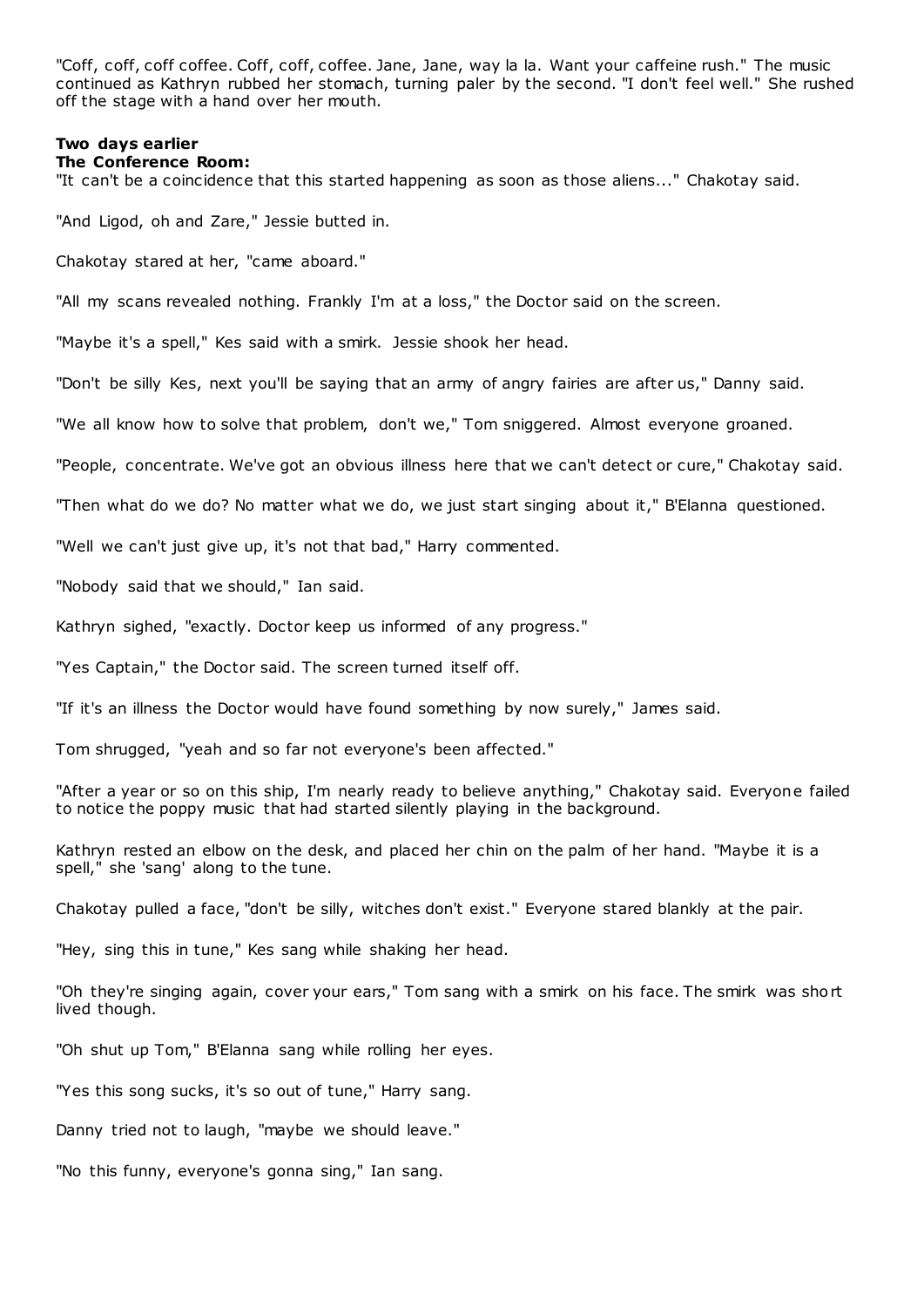"Coff, coff, coff coffee. Coff, coff, coffee. Jane, Jane, way la la. Want your caffeine rush." The music continued as Kathryn rubbed her stomach, turning paler by the second. "I don't feel well." She rushed off the stage with a hand over her mouth.

**Two days earlier**
**The Conference Room:**
"It can't be a coincidence that this started happening as soon as those aliens..." Chakotay said.

"And Ligod, oh and Zare," Jessie butted in.

Chakotay stared at her, "came aboard."

"All my scans revealed nothing. Frankly I'm at a loss," the Doctor said on the screen.

"Maybe it's a spell," Kes said with a smirk. Jessie shook her head.

"Don't be silly Kes, next you'll be saying that an army of angry fairies are after us," Danny said.

"We all know how to solve that problem, don't we," Tom sniggered. Almost everyone groaned.

"People, concentrate. We've got an obvious illness here that we can't detect or cure," Chakotay said.

"Then what do we do? No matter what we do, we just start singing about it," B'Elanna questioned.

"Well we can't just give up, it's not that bad," Harry commented.

"Nobody said that we should," Ian said.

Kathryn sighed, "exactly. Doctor keep us informed of any progress."

"Yes Captain," the Doctor said. The screen turned itself off.

"If it's an illness the Doctor would have found something by now surely," James said.

Tom shrugged, "yeah and so far not everyone's been affected."

"After a year or so on this ship, I'm nearly ready to believe anything," Chakotay said. Everyone failed to notice the poppy music that had started silently playing in the background.

Kathryn rested an elbow on the desk, and placed her chin on the palm of her hand. "Maybe it is a spell," she 'sang' along to the tune.

Chakotay pulled a face, "don't be silly, witches don't exist." Everyone stared blankly at the pair.

"Hey, sing this in tune," Kes sang while shaking her head.

"Oh they're singing again, cover your ears," Tom sang with a smirk on his face. The smirk was short lived though.

"Oh shut up Tom," B'Elanna sang while rolling her eyes.

"Yes this song sucks, it's so out of tune," Harry sang.

Danny tried not to laugh, "maybe we should leave."

"No this funny, everyone's gonna sing," Ian sang.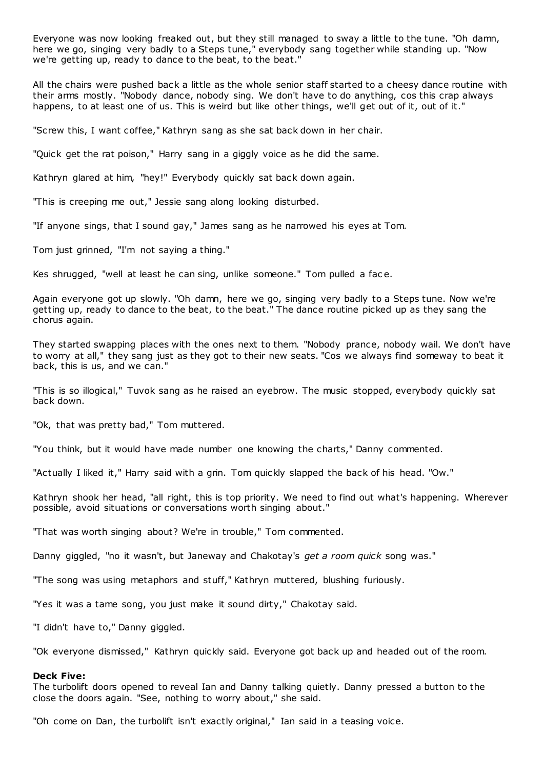Everyone was now looking freaked out, but they still managed to sway a little to the tune. "Oh damn, here we go, singing very badly to a Steps tune," everybody sang together while standing up. "Now we're getting up, ready to dance to the beat, to the beat."

All the chairs were pushed back a little as the whole senior staff started to a cheesy dance routine with their arms mostly. "Nobody dance, nobody sing. We don't have to do anything, cos this crap always happens, to at least one of us. This is weird but like other things, we'll get out of it, out of it."

"Screw this, I want coffee," Kathryn sang as she sat back down in her chair.

"Quick get the rat poison," Harry sang in a giggly voice as he did the same.

Kathryn glared at him, "hey!" Everybody quickly sat back down again.

"This is creeping me out," Jessie sang along looking disturbed.

"If anyone sings, that I sound gay," James sang as he narrowed his eyes at Tom.

Tom just grinned, "I'm not saying a thing."

Kes shrugged, "well at least he can sing, unlike someone." Tom pulled a face.

Again everyone got up slowly. "Oh damn, here we go, singing very badly to a Steps tune. Now we're getting up, ready to dance to the beat, to the beat." The dance routine picked up as they sang the chorus again.

They started swapping places with the ones next to them. "Nobody prance, nobody wail. We don't have to worry at all," they sang just as they got to their new seats. "Cos we always find someway to beat it back, this is us, and we can."

"This is so illogical," Tuvok sang as he raised an eyebrow. The music stopped, everybody quickly sat back down.

"Ok, that was pretty bad," Tom muttered.

"You think, but it would have made number one knowing the charts," Danny commented.

"Actually I liked it," Harry said with a grin. Tom quickly slapped the back of his head. "Ow."

Kathryn shook her head, "all right, this is top priority. We need to find out what's happening. Wherever possible, avoid situations or conversations worth singing about."

"That was worth singing about? We're in trouble," Tom commented.

Danny giggled, "no it wasn't, but Janeway and Chakotay's *get a room quick* song was."

"The song was using metaphors and stuff," Kathryn muttered, blushing furiously.

"Yes it was a tame song, you just make it sound dirty," Chakotay said.

"I didn't have to," Danny giggled.

"Ok everyone dismissed," Kathryn quickly said. Everyone got back up and headed out of the room.

**Deck Five:**
The turbolift doors opened to reveal Ian and Danny talking quietly. Danny pressed a button to the close the doors again. "See, nothing to worry about," she said.

"Oh come on Dan, the turbolift isn't exactly original," Ian said in a teasing voice.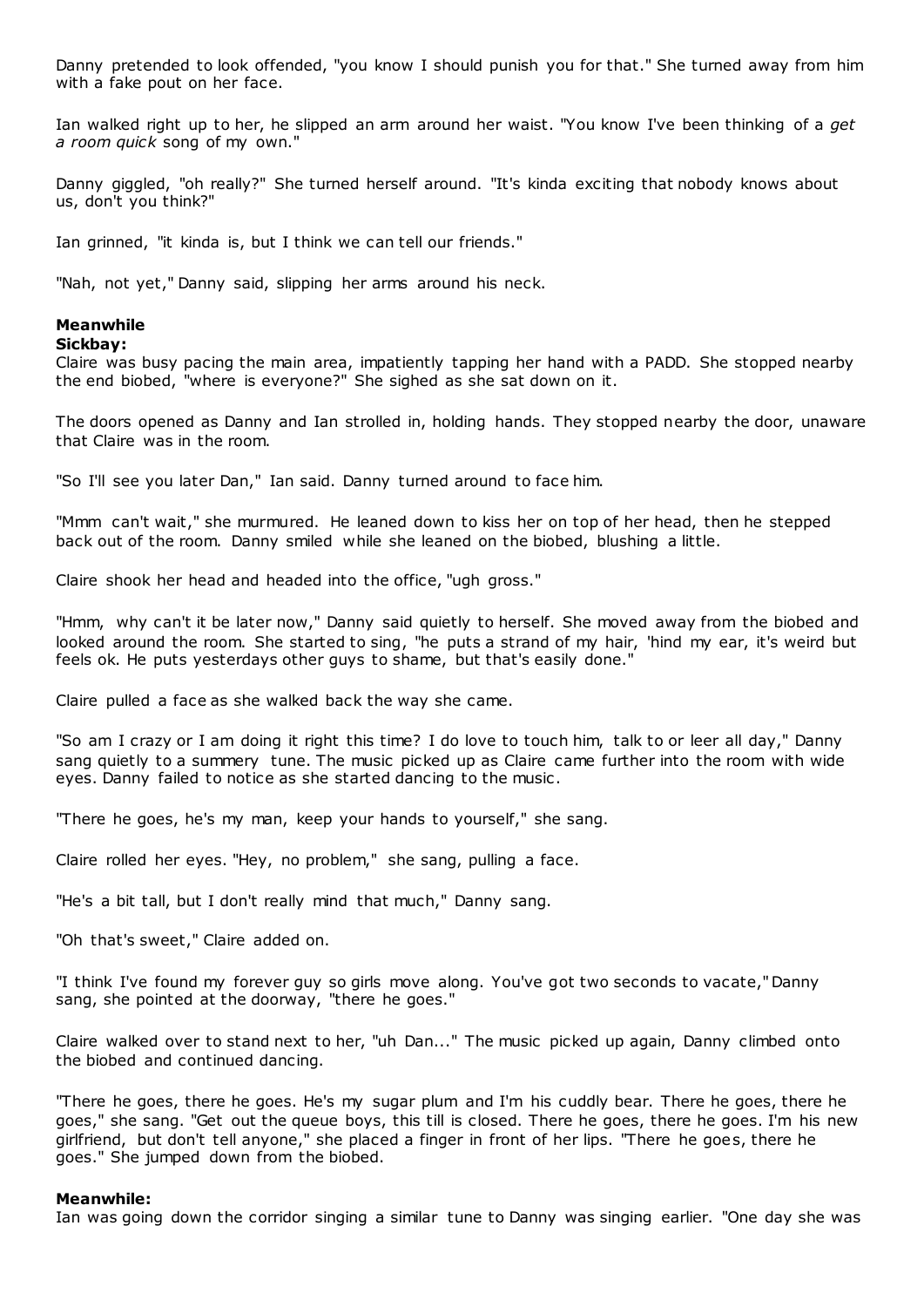Danny pretended to look offended, "you know I should punish you for that." She turned away from him with a fake pout on her face.

Ian walked right up to her, he slipped an arm around her waist. "You know I've been thinking of a *get a room quick* song of my own."

Danny giggled, "oh really?" She turned herself around. "It's kinda exciting that nobody knows about us, don't you think?"

Ian grinned, "it kinda is, but I think we can tell our friends."

"Nah, not yet," Danny said, slipping her arms around his neck.

**Meanwhile**
**Sickbay:**
Claire was busy pacing the main area, impatiently tapping her hand with a PADD. She stopped nearby the end biobed, "where is everyone?" She sighed as she sat down on it.

The doors opened as Danny and Ian strolled in, holding hands. They stopped nearby the door, unaware that Claire was in the room.

"So I'll see you later Dan," Ian said. Danny turned around to face him.

"Mmm can't wait," she murmured. He leaned down to kiss her on top of her head, then he stepped back out of the room. Danny smiled while she leaned on the biobed, blushing a little.

Claire shook her head and headed into the office, "ugh gross."

"Hmm, why can't it be later now," Danny said quietly to herself. She moved away from the biobed and looked around the room. She started to sing, "he puts a strand of my hair, 'hind my ear, it's weird but feels ok. He puts yesterdays other guys to shame, but that's easily done."

Claire pulled a face as she walked back the way she came.

"So am I crazy or I am doing it right this time? I do love to touch him, talk to or leer all day," Danny sang quietly to a summery tune. The music picked up as Claire came further into the room with wide eyes. Danny failed to notice as she started dancing to the music.

"There he goes, he's my man, keep your hands to yourself," she sang.

Claire rolled her eyes. "Hey, no problem," she sang, pulling a face.

"He's a bit tall, but I don't really mind that much," Danny sang.

"Oh that's sweet," Claire added on.

"I think I've found my forever guy so girls move along. You've got two seconds to vacate," Danny sang, she pointed at the doorway, "there he goes."

Claire walked over to stand next to her, "uh Dan..." The music picked up again, Danny climbed onto the biobed and continued dancing.

"There he goes, there he goes. He's my sugar plum and I'm his cuddly bear. There he goes, there he goes," she sang. "Get out the queue boys, this till is closed. There he goes, there he goes. I'm his new girlfriend, but don't tell anyone," she placed a finger in front of her lips. "There he goes, there he goes." She jumped down from the biobed.

**Meanwhile:**
Ian was going down the corridor singing a similar tune to Danny was singing earlier. "One day she was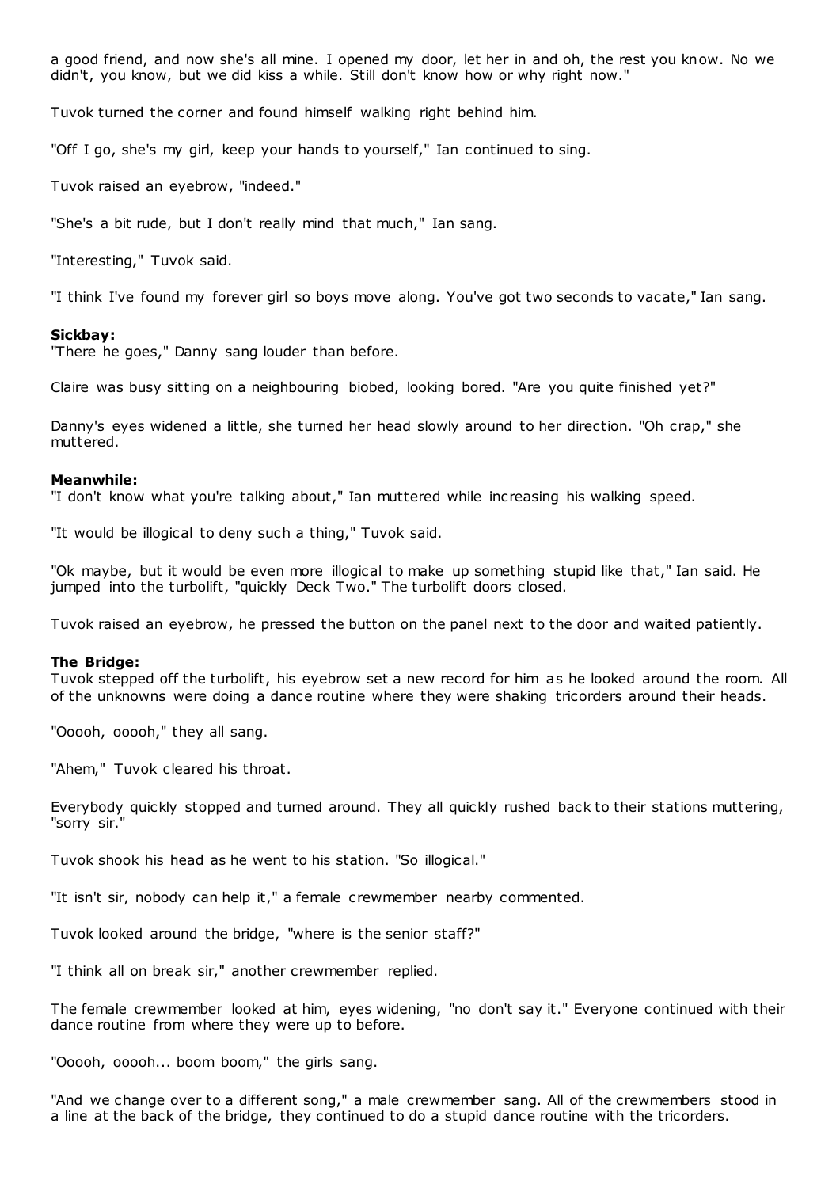a good friend, and now she's all mine. I opened my door, let her in and oh, the rest you know. No we didn't, you know, but we did kiss a while. Still don't know how or why right now."

Tuvok turned the corner and found himself walking right behind him.

"Off I go, she's my girl, keep your hands to yourself," Ian continued to sing.

Tuvok raised an eyebrow, "indeed."

"She's a bit rude, but I don't really mind that much," Ian sang.

"Interesting," Tuvok said.

"I think I've found my forever girl so boys move along. You've got two seconds to vacate," Ian sang.

**Sickbay:**
"There he goes," Danny sang louder than before.

Claire was busy sitting on a neighbouring biobed, looking bored. "Are you quite finished yet?"

Danny's eyes widened a little, she turned her head slowly around to her direction. "Oh crap," she muttered.

**Meanwhile:**
"I don't know what you're talking about," Ian muttered while increasing his walking speed.

"It would be illogical to deny such a thing," Tuvok said.

"Ok maybe, but it would be even more illogical to make up something stupid like that," Ian said. He jumped into the turbolift, "quickly Deck Two." The turbolift doors closed.

Tuvok raised an eyebrow, he pressed the button on the panel next to the door and waited patiently.

**The Bridge:**
Tuvok stepped off the turbolift, his eyebrow set a new record for him as he looked around the room. All of the unknowns were doing a dance routine where they were shaking tricorders around their heads.

"Ooooh, ooooh," they all sang.

"Ahem," Tuvok cleared his throat.

Everybody quickly stopped and turned around. They all quickly rushed back to their stations muttering, "sorry sir."

Tuvok shook his head as he went to his station. "So illogical."

"It isn't sir, nobody can help it," a female crewmember nearby commented.

Tuvok looked around the bridge, "where is the senior staff?"

"I think all on break sir," another crewmember replied.

The female crewmember looked at him, eyes widening, "no don't say it." Everyone continued with their dance routine from where they were up to before.

"Ooooh, ooooh... boom boom," the girls sang.

"And we change over to a different song," a male crewmember sang. All of the crewmembers stood in a line at the back of the bridge, they continued to do a stupid dance routine with the tricorders.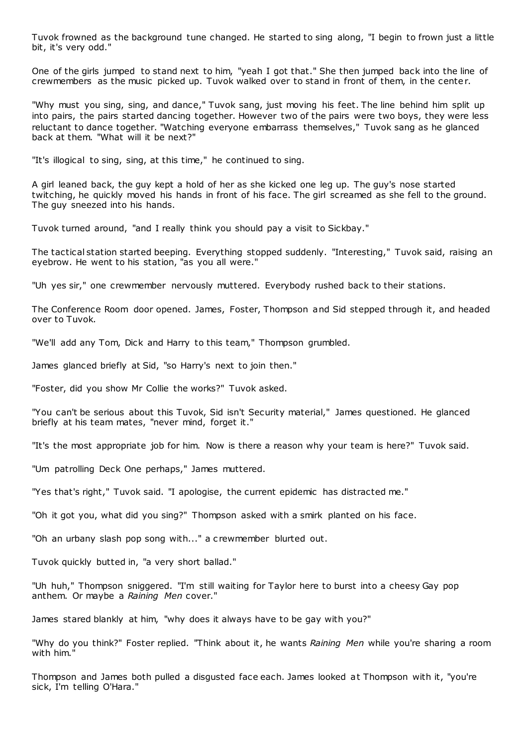Tuvok frowned as the background tune changed. He started to sing along, "I begin to frown just a little bit, it's very odd."

One of the girls jumped to stand next to him, "yeah I got that." She then jumped back into the line of crewmembers as the music picked up. Tuvok walked over to stand in front of them, in the center.

"Why must you sing, sing, and dance," Tuvok sang, just moving his feet. The line behind him split up into pairs, the pairs started dancing together. However two of the pairs were two boys, they were less reluctant to dance together. "Watching everyone embarrass themselves," Tuvok sang as he glanced back at them. "What will it be next?"

"It's illogical to sing, sing, at this time," he continued to sing.

A girl leaned back, the guy kept a hold of her as she kicked one leg up. The guy's nose started twitching, he quickly moved his hands in front of his face. The girl screamed as she fell to the ground. The guy sneezed into his hands.

Tuvok turned around, "and I really think you should pay a visit to Sickbay."

The tactical station started beeping. Everything stopped suddenly. "Interesting," Tuvok said, raising an eyebrow. He went to his station, "as you all were."

"Uh yes sir," one crewmember nervously muttered. Everybody rushed back to their stations.

The Conference Room door opened. James, Foster, Thompson and Sid stepped through it, and headed over to Tuvok.

"We'll add any Tom, Dick and Harry to this team," Thompson grumbled.

James glanced briefly at Sid, "so Harry's next to join then."

"Foster, did you show Mr Collie the works?" Tuvok asked.

"You can't be serious about this Tuvok, Sid isn't Security material," James questioned. He glanced briefly at his team mates, "never mind, forget it."

"It's the most appropriate job for him. Now is there a reason why your team is here?" Tuvok said.

"Um patrolling Deck One perhaps," James muttered.

"Yes that's right," Tuvok said. "I apologise, the current epidemic has distracted me."

"Oh it got you, what did you sing?" Thompson asked with a smirk planted on his face.

"Oh an urbany slash pop song with..." a crewmember blurted out.

Tuvok quickly butted in, "a very short ballad."

"Uh huh," Thompson sniggered. "I'm still waiting for Taylor here to burst into a cheesy Gay pop anthem. Or maybe a *Raining Men* cover."

James stared blankly at him, "why does it always have to be gay with you?"

"Why do you think?" Foster replied. "Think about it, he wants *Raining Men* while you're sharing a room with him."

Thompson and James both pulled a disgusted face each. James looked at Thompson with it, "you're sick, I'm telling O'Hara."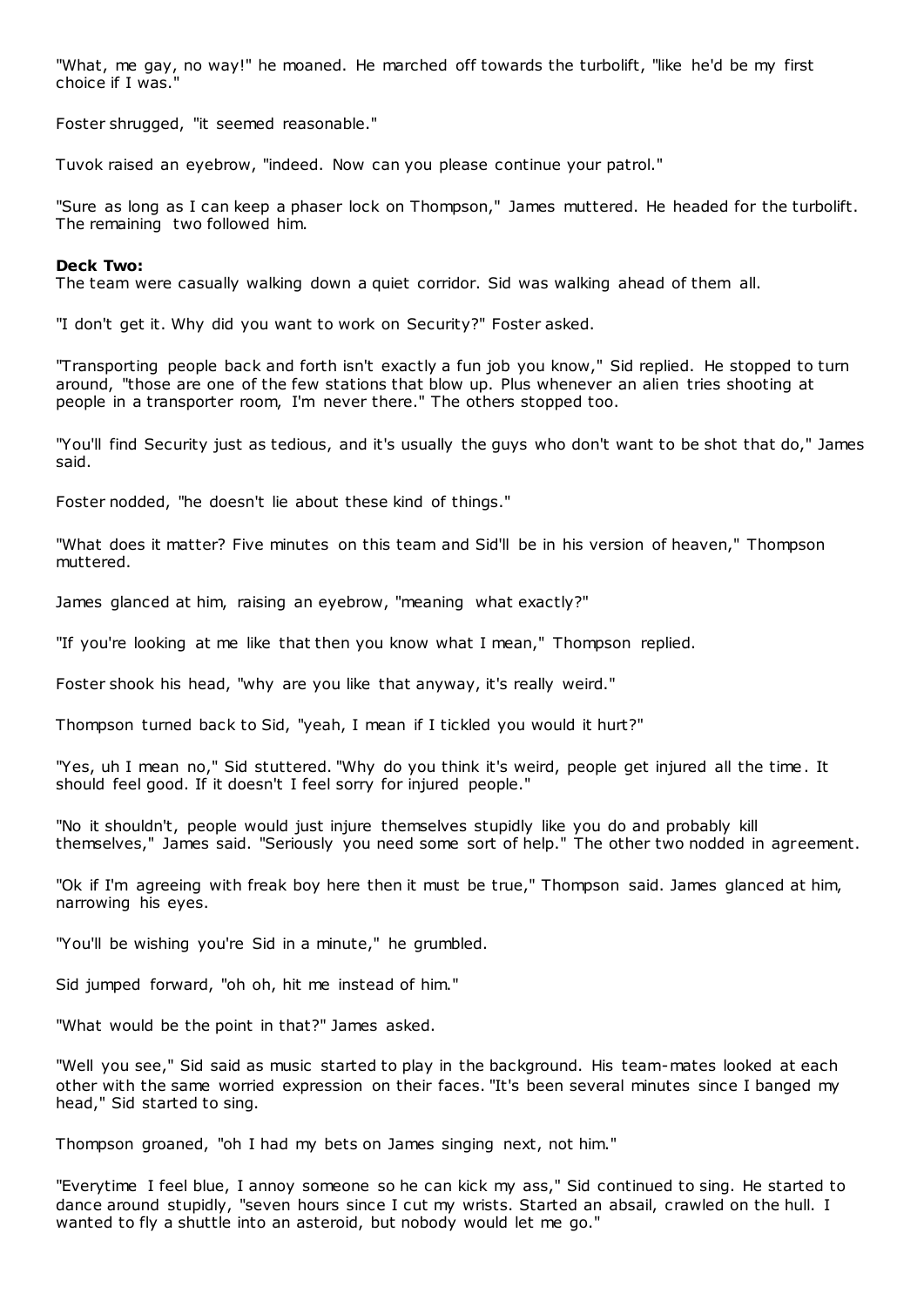"What, me gay, no way!" he moaned. He marched off towards the turbolift, "like he'd be my first choice if I was."

Foster shrugged, "it seemed reasonable."

Tuvok raised an eyebrow, "indeed. Now can you please continue your patrol."

"Sure as long as I can keep a phaser lock on Thompson," James muttered. He headed for the turbolift. The remaining two followed him.

**Deck Two:**
The team were casually walking down a quiet corridor. Sid was walking ahead of them all.

"I don't get it. Why did you want to work on Security?" Foster asked.

"Transporting people back and forth isn't exactly a fun job you know," Sid replied. He stopped to turn around, "those are one of the few stations that blow up. Plus whenever an alien tries shooting at people in a transporter room, I'm never there." The others stopped too.

"You'll find Security just as tedious, and it's usually the guys who don't want to be shot that do," James said.

Foster nodded, "he doesn't lie about these kind of things."

"What does it matter? Five minutes on this team and Sid'll be in his version of heaven," Thompson muttered.

James glanced at him, raising an eyebrow, "meaning what exactly?"

"If you're looking at me like that then you know what I mean," Thompson replied.

Foster shook his head, "why are you like that anyway, it's really weird."

Thompson turned back to Sid, "yeah, I mean if I tickled you would it hurt?"

"Yes, uh I mean no," Sid stuttered. "Why do you think it's weird, people get injured all the time. It should feel good. If it doesn't I feel sorry for injured people."

"No it shouldn't, people would just injure themselves stupidly like you do and probably kill themselves," James said. "Seriously you need some sort of help." The other two nodded in agreement.

"Ok if I'm agreeing with freak boy here then it must be true," Thompson said. James glanced at him, narrowing his eyes.

"You'll be wishing you're Sid in a minute," he grumbled.

Sid jumped forward, "oh oh, hit me instead of him."

"What would be the point in that?" James asked.

"Well you see," Sid said as music started to play in the background. His team-mates looked at each other with the same worried expression on their faces. "It's been several minutes since I banged my head," Sid started to sing.

Thompson groaned, "oh I had my bets on James singing next, not him."

"Everytime I feel blue, I annoy someone so he can kick my ass," Sid continued to sing. He started to dance around stupidly, "seven hours since I cut my wrists. Started an absail, crawled on the hull. I wanted to fly a shuttle into an asteroid, but nobody would let me go."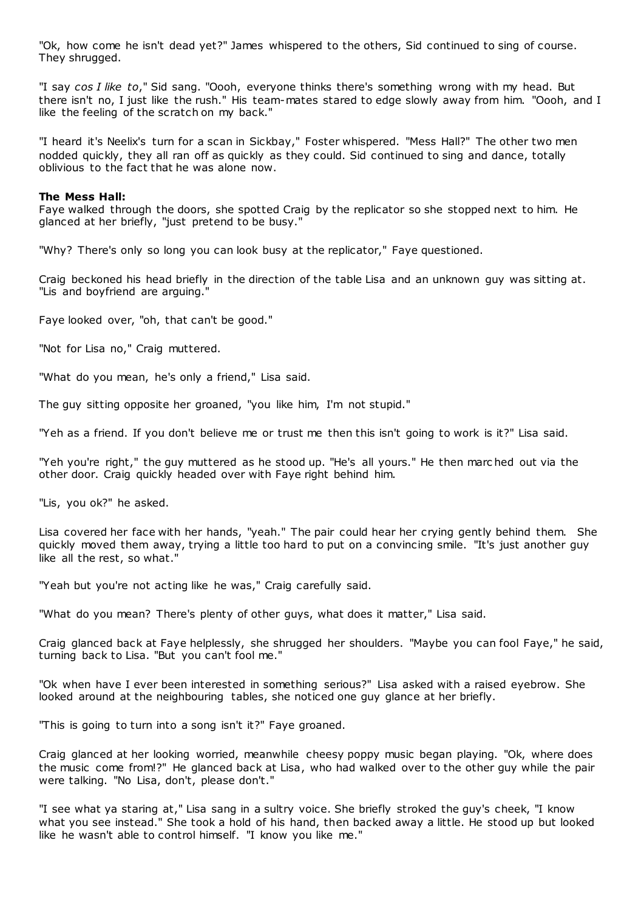"Ok, how come he isn't dead yet?" James whispered to the others, Sid continued to sing of course. They shrugged.

"I say *cos I like to*," Sid sang. "Oooh, everyone thinks there's something wrong with my head. But there isn't no, I just like the rush." His team-mates stared to edge slowly away from him. "Oooh, and I like the feeling of the scratch on my back."

"I heard it's Neelix's turn for a scan in Sickbay," Foster whispered. "Mess Hall?" The other two men nodded quickly, they all ran off as quickly as they could. Sid continued to sing and dance, totally oblivious to the fact that he was alone now.

**The Mess Hall:**
Faye walked through the doors, she spotted Craig by the replicator so she stopped next to him. He glanced at her briefly, "just pretend to be busy."

"Why? There's only so long you can look busy at the replicator," Faye questioned.

Craig beckoned his head briefly in the direction of the table Lisa and an unknown guy was sitting at. "Lis and boyfriend are arguing."

Faye looked over, "oh, that can't be good."

"Not for Lisa no," Craig muttered.

"What do you mean, he's only a friend," Lisa said.

The guy sitting opposite her groaned, "you like him, I'm not stupid."

"Yeh as a friend. If you don't believe me or trust me then this isn't going to work is it?" Lisa said.

"Yeh you're right," the guy muttered as he stood up. "He's all yours." He then marched out via the other door. Craig quickly headed over with Faye right behind him.

"Lis, you ok?" he asked.

Lisa covered her face with her hands, "yeah." The pair could hear her crying gently behind them. She quickly moved them away, trying a little too hard to put on a convincing smile. "It's just another guy like all the rest, so what."

"Yeah but you're not acting like he was," Craig carefully said.

"What do you mean? There's plenty of other guys, what does it matter," Lisa said.

Craig glanced back at Faye helplessly, she shrugged her shoulders. "Maybe you can fool Faye," he said, turning back to Lisa. "But you can't fool me."

"Ok when have I ever been interested in something serious?" Lisa asked with a raised eyebrow. She looked around at the neighbouring tables, she noticed one guy glance at her briefly.

"This is going to turn into a song isn't it?" Faye groaned.

Craig glanced at her looking worried, meanwhile cheesy poppy music began playing. "Ok, where does the music come from!?" He glanced back at Lisa, who had walked over to the other guy while the pair were talking. "No Lisa, don't, please don't."

"I see what ya staring at," Lisa sang in a sultry voice. She briefly stroked the guy's cheek, "I know what you see instead." She took a hold of his hand, then backed away a little. He stood up but looked like he wasn't able to control himself. "I know you like me."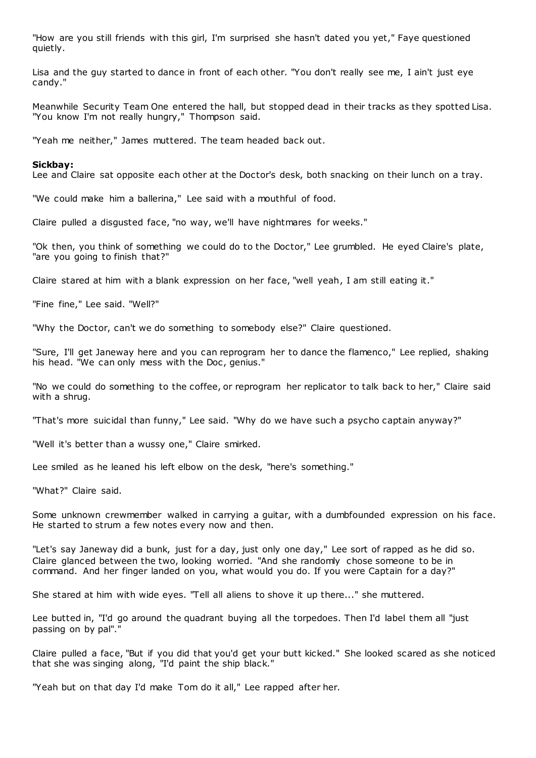"How are you still friends with this girl, I'm surprised she hasn't dated you yet," Faye questioned quietly.

Lisa and the guy started to dance in front of each other. "You don't really see me, I ain't just eye candy."

Meanwhile Security Team One entered the hall, but stopped dead in their tracks as they spotted Lisa. "You know I'm not really hungry," Thompson said.

"Yeah me neither," James muttered. The team headed back out.

**Sickbay:**
Lee and Claire sat opposite each other at the Doctor's desk, both snacking on their lunch on a tray.

"We could make him a ballerina," Lee said with a mouthful of food.

Claire pulled a disgusted face, "no way, we'll have nightmares for weeks."

"Ok then, you think of something we could do to the Doctor," Lee grumbled. He eyed Claire's plate, "are you going to finish that?"

Claire stared at him with a blank expression on her face, "well yeah, I am still eating it."

"Fine fine," Lee said. "Well?"

"Why the Doctor, can't we do something to somebody else?" Claire questioned.

"Sure, I'll get Janeway here and you can reprogram her to dance the flamenco," Lee replied, shaking his head. "We can only mess with the Doc, genius."

"No we could do something to the coffee, or reprogram her replicator to talk back to her," Claire said with a shrug.

"That's more suicidal than funny," Lee said. "Why do we have such a psycho captain anyway?"

"Well it's better than a wussy one," Claire smirked.

Lee smiled as he leaned his left elbow on the desk, "here's something."

"What?" Claire said.

Some unknown crewmember walked in carrying a guitar, with a dumbfounded expression on his face. He started to strum a few notes every now and then.

"Let's say Janeway did a bunk, just for a day, just only one day," Lee sort of rapped as he did so. Claire glanced between the two, looking worried. "And she randomly chose someone to be in command. And her finger landed on you, what would you do. If you were Captain for a day?"

She stared at him with wide eyes. "Tell all aliens to shove it up there..." she muttered.

Lee butted in, "I'd go around the quadrant buying all the torpedoes. Then I'd label them all "just passing on by pal"."

Claire pulled a face, "But if you did that you'd get your butt kicked." She looked scared as she noticed that she was singing along, "I'd paint the ship black."

"Yeah but on that day I'd make Tom do it all," Lee rapped after her.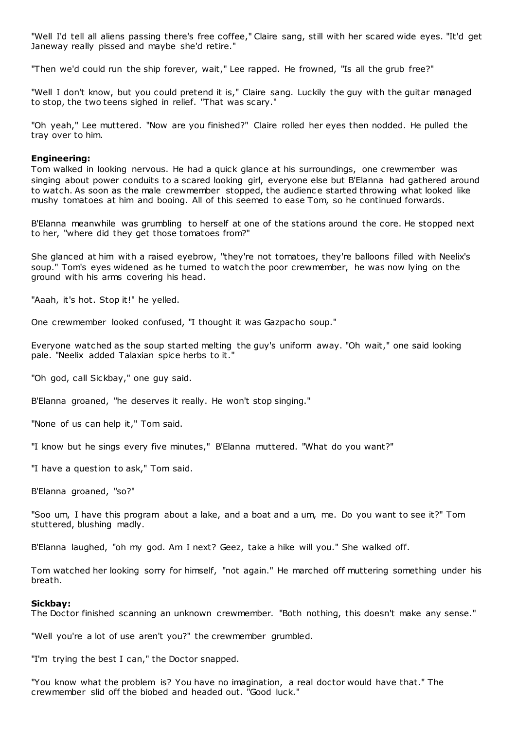"Well I'd tell all aliens passing there's free coffee," Claire sang, still with her scared wide eyes. "It'd get Janeway really pissed and maybe she'd retire."

"Then we'd could run the ship forever, wait," Lee rapped. He frowned, "Is all the grub free?"

"Well I don't know, but you could pretend it is," Claire sang. Luckily the guy with the guitar managed to stop, the two teens sighed in relief. "That was scary."

"Oh yeah," Lee muttered. "Now are you finished?" Claire rolled her eyes then nodded. He pulled the tray over to him.

**Engineering:**
Tom walked in looking nervous. He had a quick glance at his surroundings, one crewmember was singing about power conduits to a scared looking girl, everyone else but B'Elanna had gathered around to watch. As soon as the male crewmember stopped, the audience started throwing what looked like mushy tomatoes at him and booing. All of this seemed to ease Tom, so he continued forwards.

B'Elanna meanwhile was grumbling to herself at one of the stations around the core. He stopped next to her, "where did they get those tomatoes from?"

She glanced at him with a raised eyebrow, "they're not tomatoes, they're balloons filled with Neelix's soup." Tom's eyes widened as he turned to watch the poor crewmember, he was now lying on the ground with his arms covering his head.

"Aaah, it's hot. Stop it!" he yelled.

One crewmember looked confused, "I thought it was Gazpacho soup."

Everyone watched as the soup started melting the guy's uniform away. "Oh wait," one said looking pale. "Neelix added Talaxian spice herbs to it."

"Oh god, call Sickbay," one guy said.

B'Elanna groaned, "he deserves it really. He won't stop singing."

"None of us can help it," Tom said.

"I know but he sings every five minutes," B'Elanna muttered. "What do you want?"

"I have a question to ask," Tom said.

B'Elanna groaned, "so?"

"Soo um, I have this program about a lake, and a boat and a um, me. Do you want to see it?" Tom stuttered, blushing madly.

B'Elanna laughed, "oh my god. Am I next? Geez, take a hike will you." She walked off.

Tom watched her looking sorry for himself, "not again." He marched off muttering something under his breath.

**Sickbay:**
The Doctor finished scanning an unknown crewmember. "Both nothing, this doesn't make any sense."

"Well you're a lot of use aren't you?" the crewmember grumbled.

"I'm trying the best I can," the Doctor snapped.

"You know what the problem is? You have no imagination, a real doctor would have that." The crewmember slid off the biobed and headed out. "Good luck."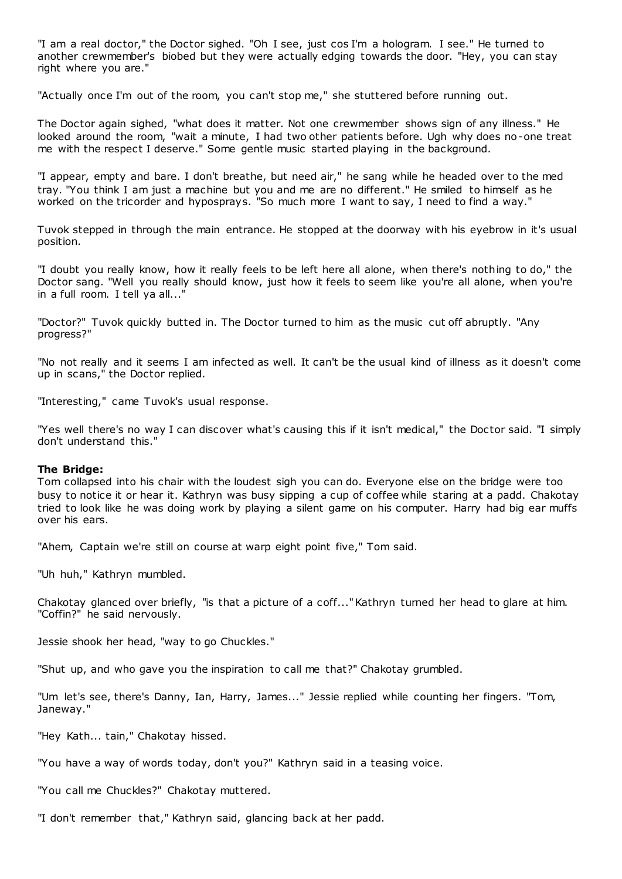"I am a real doctor," the Doctor sighed. "Oh I see, just cos I'm a hologram. I see." He turned to another crewmember's biobed but they were actually edging towards the door. "Hey, you can stay right where you are."

"Actually once I'm out of the room, you can't stop me," she stuttered before running out.

The Doctor again sighed, "what does it matter. Not one crewmember shows sign of any illness." He looked around the room, "wait a minute, I had two other patients before. Ugh why does no-one treat me with the respect I deserve." Some gentle music started playing in the background.

"I appear, empty and bare. I don't breathe, but need air," he sang while he headed over to the med tray. "You think I am just a machine but you and me are no different." He smiled to himself as he worked on the tricorder and hyposprays. "So much more I want to say, I need to find a way."

Tuvok stepped in through the main entrance. He stopped at the doorway with his eyebrow in it's usual position.

"I doubt you really know, how it really feels to be left here all alone, when there's nothing to do," the Doctor sang. "Well you really should know, just how it feels to seem like you're all alone, when you're in a full room. I tell ya all..."

"Doctor?" Tuvok quickly butted in. The Doctor turned to him as the music cut off abruptly. "Any progress?"

"No not really and it seems I am infected as well. It can't be the usual kind of illness as it doesn't come up in scans," the Doctor replied.

"Interesting," came Tuvok's usual response.

"Yes well there's no way I can discover what's causing this if it isn't medical," the Doctor said. "I simply don't understand this."

**The Bridge:**
Tom collapsed into his chair with the loudest sigh you can do. Everyone else on the bridge were too busy to notice it or hear it. Kathryn was busy sipping a cup of coffee while staring at a padd. Chakotay tried to look like he was doing work by playing a silent game on his computer. Harry had big ear muffs over his ears.

"Ahem, Captain we're still on course at warp eight point five," Tom said.

"Uh huh," Kathryn mumbled.

Chakotay glanced over briefly, "is that a picture of a coff..." Kathryn turned her head to glare at him. "Coffin?" he said nervously.

Jessie shook her head, "way to go Chuckles."

"Shut up, and who gave you the inspiration to call me that?" Chakotay grumbled.

"Um let's see, there's Danny, Ian, Harry, James..." Jessie replied while counting her fingers. "Tom, Janeway."

"Hey Kath... tain," Chakotay hissed.

"You have a way of words today, don't you?" Kathryn said in a teasing voice.

"You call me Chuckles?" Chakotay muttered.

"I don't remember that," Kathryn said, glancing back at her padd.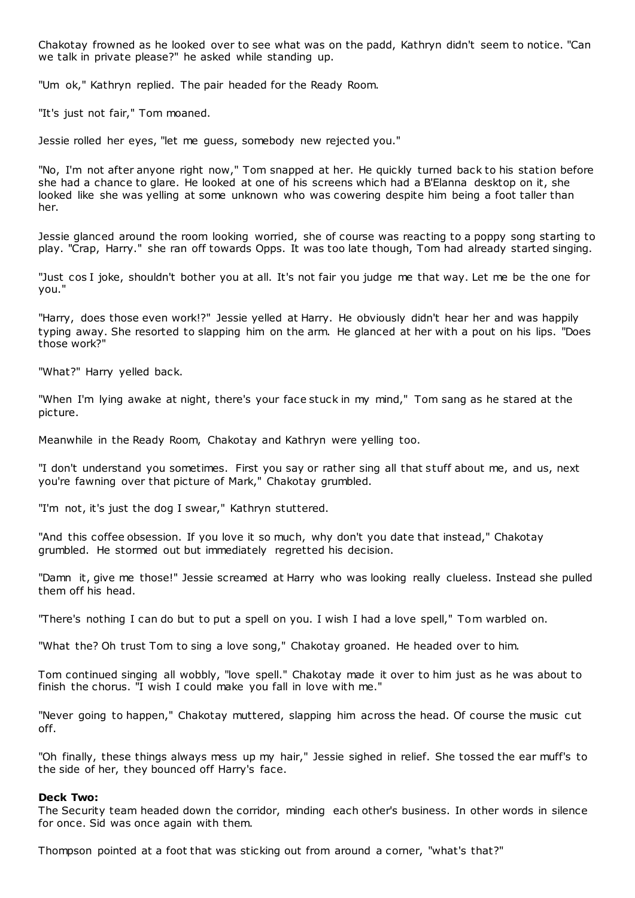Chakotay frowned as he looked over to see what was on the padd, Kathryn didn't seem to notice. "Can we talk in private please?" he asked while standing up.

"Um ok," Kathryn replied. The pair headed for the Ready Room.

"It's just not fair," Tom moaned.

Jessie rolled her eyes, "let me guess, somebody new rejected you."

"No, I'm not after anyone right now," Tom snapped at her. He quickly turned back to his station before she had a chance to glare. He looked at one of his screens which had a B'Elanna desktop on it, she looked like she was yelling at some unknown who was cowering despite him being a foot taller than her.

Jessie glanced around the room looking worried, she of course was reacting to a poppy song starting to play. "Crap, Harry." she ran off towards Opps. It was too late though, Tom had already started singing.

"Just cos I joke, shouldn't bother you at all. It's not fair you judge me that way. Let me be the one for you."

"Harry, does those even work!?" Jessie yelled at Harry. He obviously didn't hear her and was happily typing away. She resorted to slapping him on the arm. He glanced at her with a pout on his lips. "Does those work?"

"What?" Harry yelled back.

"When I'm lying awake at night, there's your face stuck in my mind," Tom sang as he stared at the picture.

Meanwhile in the Ready Room, Chakotay and Kathryn were yelling too.

"I don't understand you sometimes. First you say or rather sing all that stuff about me, and us, next you're fawning over that picture of Mark," Chakotay grumbled.

"I'm not, it's just the dog I swear," Kathryn stuttered.

"And this coffee obsession. If you love it so much, why don't you date that instead," Chakotay grumbled. He stormed out but immediately regretted his decision.

"Damn it, give me those!" Jessie screamed at Harry who was looking really clueless. Instead she pulled them off his head.

"There's nothing I can do but to put a spell on you. I wish I had a love spell," Tom warbled on.

"What the? Oh trust Tom to sing a love song," Chakotay groaned. He headed over to him.

Tom continued singing all wobbly, "love spell." Chakotay made it over to him just as he was about to finish the chorus. "I wish I could make you fall in love with me."

"Never going to happen," Chakotay muttered, slapping him across the head. Of course the music cut off.

"Oh finally, these things always mess up my hair," Jessie sighed in relief. She tossed the ear muff's to the side of her, they bounced off Harry's face.

**Deck Two:**
The Security team headed down the corridor, minding each other's business. In other words in silence for once. Sid was once again with them.

Thompson pointed at a foot that was sticking out from around a corner, "what's that?"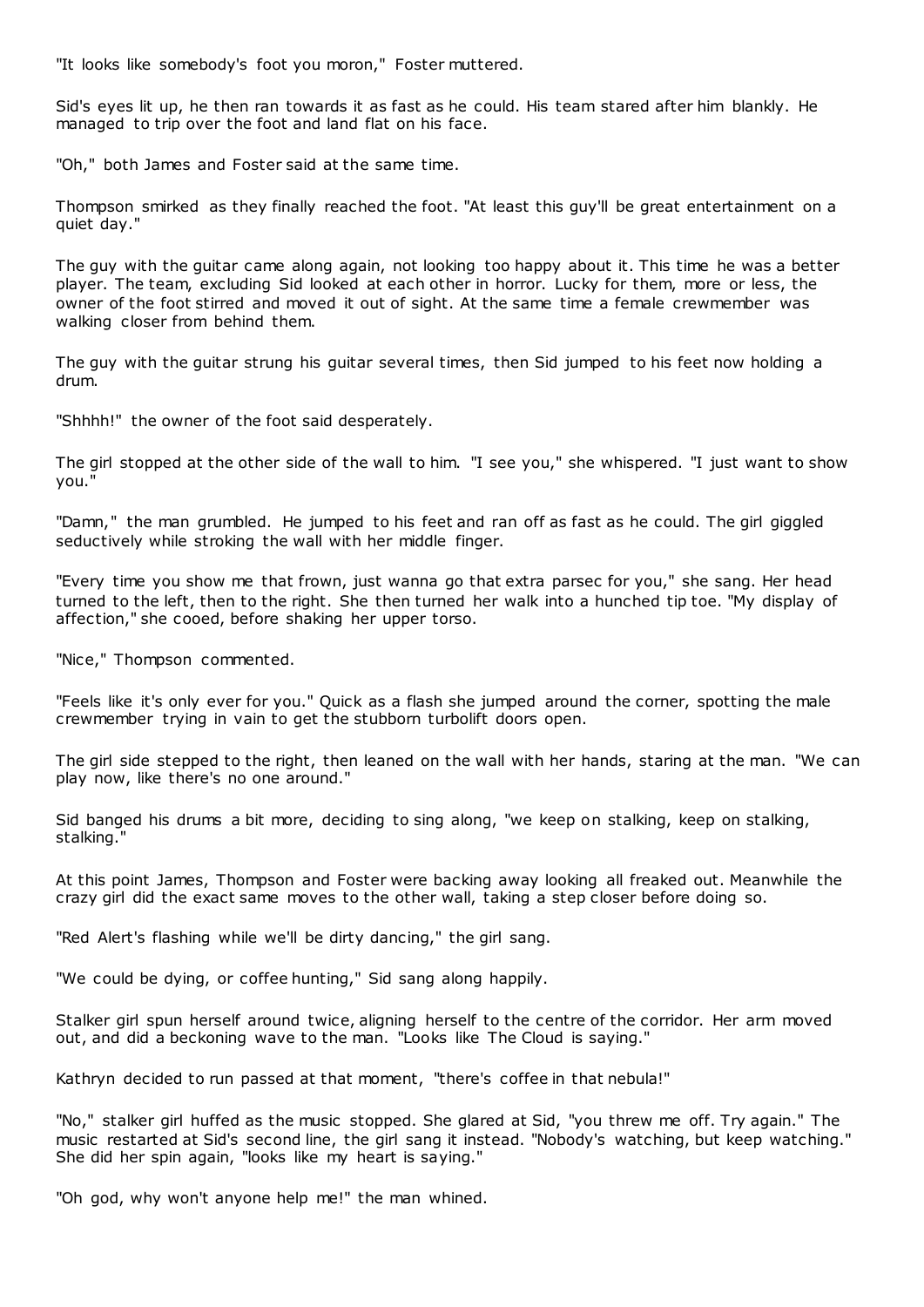"It looks like somebody's foot you moron," Foster muttered.

Sid's eyes lit up, he then ran towards it as fast as he could. His team stared after him blankly. He managed to trip over the foot and land flat on his face.

"Oh," both James and Foster said at the same time.

Thompson smirked as they finally reached the foot. "At least this guy'll be great entertainment on a quiet day."

The guy with the guitar came along again, not looking too happy about it. This time he was a better player. The team, excluding Sid looked at each other in horror. Lucky for them, more or less, the owner of the foot stirred and moved it out of sight. At the same time a female crewmember was walking closer from behind them.

The guy with the guitar strung his guitar several times, then Sid jumped to his feet now holding a drum.

"Shhhh!" the owner of the foot said desperately.

The girl stopped at the other side of the wall to him. "I see you," she whispered. "I just want to show you."

"Damn," the man grumbled. He jumped to his feet and ran off as fast as he could. The girl giggled seductively while stroking the wall with her middle finger.

"Every time you show me that frown, just wanna go that extra parsec for you," she sang. Her head turned to the left, then to the right. She then turned her walk into a hunched tip toe. "My display of affection," she cooed, before shaking her upper torso.

"Nice," Thompson commented.

"Feels like it's only ever for you." Quick as a flash she jumped around the corner, spotting the male crewmember trying in vain to get the stubborn turbolift doors open.

The girl side stepped to the right, then leaned on the wall with her hands, staring at the man. "We can play now, like there's no one around."

Sid banged his drums a bit more, deciding to sing along, "we keep on stalking, keep on stalking, stalking."

At this point James, Thompson and Foster were backing away looking all freaked out. Meanwhile the crazy girl did the exact same moves to the other wall, taking a step closer before doing so.

"Red Alert's flashing while we'll be dirty dancing," the girl sang.

"We could be dying, or coffee hunting," Sid sang along happily.

Stalker girl spun herself around twice, aligning herself to the centre of the corridor. Her arm moved out, and did a beckoning wave to the man. "Looks like The Cloud is saying."

Kathryn decided to run passed at that moment, "there's coffee in that nebula!"

"No," stalker girl huffed as the music stopped. She glared at Sid, "you threw me off. Try again." The music restarted at Sid's second line, the girl sang it instead. "Nobody's watching, but keep watching." She did her spin again, "looks like my heart is saying."

"Oh god, why won't anyone help me!" the man whined.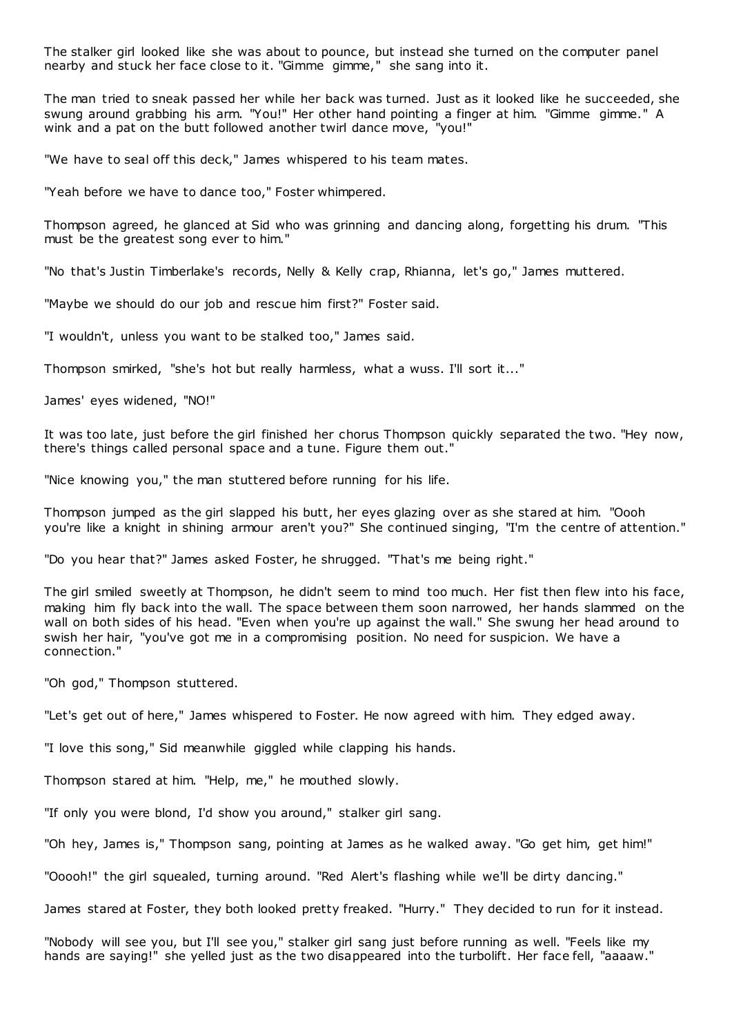The stalker girl looked like she was about to pounce, but instead she turned on the computer panel nearby and stuck her face close to it. "Gimme gimme," she sang into it.

The man tried to sneak passed her while her back was turned. Just as it looked like he succeeded, she swung around grabbing his arm. "You!" Her other hand pointing a finger at him. "Gimme gimme." A wink and a pat on the butt followed another twirl dance move, "you!"

"We have to seal off this deck," James whispered to his team mates.

"Yeah before we have to dance too," Foster whimpered.

Thompson agreed, he glanced at Sid who was grinning and dancing along, forgetting his drum. "This must be the greatest song ever to him."

"No that's Justin Timberlake's records, Nelly & Kelly crap, Rhianna, let's go," James muttered.

"Maybe we should do our job and rescue him first?" Foster said.

"I wouldn't, unless you want to be stalked too," James said.

Thompson smirked, "she's hot but really harmless, what a wuss. I'll sort it..."

James' eyes widened, "NO!"

It was too late, just before the girl finished her chorus Thompson quickly separated the two. "Hey now, there's things called personal space and a tune. Figure them out."

"Nice knowing you," the man stuttered before running for his life.

Thompson jumped as the girl slapped his butt, her eyes glazing over as she stared at him. "Oooh you're like a knight in shining armour aren't you?" She continued singing, "I'm the centre of attention."

"Do you hear that?" James asked Foster, he shrugged. "That's me being right."

The girl smiled sweetly at Thompson, he didn't seem to mind too much. Her fist then flew into his face, making him fly back into the wall. The space between them soon narrowed, her hands slammed on the wall on both sides of his head. "Even when you're up against the wall." She swung her head around to swish her hair, "you've got me in a compromising position. No need for suspicion. We have a connection."

"Oh god," Thompson stuttered.

"Let's get out of here," James whispered to Foster. He now agreed with him. They edged away.

"I love this song," Sid meanwhile giggled while clapping his hands.

Thompson stared at him. "Help, me," he mouthed slowly.

"If only you were blond, I'd show you around," stalker girl sang.

"Oh hey, James is," Thompson sang, pointing at James as he walked away. "Go get him, get him!"

"Ooooh!" the girl squealed, turning around. "Red Alert's flashing while we'll be dirty dancing."

James stared at Foster, they both looked pretty freaked. "Hurry." They decided to run for it instead.

"Nobody will see you, but I'll see you," stalker girl sang just before running as well. "Feels like my hands are saying!" she yelled just as the two disappeared into the turbolift. Her face fell, "aaaaw."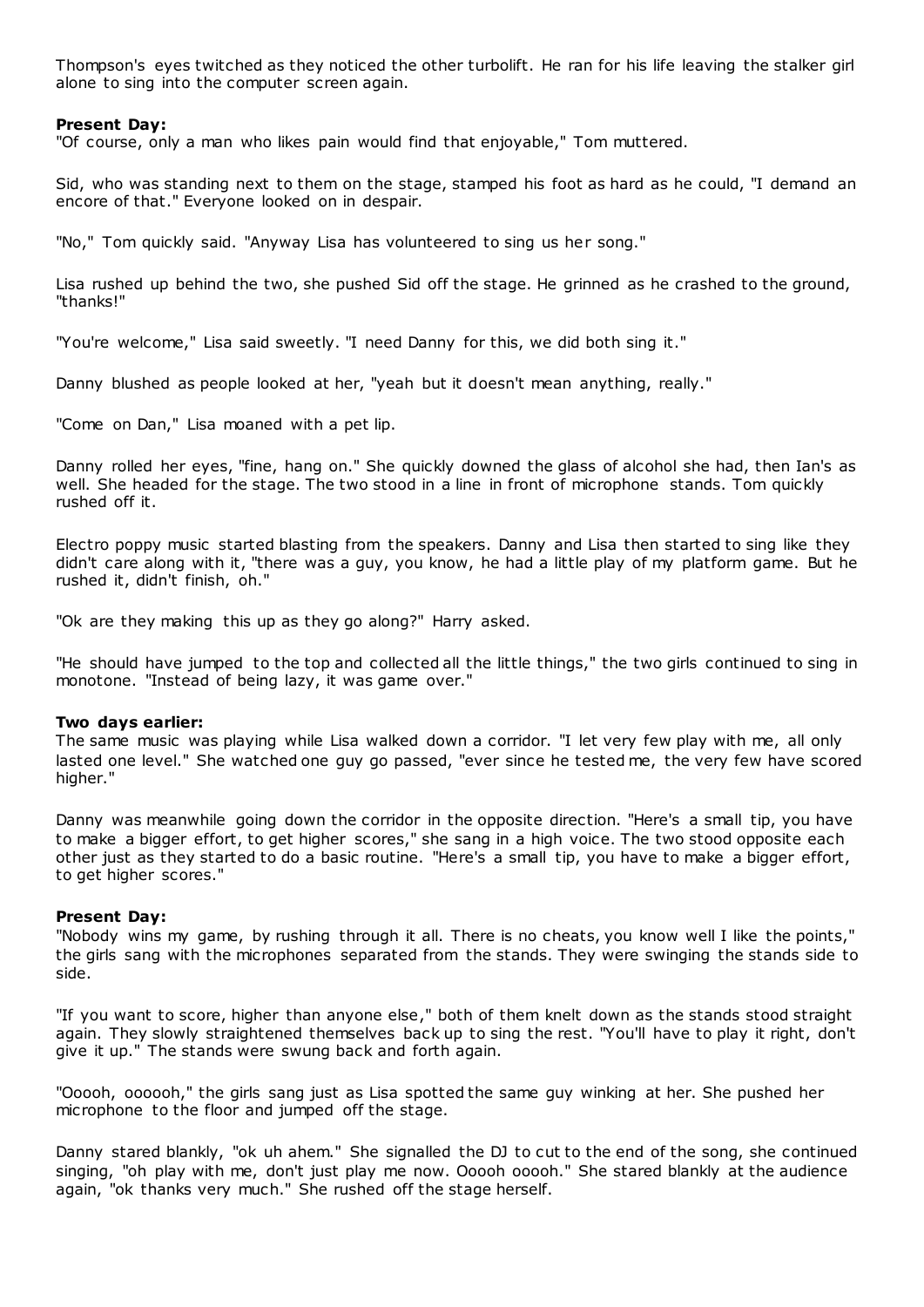Thompson's eyes twitched as they noticed the other turbolift. He ran for his life leaving the stalker girl alone to sing into the computer screen again.

**Present Day:**
"Of course, only a man who likes pain would find that enjoyable," Tom muttered.

Sid, who was standing next to them on the stage, stamped his foot as hard as he could, "I demand an encore of that." Everyone looked on in despair.

"No," Tom quickly said. "Anyway Lisa has volunteered to sing us her song."

Lisa rushed up behind the two, she pushed Sid off the stage. He grinned as he crashed to the ground, "thanks!"

"You're welcome," Lisa said sweetly. "I need Danny for this, we did both sing it."

Danny blushed as people looked at her, "yeah but it doesn't mean anything, really."

"Come on Dan," Lisa moaned with a pet lip.

Danny rolled her eyes, "fine, hang on." She quickly downed the glass of alcohol she had, then Ian's as well. She headed for the stage. The two stood in a line in front of microphone stands. Tom quickly rushed off it.

Electro poppy music started blasting from the speakers. Danny and Lisa then started to sing like they didn't care along with it, "there was a guy, you know, he had a little play of my platform game. But he rushed it, didn't finish, oh."

"Ok are they making this up as they go along?" Harry asked.

"He should have jumped to the top and collected all the little things," the two girls continued to sing in monotone. "Instead of being lazy, it was game over."

**Two days earlier:**
The same music was playing while Lisa walked down a corridor. "I let very few play with me, all only lasted one level." She watched one guy go passed, "ever since he tested me, the very few have scored higher."

Danny was meanwhile going down the corridor in the opposite direction. "Here's a small tip, you have to make a bigger effort, to get higher scores," she sang in a high voice. The two stood opposite each other just as they started to do a basic routine. "Here's a small tip, you have to make a bigger effort, to get higher scores."

**Present Day:**
"Nobody wins my game, by rushing through it all. There is no cheats, you know well I like the points," the girls sang with the microphones separated from the stands. They were swinging the stands side to side.

"If you want to score, higher than anyone else," both of them knelt down as the stands stood straight again. They slowly straightened themselves back up to sing the rest. "You'll have to play it right, don't give it up." The stands were swung back and forth again.

"Ooooh, oooooh," the girls sang just as Lisa spotted the same guy winking at her. She pushed her microphone to the floor and jumped off the stage.

Danny stared blankly, "ok uh ahem." She signalled the DJ to cut to the end of the song, she continued singing, "oh play with me, don't just play me now. Ooooh ooooh." She stared blankly at the audience again, "ok thanks very much." She rushed off the stage herself.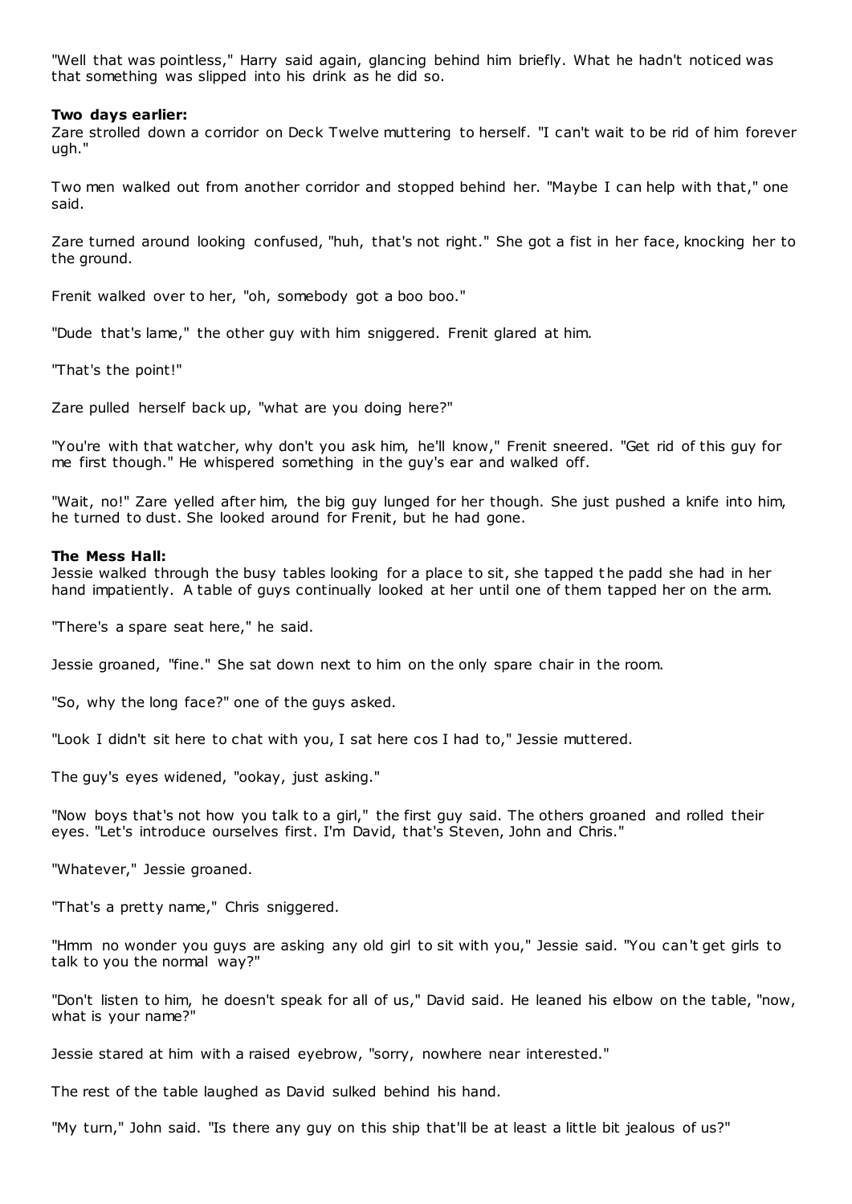"Well that was pointless," Harry said again, glancing behind him briefly. What he hadn't noticed was that something was slipped into his drink as he did so.

**Two days earlier:**
Zare strolled down a corridor on Deck Twelve muttering to herself. "I can't wait to be rid of him forever ugh."

Two men walked out from another corridor and stopped behind her. "Maybe I can help with that," one said.

Zare turned around looking confused, "huh, that's not right." She got a fist in her face, knocking her to the ground.

Frenit walked over to her, "oh, somebody got a boo boo."

"Dude that's lame," the other guy with him sniggered. Frenit glared at him.

"That's the point!"

Zare pulled herself back up, "what are you doing here?"

"You're with that watcher, why don't you ask him, he'll know," Frenit sneered. "Get rid of this guy for me first though." He whispered something in the guy's ear and walked off.

"Wait, no!" Zare yelled after him, the big guy lunged for her though. She just pushed a knife into him, he turned to dust. She looked around for Frenit, but he had gone.

**The Mess Hall:**
Jessie walked through the busy tables looking for a place to sit, she tapped the padd she had in her hand impatiently. A table of guys continually looked at her until one of them tapped her on the arm.

"There's a spare seat here," he said.

Jessie groaned, "fine." She sat down next to him on the only spare chair in the room.

"So, why the long face?" one of the guys asked.

"Look I didn't sit here to chat with you, I sat here cos I had to," Jessie muttered.

The guy's eyes widened, "ookay, just asking."

"Now boys that's not how you talk to a girl," the first guy said. The others groaned and rolled their eyes. "Let's introduce ourselves first. I'm David, that's Steven, John and Chris."

"Whatever," Jessie groaned.

"That's a pretty name," Chris sniggered.

"Hmm no wonder you guys are asking any old girl to sit with you," Jessie said. "You can't get girls to talk to you the normal way?"

"Don't listen to him, he doesn't speak for all of us," David said. He leaned his elbow on the table, "now, what is your name?"

Jessie stared at him with a raised eyebrow, "sorry, nowhere near interested."

The rest of the table laughed as David sulked behind his hand.

"My turn," John said. "Is there any guy on this ship that'll be at least a little bit jealous of us?"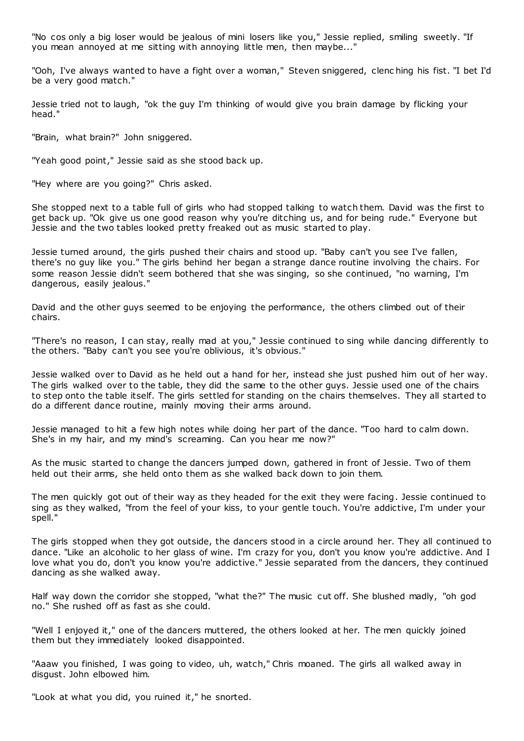"No cos only a big loser would be jealous of mini losers like you," Jessie replied, smiling sweetly. "If you mean annoyed at me sitting with annoying little men, then maybe..."

"Ooh, I've always wanted to have a fight over a woman," Steven sniggered, clenching his fist. "I bet I'd be a very good match."

Jessie tried not to laugh, "ok the guy I'm thinking of would give you brain damage by flicking your head."

"Brain, what brain?" John sniggered.

"Yeah good point," Jessie said as she stood back up.

"Hey where are you going?" Chris asked.

She stopped next to a table full of girls who had stopped talking to watch them. David was the first to get back up. "Ok give us one good reason why you're ditching us, and for being rude." Everyone but Jessie and the two tables looked pretty freaked out as music started to play.

Jessie turned around, the girls pushed their chairs and stood up. "Baby can't you see I've fallen, there's no guy like you." The girls behind her began a strange dance routine involving the chairs. For some reason Jessie didn't seem bothered that she was singing, so she continued, "no warning, I'm dangerous, easily jealous."

David and the other guys seemed to be enjoying the performance, the others climbed out of their chairs.

"There's no reason, I can stay, really mad at you," Jessie continued to sing while dancing differently to the others. "Baby can't you see you're oblivious, it's obvious."

Jessie walked over to David as he held out a hand for her, instead she just pushed him out of her way. The girls walked over to the table, they did the same to the other guys. Jessie used one of the chairs to step onto the table itself. The girls settled for standing on the chairs themselves. They all started to do a different dance routine, mainly moving their arms around.

Jessie managed to hit a few high notes while doing her part of the dance. "Too hard to calm down. She's in my hair, and my mind's screaming. Can you hear me now?"

As the music started to change the dancers jumped down, gathered in front of Jessie. Two of them held out their arms, she held onto them as she walked back down to join them.

The men quickly got out of their way as they headed for the exit they were facing. Jessie continued to sing as they walked, "from the feel of your kiss, to your gentle touch. You're addictive, I'm under your spell."

The girls stopped when they got outside, the dancers stood in a circle around her. They all continued to dance. "Like an alcoholic to her glass of wine. I'm crazy for you, don't you know you're addictive. And I love what you do, don't you know you're addictive." Jessie separated from the dancers, they continued dancing as she walked away.

Half way down the corridor she stopped, "what the?" The music cut off. She blushed madly, "oh god no." She rushed off as fast as she could.

"Well I enjoyed it," one of the dancers muttered, the others looked at her. The men quickly joined them but they immediately looked disappointed.

"Aaaw you finished, I was going to video, uh, watch," Chris moaned. The girls all walked away in disgust. John elbowed him.

"Look at what you did, you ruined it," he snorted.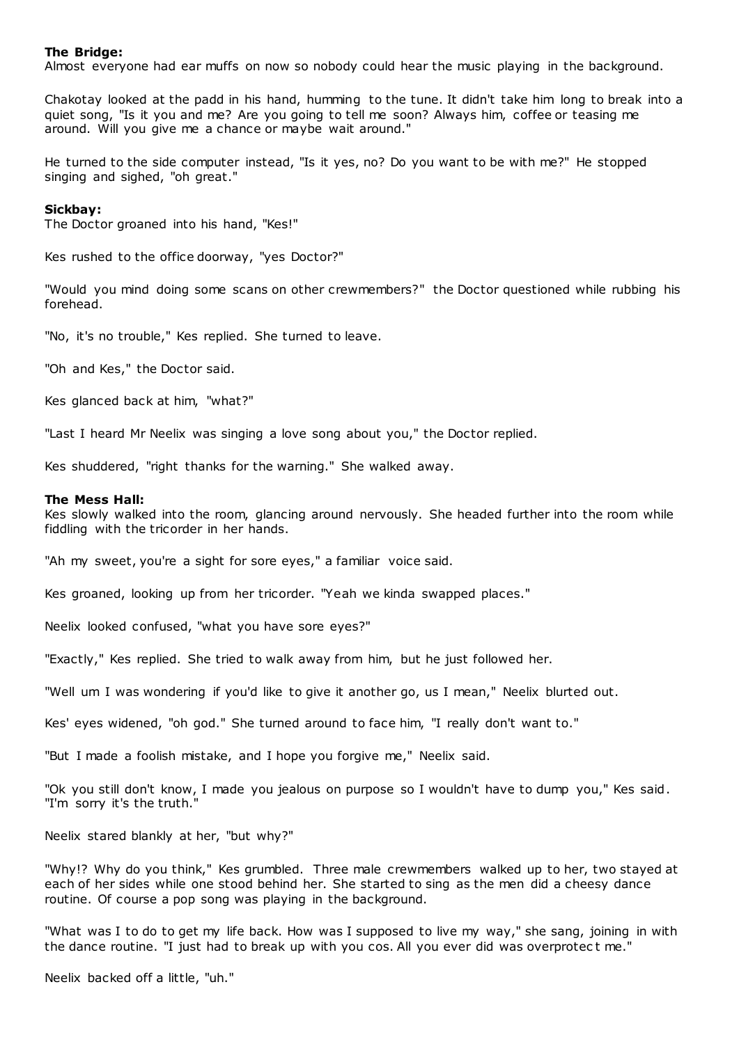**The Bridge:**
Almost everyone had ear muffs on now so nobody could hear the music playing in the background.

Chakotay looked at the padd in his hand, humming to the tune. It didn't take him long to break into a quiet song, "Is it you and me? Are you going to tell me soon? Always him, coffee or teasing me around. Will you give me a chance or maybe wait around."

He turned to the side computer instead, "Is it yes, no? Do you want to be with me?" He stopped singing and sighed, "oh great."

**Sickbay:**
The Doctor groaned into his hand, "Kes!"

Kes rushed to the office doorway, "yes Doctor?"

"Would you mind doing some scans on other crewmembers?" the Doctor questioned while rubbing his forehead.

"No, it's no trouble," Kes replied. She turned to leave.

"Oh and Kes," the Doctor said.

Kes glanced back at him, "what?"

"Last I heard Mr Neelix was singing a love song about you," the Doctor replied.

Kes shuddered, "right thanks for the warning." She walked away.

**The Mess Hall:**
Kes slowly walked into the room, glancing around nervously. She headed further into the room while fiddling with the tricorder in her hands.

"Ah my sweet, you're a sight for sore eyes," a familiar voice said.

Kes groaned, looking up from her tricorder. "Yeah we kinda swapped places."

Neelix looked confused, "what you have sore eyes?"

"Exactly," Kes replied. She tried to walk away from him, but he just followed her.

"Well um I was wondering if you'd like to give it another go, us I mean," Neelix blurted out.

Kes' eyes widened, "oh god." She turned around to face him, "I really don't want to."

"But I made a foolish mistake, and I hope you forgive me," Neelix said.

"Ok you still don't know, I made you jealous on purpose so I wouldn't have to dump you," Kes said. "I'm sorry it's the truth."

Neelix stared blankly at her, "but why?"

"Why!? Why do you think," Kes grumbled. Three male crewmembers walked up to her, two stayed at each of her sides while one stood behind her. She started to sing as the men did a cheesy dance routine. Of course a pop song was playing in the background.

"What was I to do to get my life back. How was I supposed to live my way," she sang, joining in with the dance routine. "I just had to break up with you cos. All you ever did was overprotect me."

Neelix backed off a little, "uh."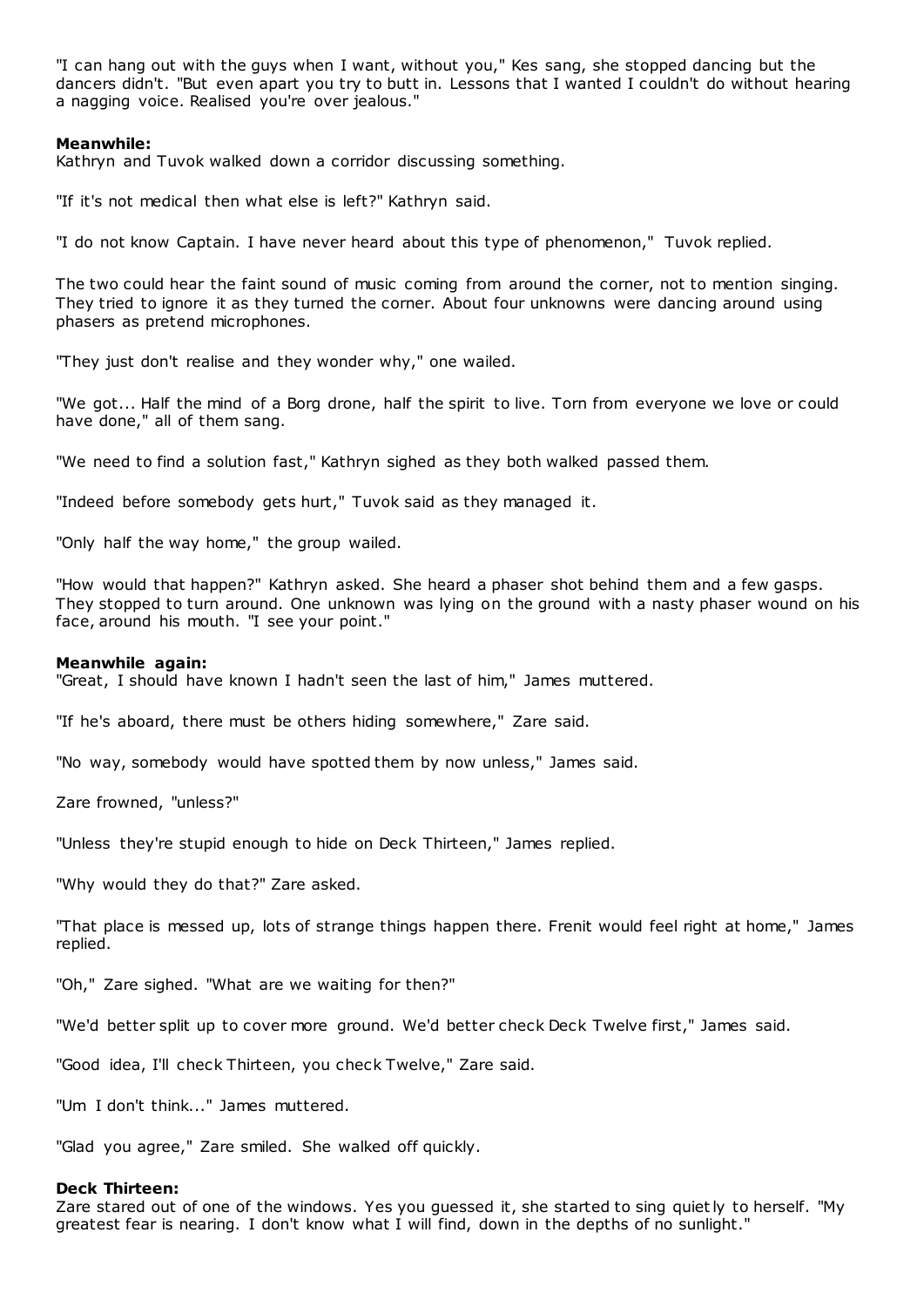"I can hang out with the guys when I want, without you," Kes sang, she stopped dancing but the dancers didn't. "But even apart you try to butt in. Lessons that I wanted I couldn't do without hearing a nagging voice. Realised you're over jealous."

**Meanwhile:**

Kathryn and Tuvok walked down a corridor discussing something.

"If it's not medical then what else is left?" Kathryn said.

"I do not know Captain. I have never heard about this type of phenomenon," Tuvok replied.

The two could hear the faint sound of music coming from around the corner, not to mention singing. They tried to ignore it as they turned the corner. About four unknowns were dancing around using phasers as pretend microphones.

"They just don't realise and they wonder why," one wailed.

"We got... Half the mind of a Borg drone, half the spirit to live. Torn from everyone we love or could have done," all of them sang.

"We need to find a solution fast," Kathryn sighed as they both walked passed them.

"Indeed before somebody gets hurt," Tuvok said as they managed it.

"Only half the way home," the group wailed.

"How would that happen?" Kathryn asked. She heard a phaser shot behind them and a few gasps. They stopped to turn around. One unknown was lying on the ground with a nasty phaser wound on his face, around his mouth. "I see your point."

**Meanwhile again:**

"Great, I should have known I hadn't seen the last of him," James muttered.

"If he's aboard, there must be others hiding somewhere," Zare said.

"No way, somebody would have spotted them by now unless," James said.

Zare frowned, "unless?"

"Unless they're stupid enough to hide on Deck Thirteen," James replied.

"Why would they do that?" Zare asked.

"That place is messed up, lots of strange things happen there. Frenit would feel right at home," James replied.

"Oh," Zare sighed. "What are we waiting for then?"

"We'd better split up to cover more ground. We'd better check Deck Twelve first," James said.

"Good idea, I'll check Thirteen, you check Twelve," Zare said.

"Um I don't think..." James muttered.

"Glad you agree," Zare smiled. She walked off quickly.

**Deck Thirteen:**

Zare stared out of one of the windows. Yes you guessed it, she started to sing quietly to herself. "My greatest fear is nearing. I don't know what I will find, down in the depths of no sunlight."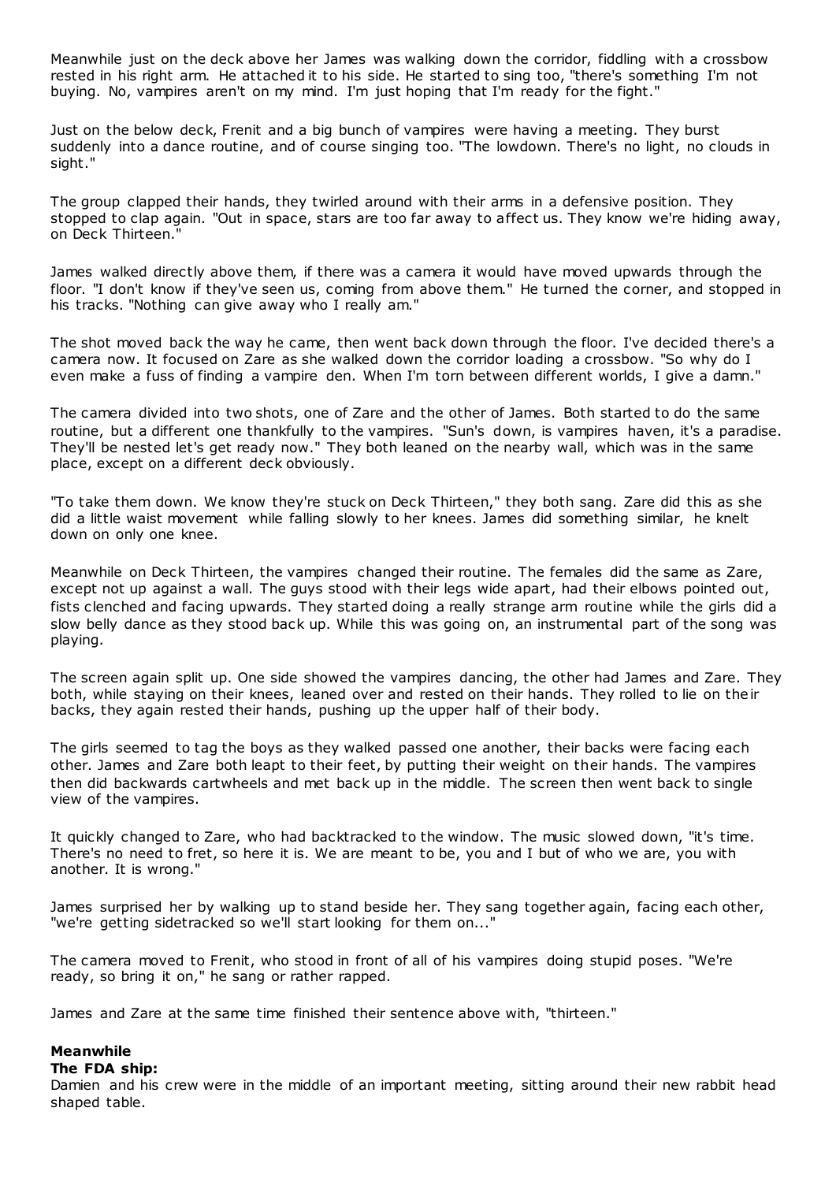Meanwhile just on the deck above her James was walking down the corridor, fiddling with a crossbow rested in his right arm. He attached it to his side. He started to sing too, "there's something I'm not buying. No, vampires aren't on my mind. I'm just hoping that I'm ready for the fight."

Just on the below deck, Frenit and a big bunch of vampires were having a meeting. They burst suddenly into a dance routine, and of course singing too. "The lowdown. There's no light, no clouds in sight."

The group clapped their hands, they twirled around with their arms in a defensive position. They stopped to clap again. "Out in space, stars are too far away to affect us. They know we're hiding away, on Deck Thirteen."

James walked directly above them, if there was a camera it would have moved upwards through the floor. "I don't know if they've seen us, coming from above them." He turned the corner, and stopped in his tracks. "Nothing can give away who I really am."

The shot moved back the way he came, then went back down through the floor. I've decided there's a camera now. It focused on Zare as she walked down the corridor loading a crossbow. "So why do I even make a fuss of finding a vampire den. When I'm torn between different worlds, I give a damn."

The camera divided into two shots, one of Zare and the other of James. Both started to do the same routine, but a different one thankfully to the vampires. "Sun's down, is vampires haven, it's a paradise. They'll be nested let's get ready now." They both leaned on the nearby wall, which was in the same place, except on a different deck obviously.

"To take them down. We know they're stuck on Deck Thirteen," they both sang. Zare did this as she did a little waist movement while falling slowly to her knees. James did something similar, he knelt down on only one knee.

Meanwhile on Deck Thirteen, the vampires changed their routine. The females did the same as Zare, except not up against a wall. The guys stood with their legs wide apart, had their elbows pointed out, fists clenched and facing upwards. They started doing a really strange arm routine while the girls did a slow belly dance as they stood back up. While this was going on, an instrumental part of the song was playing.

The screen again split up. One side showed the vampires dancing, the other had James and Zare. They both, while staying on their knees, leaned over and rested on their hands. They rolled to lie on their backs, they again rested their hands, pushing up the upper half of their body.

The girls seemed to tag the boys as they walked passed one another, their backs were facing each other. James and Zare both leapt to their feet, by putting their weight on their hands. The vampires then did backwards cartwheels and met back up in the middle. The screen then went back to single view of the vampires.

It quickly changed to Zare, who had backtracked to the window. The music slowed down, "it's time. There's no need to fret, so here it is. We are meant to be, you and I but of who we are, you with another. It is wrong."

James surprised her by walking up to stand beside her. They sang together again, facing each other, "we're getting sidetracked so we'll start looking for them on..."

The camera moved to Frenit, who stood in front of all of his vampires doing stupid poses. "We're ready, so bring it on," he sang or rather rapped.

James and Zare at the same time finished their sentence above with, "thirteen."

**Meanwhile**
**The FDA ship:**
Damien and his crew were in the middle of an important meeting, sitting around their new rabbit head shaped table.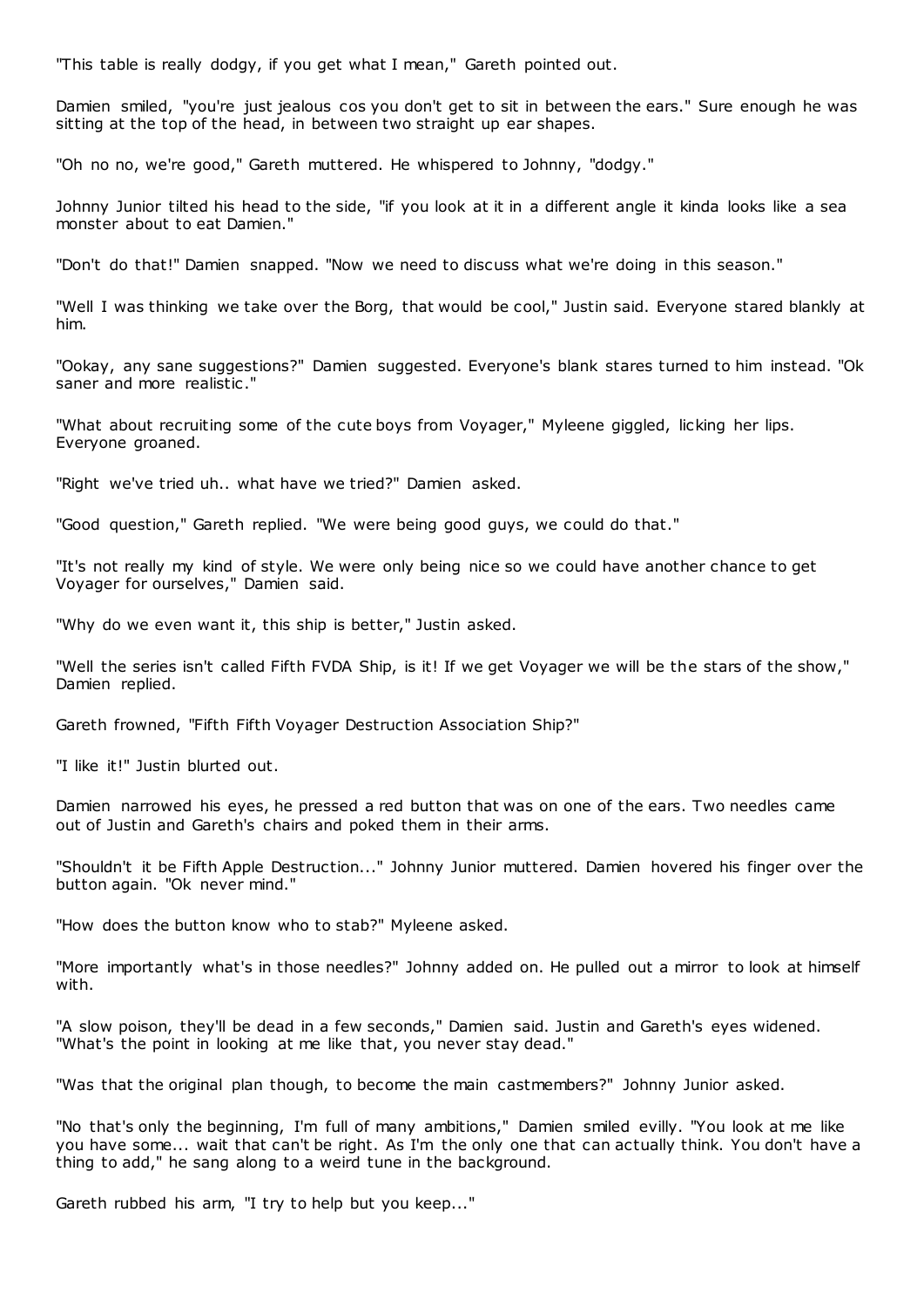"This table is really dodgy, if you get what I mean," Gareth pointed out.

Damien smiled, "you're just jealous cos you don't get to sit in between the ears." Sure enough he was sitting at the top of the head, in between two straight up ear shapes.

"Oh no no, we're good," Gareth muttered. He whispered to Johnny, "dodgy."

Johnny Junior tilted his head to the side, "if you look at it in a different angle it kinda looks like a sea monster about to eat Damien."

"Don't do that!" Damien snapped. "Now we need to discuss what we're doing in this season."

"Well I was thinking we take over the Borg, that would be cool," Justin said. Everyone stared blankly at him.

"Ookay, any sane suggestions?" Damien suggested. Everyone's blank stares turned to him instead. "Ok saner and more realistic."

"What about recruiting some of the cute boys from Voyager," Myleene giggled, licking her lips. Everyone groaned.

"Right we've tried uh.. what have we tried?" Damien asked.

"Good question," Gareth replied. "We were being good guys, we could do that."

"It's not really my kind of style. We were only being nice so we could have another chance to get Voyager for ourselves," Damien said.

"Why do we even want it, this ship is better," Justin asked.

"Well the series isn't called Fifth FVDA Ship, is it! If we get Voyager we will be the stars of the show," Damien replied.

Gareth frowned, "Fifth Fifth Voyager Destruction Association Ship?"

"I like it!" Justin blurted out.

Damien narrowed his eyes, he pressed a red button that was on one of the ears. Two needles came out of Justin and Gareth's chairs and poked them in their arms.

"Shouldn't it be Fifth Apple Destruction..." Johnny Junior muttered. Damien hovered his finger over the button again. "Ok never mind."

"How does the button know who to stab?" Myleene asked.

"More importantly what's in those needles?" Johnny added on. He pulled out a mirror to look at himself with.

"A slow poison, they'll be dead in a few seconds," Damien said. Justin and Gareth's eyes widened. "What's the point in looking at me like that, you never stay dead."

"Was that the original plan though, to become the main castmembers?" Johnny Junior asked.

"No that's only the beginning, I'm full of many ambitions," Damien smiled evilly. "You look at me like you have some... wait that can't be right. As I'm the only one that can actually think. You don't have a thing to add," he sang along to a weird tune in the background.

Gareth rubbed his arm, "I try to help but you keep..."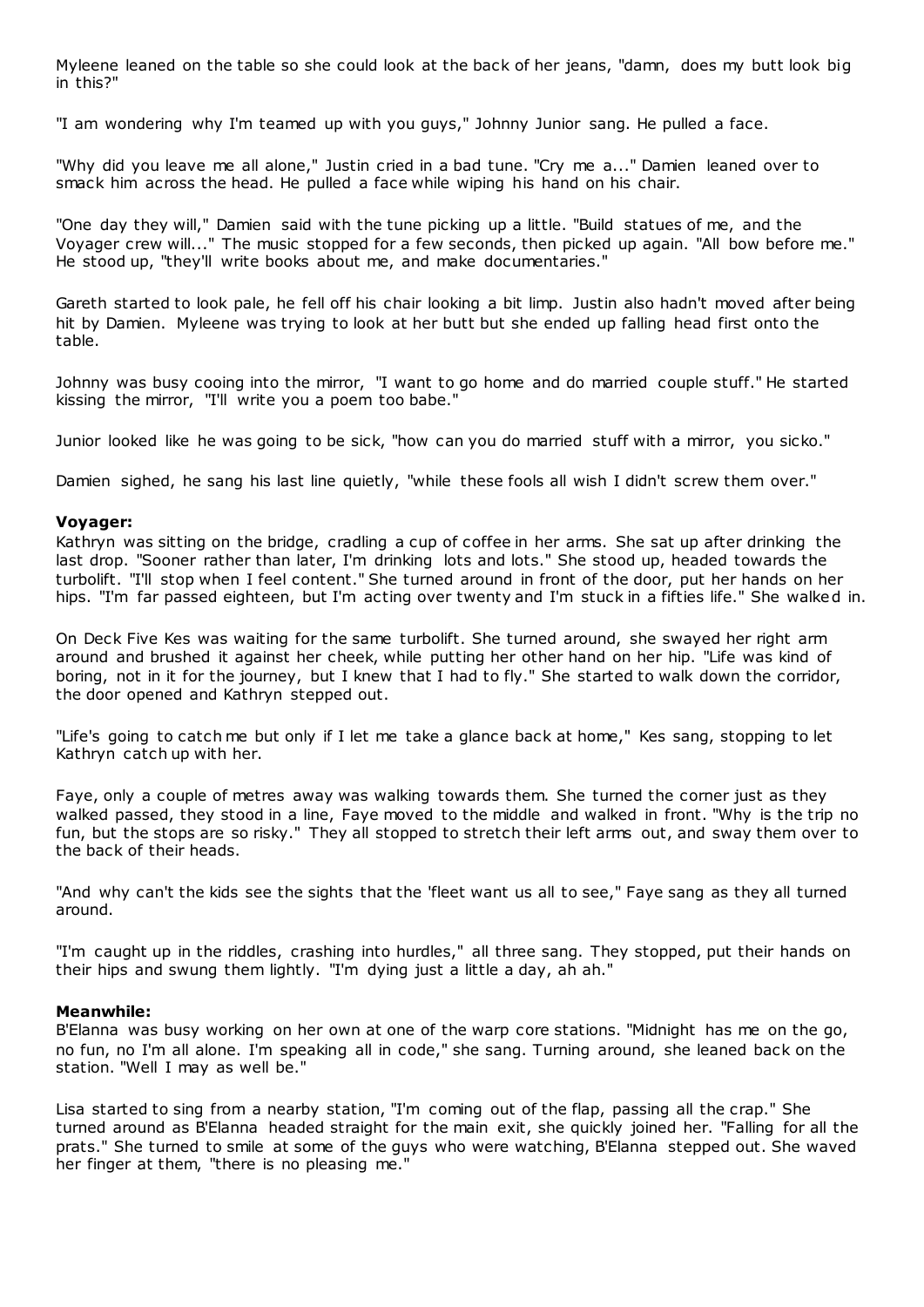Myleene leaned on the table so she could look at the back of her jeans, "damn, does my butt look big in this?"

"I am wondering why I'm teamed up with you guys," Johnny Junior sang. He pulled a face.

"Why did you leave me all alone," Justin cried in a bad tune. "Cry me a..." Damien leaned over to smack him across the head. He pulled a face while wiping his hand on his chair.

"One day they will," Damien said with the tune picking up a little. "Build statues of me, and the Voyager crew will..." The music stopped for a few seconds, then picked up again. "All bow before me." He stood up, "they'll write books about me, and make documentaries."

Gareth started to look pale, he fell off his chair looking a bit limp. Justin also hadn't moved after being hit by Damien. Myleene was trying to look at her butt but she ended up falling head first onto the table.

Johnny was busy cooing into the mirror, "I want to go home and do married couple stuff." He started kissing the mirror, "I'll write you a poem too babe."

Junior looked like he was going to be sick, "how can you do married stuff with a mirror, you sicko."

Damien sighed, he sang his last line quietly, "while these fools all wish I didn't screw them over."

**Voyager:**
Kathryn was sitting on the bridge, cradling a cup of coffee in her arms. She sat up after drinking the last drop. "Sooner rather than later, I'm drinking lots and lots." She stood up, headed towards the turbolift. "I'll stop when I feel content." She turned around in front of the door, put her hands on her hips. "I'm far passed eighteen, but I'm acting over twenty and I'm stuck in a fifties life." She walked in.

On Deck Five Kes was waiting for the same turbolift. She turned around, she swayed her right arm around and brushed it against her cheek, while putting her other hand on her hip. "Life was kind of boring, not in it for the journey, but I knew that I had to fly." She started to walk down the corridor, the door opened and Kathryn stepped out.

"Life's going to catch me but only if I let me take a glance back at home," Kes sang, stopping to let Kathryn catch up with her.

Faye, only a couple of metres away was walking towards them. She turned the corner just as they walked passed, they stood in a line, Faye moved to the middle and walked in front. "Why is the trip no fun, but the stops are so risky." They all stopped to stretch their left arms out, and sway them over to the back of their heads.

"And why can't the kids see the sights that the 'fleet want us all to see," Faye sang as they all turned around.

"I'm caught up in the riddles, crashing into hurdles," all three sang. They stopped, put their hands on their hips and swung them lightly. "I'm dying just a little a day, ah ah."

**Meanwhile:**
B'Elanna was busy working on her own at one of the warp core stations. "Midnight has me on the go, no fun, no I'm all alone. I'm speaking all in code," she sang. Turning around, she leaned back on the station. "Well I may as well be."

Lisa started to sing from a nearby station, "I'm coming out of the flap, passing all the crap." She turned around as B'Elanna headed straight for the main exit, she quickly joined her. "Falling for all the prats." She turned to smile at some of the guys who were watching, B'Elanna stepped out. She waved her finger at them, "there is no pleasing me."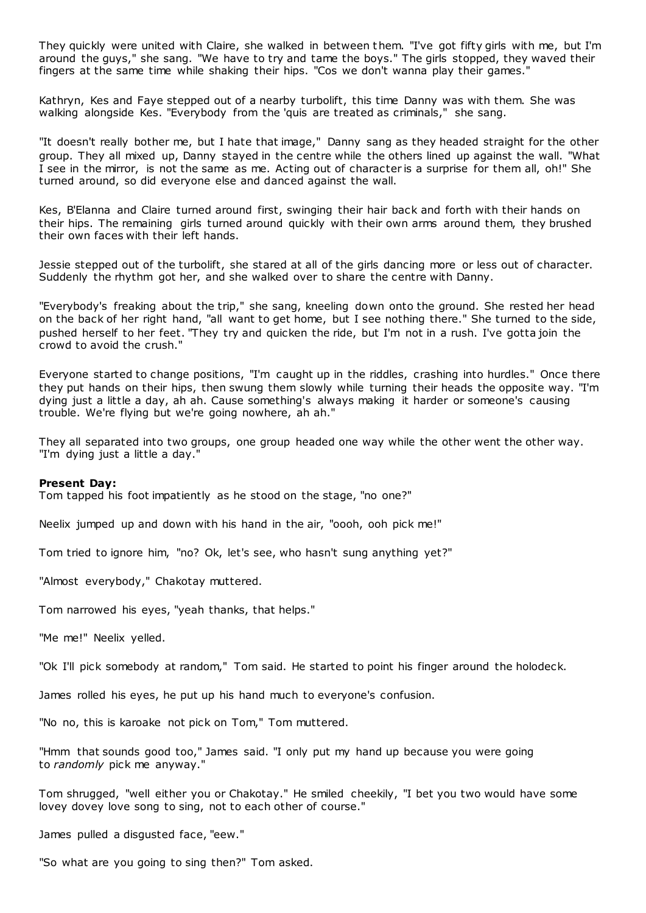They quickly were united with Claire, she walked in between them. "I've got fifty girls with me, but I'm around the guys," she sang. "We have to try and tame the boys." The girls stopped, they waved their fingers at the same time while shaking their hips. "Cos we don't wanna play their games."

Kathryn, Kes and Faye stepped out of a nearby turbolift, this time Danny was with them. She was walking alongside Kes. "Everybody from the 'quis are treated as criminals," she sang.

"It doesn't really bother me, but I hate that image," Danny sang as they headed straight for the other group. They all mixed up, Danny stayed in the centre while the others lined up against the wall. "What I see in the mirror, is not the same as me. Acting out of character is a surprise for them all, oh!" She turned around, so did everyone else and danced against the wall.

Kes, B'Elanna and Claire turned around first, swinging their hair back and forth with their hands on their hips. The remaining girls turned around quickly with their own arms around them, they brushed their own faces with their left hands.

Jessie stepped out of the turbolift, she stared at all of the girls dancing more or less out of character. Suddenly the rhythm got her, and she walked over to share the centre with Danny.

"Everybody's freaking about the trip," she sang, kneeling down onto the ground. She rested her head on the back of her right hand, "all want to get home, but I see nothing there." She turned to the side, pushed herself to her feet. "They try and quicken the ride, but I'm not in a rush. I've gotta join the crowd to avoid the crush."

Everyone started to change positions, "I'm caught up in the riddles, crashing into hurdles." Once there they put hands on their hips, then swung them slowly while turning their heads the opposite way. "I'm dying just a little a day, ah ah. Cause something's always making it harder or someone's causing trouble. We're flying but we're going nowhere, ah ah."

They all separated into two groups, one group headed one way while the other went the other way. "I'm dying just a little a day."

**Present Day:**
Tom tapped his foot impatiently as he stood on the stage, "no one?"

Neelix jumped up and down with his hand in the air, "oooh, ooh pick me!"

Tom tried to ignore him, "no? Ok, let's see, who hasn't sung anything yet?"

"Almost everybody," Chakotay muttered.

Tom narrowed his eyes, "yeah thanks, that helps."

"Me me!" Neelix yelled.

"Ok I'll pick somebody at random," Tom said. He started to point his finger around the holodeck.

James rolled his eyes, he put up his hand much to everyone's confusion.

"No no, this is karoake not pick on Tom," Tom muttered.

"Hmm that sounds good too," James said. "I only put my hand up because you were going to *randomly* pick me anyway."

Tom shrugged, "well either you or Chakotay." He smiled cheekily, "I bet you two would have some lovey dovey love song to sing, not to each other of course."

James pulled a disgusted face, "eew."

"So what are you going to sing then?" Tom asked.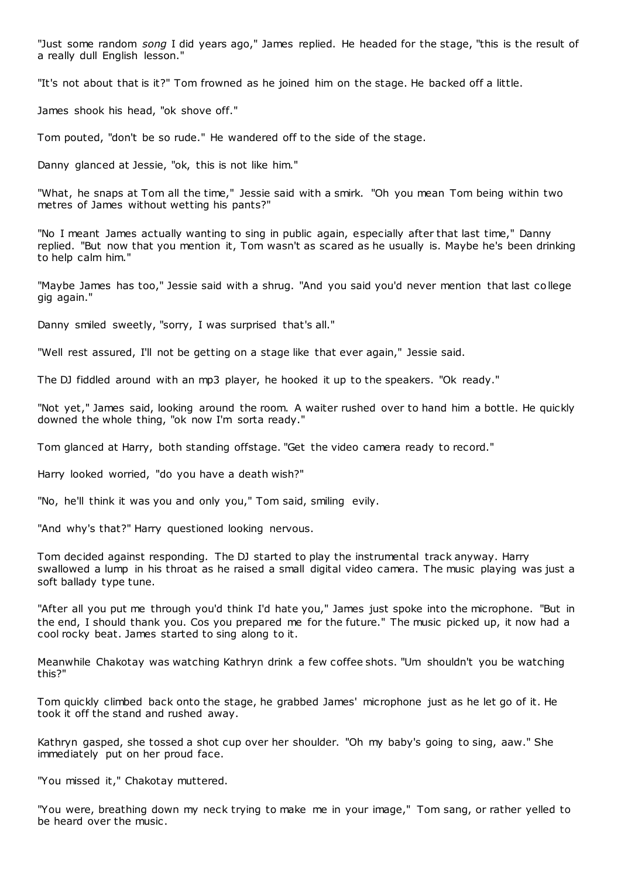"Just some random *song* I did years ago," James replied. He headed for the stage, "this is the result of a really dull English lesson."

"It's not about that is it?" Tom frowned as he joined him on the stage. He backed off a little.

James shook his head, "ok shove off."

Tom pouted, "don't be so rude." He wandered off to the side of the stage.

Danny glanced at Jessie, "ok, this is not like him."

"What, he snaps at Tom all the time," Jessie said with a smirk. "Oh you mean Tom being within two metres of James without wetting his pants?"

"No I meant James actually wanting to sing in public again, especially after that last time," Danny replied. "But now that you mention it, Tom wasn't as scared as he usually is. Maybe he's been drinking to help calm him."

"Maybe James has too," Jessie said with a shrug. "And you said you'd never mention that last college gig again."

Danny smiled sweetly, "sorry, I was surprised that's all."

"Well rest assured, I'll not be getting on a stage like that ever again," Jessie said.

The DJ fiddled around with an mp3 player, he hooked it up to the speakers. "Ok ready."

"Not yet," James said, looking around the room. A waiter rushed over to hand him a bottle. He quickly downed the whole thing, "ok now I'm sorta ready."

Tom glanced at Harry, both standing offstage. "Get the video camera ready to record."

Harry looked worried, "do you have a death wish?"

"No, he'll think it was you and only you," Tom said, smiling evily.

"And why's that?" Harry questioned looking nervous.

Tom decided against responding. The DJ started to play the instrumental track anyway. Harry swallowed a lump in his throat as he raised a small digital video camera. The music playing was just a soft ballady type tune.

"After all you put me through you'd think I'd hate you," James just spoke into the microphone. "But in the end, I should thank you. Cos you prepared me for the future." The music picked up, it now had a cool rocky beat. James started to sing along to it.

Meanwhile Chakotay was watching Kathryn drink a few coffee shots. "Um shouldn't you be watching this?"

Tom quickly climbed back onto the stage, he grabbed James' microphone just as he let go of it. He took it off the stand and rushed away.

Kathryn gasped, she tossed a shot cup over her shoulder. "Oh my baby's going to sing, aaw." She immediately put on her proud face.

"You missed it," Chakotay muttered.

"You were, breathing down my neck trying to make me in your image," Tom sang, or rather yelled to be heard over the music.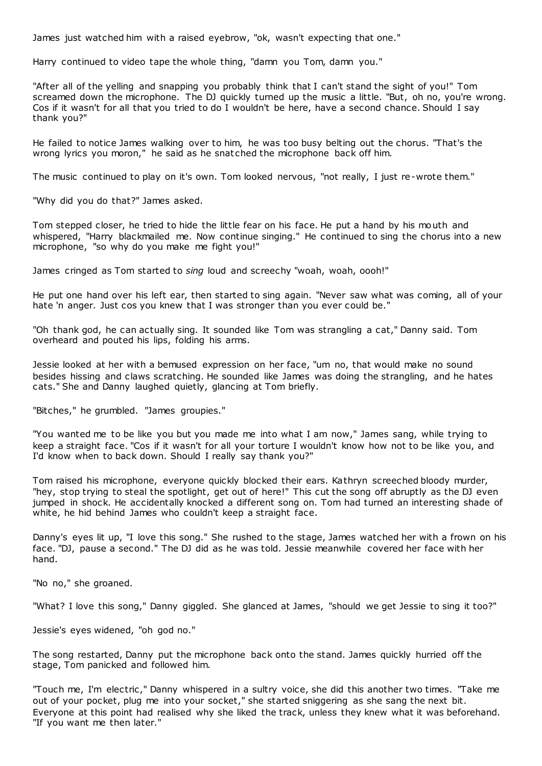James just watched him with a raised eyebrow, "ok, wasn't expecting that one."

Harry continued to video tape the whole thing, "damn you Tom, damn you."

"After all of the yelling and snapping you probably think that I can't stand the sight of you!" Tom screamed down the microphone. The DJ quickly turned up the music a little. "But, oh no, you're wrong. Cos if it wasn't for all that you tried to do I wouldn't be here, have a second chance. Should I say thank you?"

He failed to notice James walking over to him, he was too busy belting out the chorus. "That's the wrong lyrics you moron," he said as he snatched the microphone back off him.

The music continued to play on it's own. Tom looked nervous, "not really, I just re-wrote them."

"Why did you do that?" James asked.

Tom stepped closer, he tried to hide the little fear on his face. He put a hand by his mouth and whispered, "Harry blackmailed me. Now continue singing." He continued to sing the chorus into a new microphone, "so why do you make me fight you!"

James cringed as Tom started to *sing* loud and screechy "woah, woah, oooh!"

He put one hand over his left ear, then started to sing again. "Never saw what was coming, all of your hate 'n anger. Just cos you knew that I was stronger than you ever could be."

"Oh thank god, he can actually sing. It sounded like Tom was strangling a cat," Danny said. Tom overheard and pouted his lips, folding his arms.

Jessie looked at her with a bemused expression on her face, "um no, that would make no sound besides hissing and claws scratching. He sounded like James was doing the strangling, and he hates cats." She and Danny laughed quietly, glancing at Tom briefly.

"Bitches," he grumbled. "James groupies."

"You wanted me to be like you but you made me into what I am now," James sang, while trying to keep a straight face. "Cos if it wasn't for all your torture I wouldn't know how not to be like you, and I'd know when to back down. Should I really say thank you?"

Tom raised his microphone, everyone quickly blocked their ears. Kathryn screeched bloody murder, "hey, stop trying to steal the spotlight, get out of here!" This cut the song off abruptly as the DJ even jumped in shock. He accidentally knocked a different song on. Tom had turned an interesting shade of white, he hid behind James who couldn't keep a straight face.

Danny's eyes lit up, "I love this song." She rushed to the stage, James watched her with a frown on his face. "DJ, pause a second." The DJ did as he was told. Jessie meanwhile covered her face with her hand.

"No no," she groaned.

"What? I love this song," Danny giggled. She glanced at James, "should we get Jessie to sing it too?"

Jessie's eyes widened, "oh god no."

The song restarted, Danny put the microphone back onto the stand. James quickly hurried off the stage, Tom panicked and followed him.

"Touch me, I'm electric," Danny whispered in a sultry voice, she did this another two times. "Take me out of your pocket, plug me into your socket," she started sniggering as she sang the next bit. Everyone at this point had realised why she liked the track, unless they knew what it was beforehand. "If you want me then later."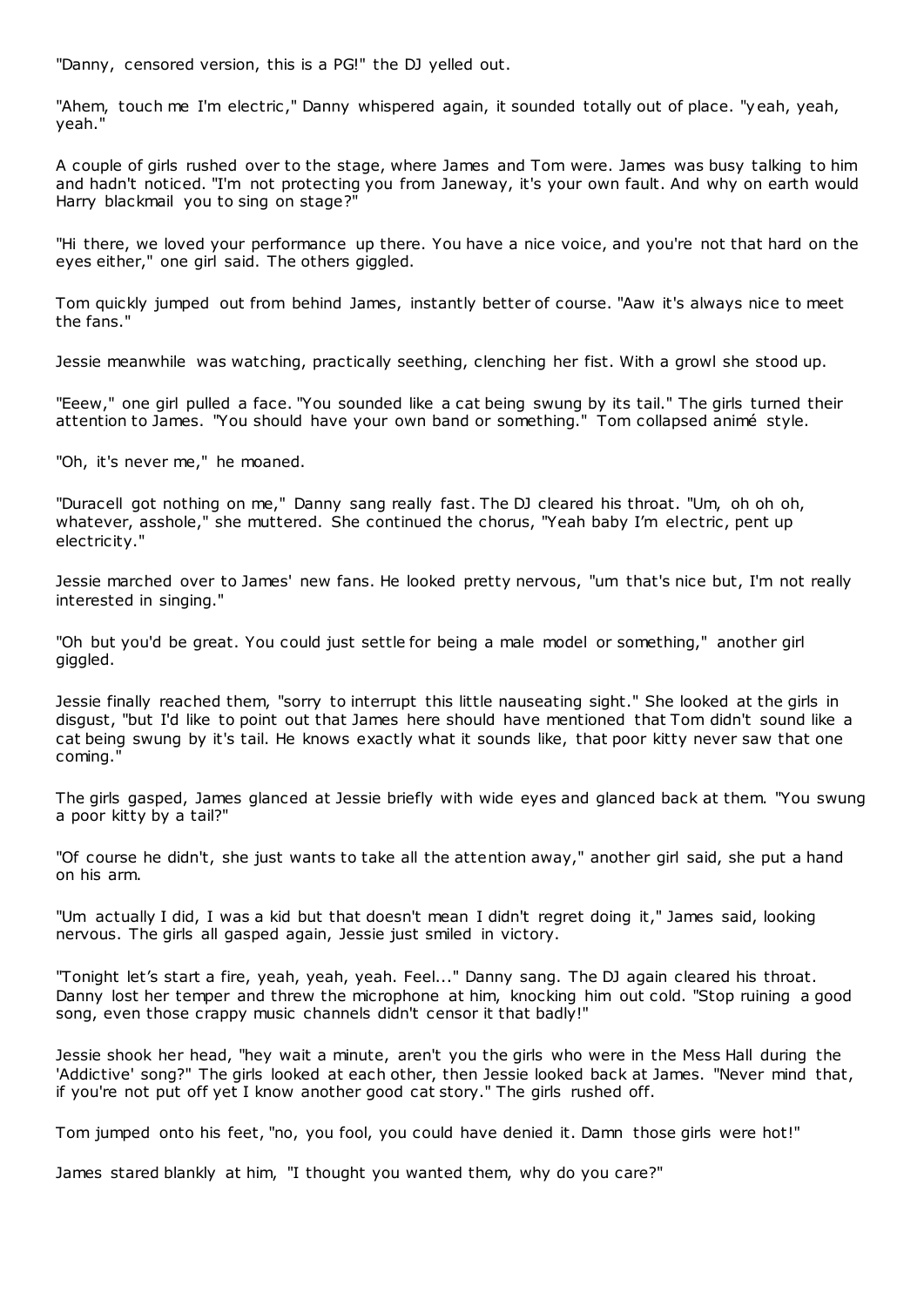"Danny, censored version, this is a PG!" the DJ yelled out.

"Ahem, touch me I'm electric," Danny whispered again, it sounded totally out of place. "yeah, yeah, yeah."

A couple of girls rushed over to the stage, where James and Tom were. James was busy talking to him and hadn't noticed. "I'm not protecting you from Janeway, it's your own fault. And why on earth would Harry blackmail you to sing on stage?"

"Hi there, we loved your performance up there. You have a nice voice, and you're not that hard on the eyes either," one girl said. The others giggled.

Tom quickly jumped out from behind James, instantly better of course. "Aaw it's always nice to meet the fans."

Jessie meanwhile was watching, practically seething, clenching her fist. With a growl she stood up.

"Eeew," one girl pulled a face. "You sounded like a cat being swung by its tail." The girls turned their attention to James. "You should have your own band or something." Tom collapsed animé style.

"Oh, it's never me," he moaned.

"Duracell got nothing on me," Danny sang really fast. The DJ cleared his throat. "Um, oh oh oh, whatever, asshole," she muttered. She continued the chorus, "Yeah baby I'm electric, pent up electricity."

Jessie marched over to James' new fans. He looked pretty nervous, "um that's nice but, I'm not really interested in singing."

"Oh but you'd be great. You could just settle for being a male model or something," another girl giggled.

Jessie finally reached them, "sorry to interrupt this little nauseating sight." She looked at the girls in disgust, "but I'd like to point out that James here should have mentioned that Tom didn't sound like a cat being swung by it's tail. He knows exactly what it sounds like, that poor kitty never saw that one coming."

The girls gasped, James glanced at Jessie briefly with wide eyes and glanced back at them. "You swung a poor kitty by a tail?"

"Of course he didn't, she just wants to take all the attention away," another girl said, she put a hand on his arm.

"Um actually I did, I was a kid but that doesn't mean I didn't regret doing it," James said, looking nervous. The girls all gasped again, Jessie just smiled in victory.

"Tonight let's start a fire, yeah, yeah, yeah. Feel..." Danny sang. The DJ again cleared his throat. Danny lost her temper and threw the microphone at him, knocking him out cold. "Stop ruining a good song, even those crappy music channels didn't censor it that badly!"

Jessie shook her head, "hey wait a minute, aren't you the girls who were in the Mess Hall during the 'Addictive' song?" The girls looked at each other, then Jessie looked back at James. "Never mind that, if you're not put off yet I know another good cat story." The girls rushed off.

Tom jumped onto his feet, "no, you fool, you could have denied it. Damn those girls were hot!"

James stared blankly at him, "I thought you wanted them, why do you care?"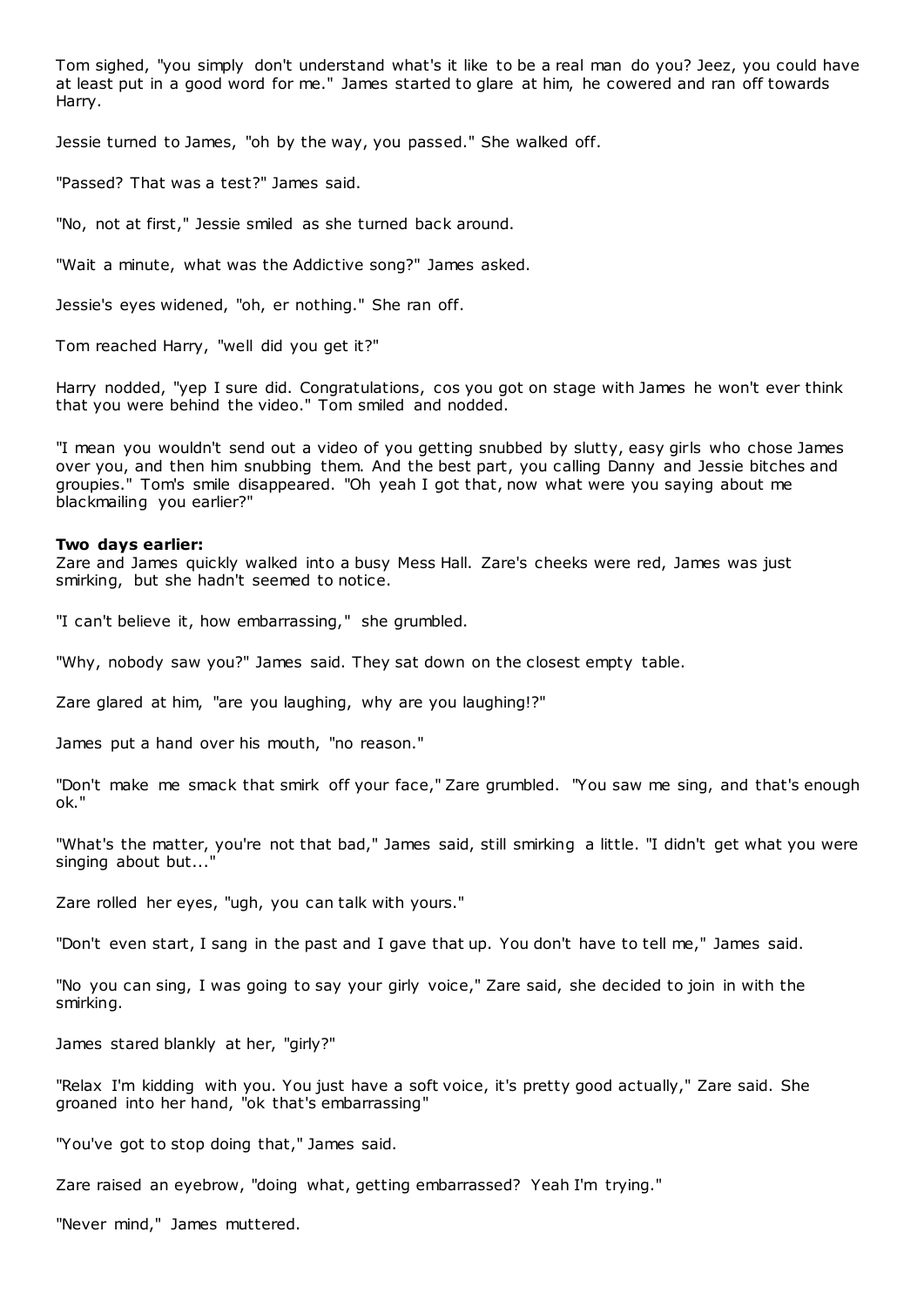Tom sighed, "you simply don't understand what's it like to be a real man do you? Jeez, you could have at least put in a good word for me." James started to glare at him, he cowered and ran off towards Harry.

Jessie turned to James, "oh by the way, you passed." She walked off.

"Passed? That was a test?" James said.

"No, not at first," Jessie smiled as she turned back around.

"Wait a minute, what was the Addictive song?" James asked.

Jessie's eyes widened, "oh, er nothing." She ran off.

Tom reached Harry, "well did you get it?"

Harry nodded, "yep I sure did. Congratulations, cos you got on stage with James he won't ever think that you were behind the video." Tom smiled and nodded.

"I mean you wouldn't send out a video of you getting snubbed by slutty, easy girls who chose James over you, and then him snubbing them. And the best part, you calling Danny and Jessie bitches and groupies." Tom's smile disappeared. "Oh yeah I got that, now what were you saying about me blackmailing you earlier?"

**Two days earlier:**
Zare and James quickly walked into a busy Mess Hall. Zare's cheeks were red, James was just smirking, but she hadn't seemed to notice.

"I can't believe it, how embarrassing," she grumbled.

"Why, nobody saw you?" James said. They sat down on the closest empty table.

Zare glared at him, "are you laughing, why are you laughing!?"

James put a hand over his mouth, "no reason."

"Don't make me smack that smirk off your face," Zare grumbled. "You saw me sing, and that's enough ok."

"What's the matter, you're not that bad," James said, still smirking a little. "I didn't get what you were singing about but..."

Zare rolled her eyes, "ugh, you can talk with yours."

"Don't even start, I sang in the past and I gave that up. You don't have to tell me," James said.

"No you can sing, I was going to say your girly voice," Zare said, she decided to join in with the smirking.

James stared blankly at her, "girly?"

"Relax I'm kidding with you. You just have a soft voice, it's pretty good actually," Zare said. She groaned into her hand, "ok that's embarrassing"

"You've got to stop doing that," James said.

Zare raised an eyebrow, "doing what, getting embarrassed? Yeah I'm trying."

"Never mind," James muttered.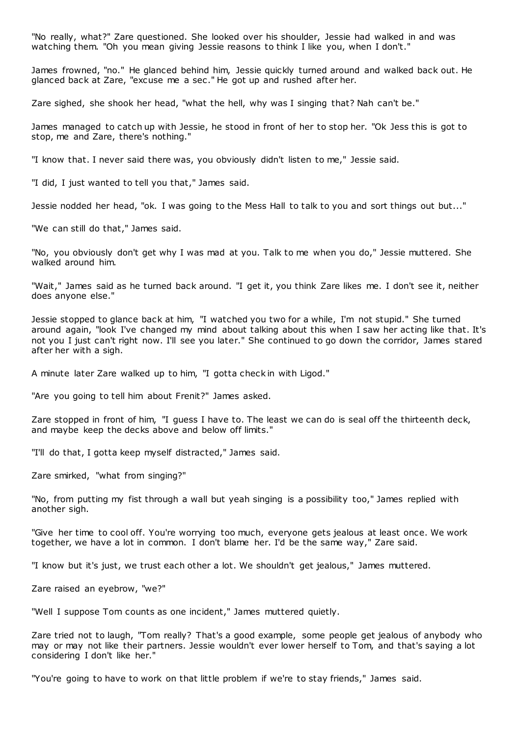"No really, what?" Zare questioned. She looked over his shoulder, Jessie had walked in and was watching them. "Oh you mean giving Jessie reasons to think I like you, when I don't."

James frowned, "no." He glanced behind him, Jessie quickly turned around and walked back out. He glanced back at Zare, "excuse me a sec." He got up and rushed after her.

Zare sighed, she shook her head, "what the hell, why was I singing that? Nah can't be."

James managed to catch up with Jessie, he stood in front of her to stop her. "Ok Jess this is got to stop, me and Zare, there's nothing."

"I know that. I never said there was, you obviously didn't listen to me," Jessie said.

"I did, I just wanted to tell you that," James said.

Jessie nodded her head, "ok. I was going to the Mess Hall to talk to you and sort things out but..."

"We can still do that," James said.

"No, you obviously don't get why I was mad at you. Talk to me when you do," Jessie muttered. She walked around him.

"Wait," James said as he turned back around. "I get it, you think Zare likes me. I don't see it, neither does anyone else."

Jessie stopped to glance back at him, "I watched you two for a while, I'm not stupid." She turned around again, "look I've changed my mind about talking about this when I saw her acting like that. It's not you I just can't right now. I'll see you later." She continued to go down the corridor, James stared after her with a sigh.

A minute later Zare walked up to him, "I gotta check in with Ligod."

"Are you going to tell him about Frenit?" James asked.

Zare stopped in front of him, "I guess I have to. The least we can do is seal off the thirteenth deck, and maybe keep the decks above and below off limits."

"I'll do that, I gotta keep myself distracted," James said.

Zare smirked, "what from singing?"

"No, from putting my fist through a wall but yeah singing is a possibility too," James replied with another sigh.

"Give her time to cool off. You're worrying too much, everyone gets jealous at least once. We work together, we have a lot in common. I don't blame her. I'd be the same way," Zare said.

"I know but it's just, we trust each other a lot. We shouldn't get jealous," James muttered.

Zare raised an eyebrow, "we?"

"Well I suppose Tom counts as one incident," James muttered quietly.

Zare tried not to laugh, "Tom really? That's a good example, some people get jealous of anybody who may or may not like their partners. Jessie wouldn't ever lower herself to Tom, and that's saying a lot considering I don't like her."

"You're going to have to work on that little problem if we're to stay friends," James said.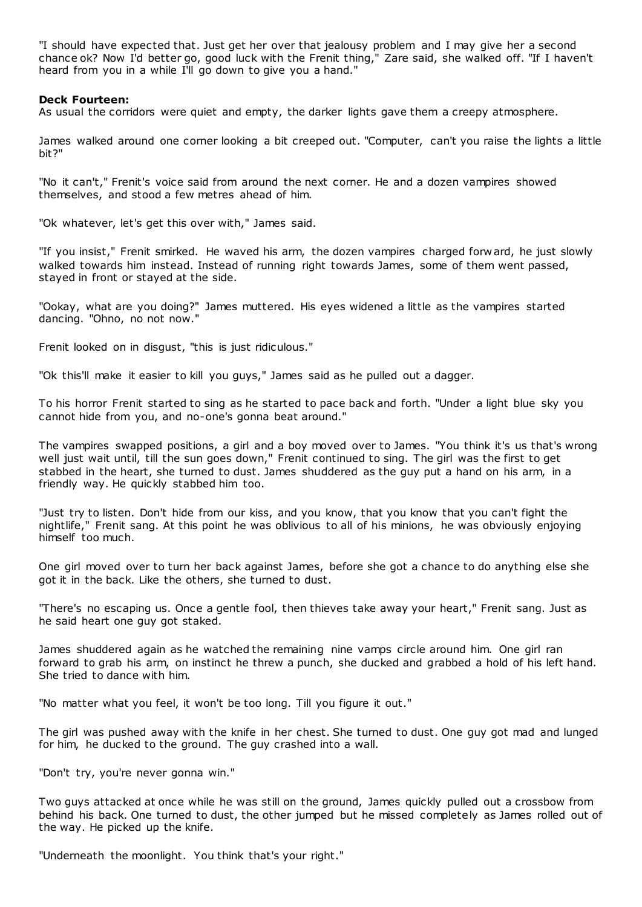"I should have expected that. Just get her over that jealousy problem and I may give her a second chance ok? Now I'd better go, good luck with the Frenit thing," Zare said, she walked off. "If I haven't heard from you in a while I'll go down to give you a hand."

**Deck Fourteen:**
As usual the corridors were quiet and empty, the darker lights gave them a creepy atmosphere.

James walked around one corner looking a bit creeped out. "Computer, can't you raise the lights a little bit?"

"No it can't," Frenit's voice said from around the next corner. He and a dozen vampires showed themselves, and stood a few metres ahead of him.

"Ok whatever, let's get this over with," James said.

"If you insist," Frenit smirked. He waved his arm, the dozen vampires charged forward, he just slowly walked towards him instead. Instead of running right towards James, some of them went passed, stayed in front or stayed at the side.

"Ookay, what are you doing?" James muttered. His eyes widened a little as the vampires started dancing. "Ohno, no not now."

Frenit looked on in disgust, "this is just ridiculous."

"Ok this'll make it easier to kill you guys," James said as he pulled out a dagger.

To his horror Frenit started to sing as he started to pace back and forth. "Under a light blue sky you cannot hide from you, and no-one's gonna beat around."

The vampires swapped positions, a girl and a boy moved over to James. "You think it's us that's wrong well just wait until, till the sun goes down," Frenit continued to sing. The girl was the first to get stabbed in the heart, she turned to dust. James shuddered as the guy put a hand on his arm, in a friendly way. He quickly stabbed him too.

"Just try to listen. Don't hide from our kiss, and you know, that you know that you can't fight the nightlife," Frenit sang. At this point he was oblivious to all of his minions, he was obviously enjoying himself too much.

One girl moved over to turn her back against James, before she got a chance to do anything else she got it in the back. Like the others, she turned to dust.

"There's no escaping us. Once a gentle fool, then thieves take away your heart," Frenit sang. Just as he said heart one guy got staked.

James shuddered again as he watched the remaining nine vamps circle around him. One girl ran forward to grab his arm, on instinct he threw a punch, she ducked and grabbed a hold of his left hand. She tried to dance with him.

"No matter what you feel, it won't be too long. Till you figure it out."

The girl was pushed away with the knife in her chest. She turned to dust. One guy got mad and lunged for him, he ducked to the ground. The guy crashed into a wall.

"Don't try, you're never gonna win."

Two guys attacked at once while he was still on the ground, James quickly pulled out a crossbow from behind his back. One turned to dust, the other jumped but he missed completely as James rolled out of the way. He picked up the knife.

"Underneath the moonlight. You think that's your right."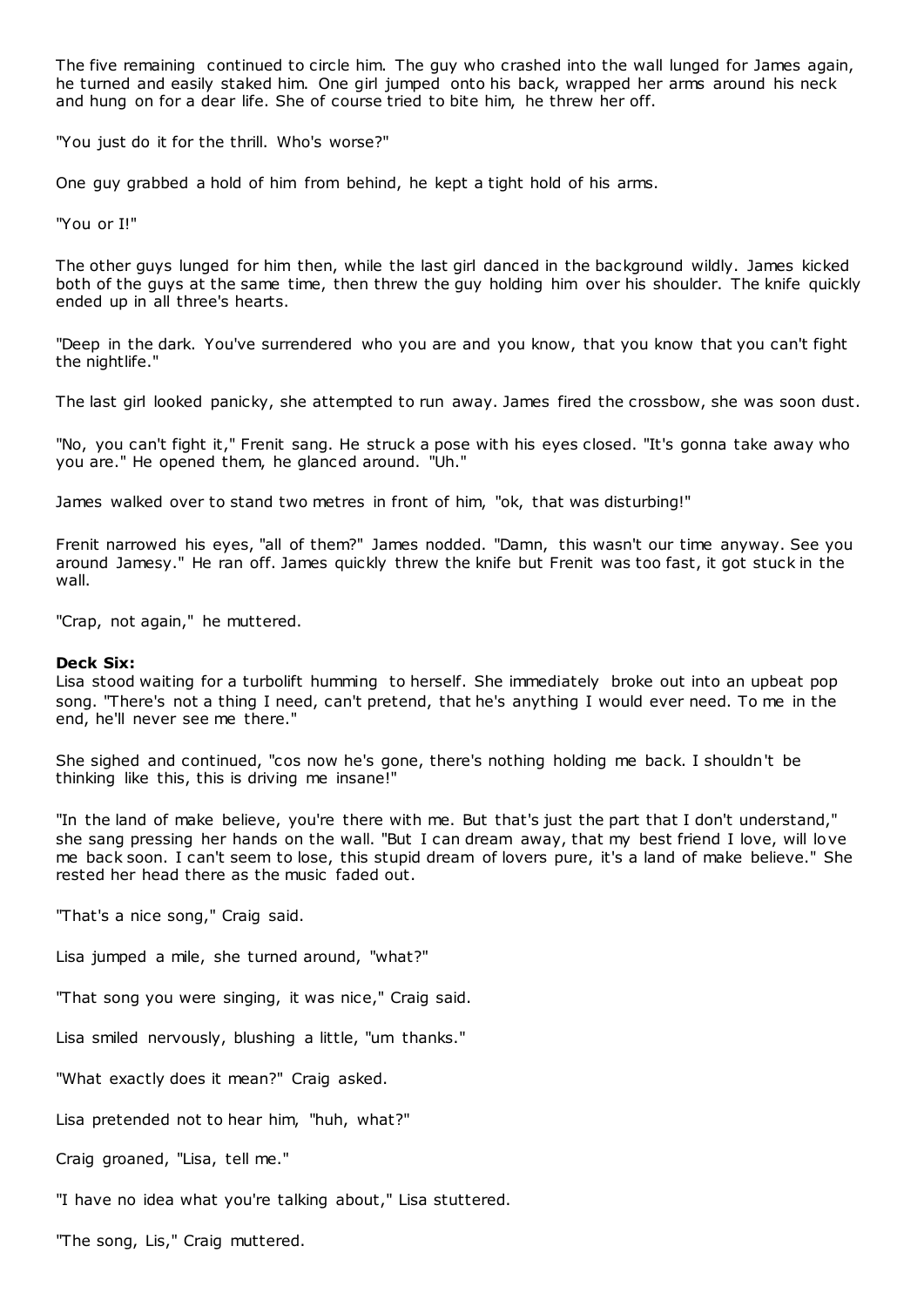The five remaining continued to circle him. The guy who crashed into the wall lunged for James again, he turned and easily staked him. One girl jumped onto his back, wrapped her arms around his neck and hung on for a dear life. She of course tried to bite him, he threw her off.

"You just do it for the thrill. Who's worse?"

One guy grabbed a hold of him from behind, he kept a tight hold of his arms.

"You or I!"

The other guys lunged for him then, while the last girl danced in the background wildly. James kicked both of the guys at the same time, then threw the guy holding him over his shoulder. The knife quickly ended up in all three's hearts.

"Deep in the dark. You've surrendered who you are and you know, that you know that you can't fight the nightlife."

The last girl looked panicky, she attempted to run away. James fired the crossbow, she was soon dust.

"No, you can't fight it," Frenit sang. He struck a pose with his eyes closed. "It's gonna take away who you are." He opened them, he glanced around. "Uh."

James walked over to stand two metres in front of him, "ok, that was disturbing!"

Frenit narrowed his eyes, "all of them?" James nodded. "Damn, this wasn't our time anyway. See you around Jamesy." He ran off. James quickly threw the knife but Frenit was too fast, it got stuck in the wall.

"Crap, not again," he muttered.

**Deck Six:**
Lisa stood waiting for a turbolift humming to herself. She immediately broke out into an upbeat pop song. "There's not a thing I need, can't pretend, that he's anything I would ever need. To me in the end, he'll never see me there."

She sighed and continued, "cos now he's gone, there's nothing holding me back. I shouldn't be thinking like this, this is driving me insane!"

"In the land of make believe, you're there with me. But that's just the part that I don't understand," she sang pressing her hands on the wall. "But I can dream away, that my best friend I love, will love me back soon. I can't seem to lose, this stupid dream of lovers pure, it's a land of make believe." She rested her head there as the music faded out.

"That's a nice song," Craig said.

Lisa jumped a mile, she turned around, "what?"

"That song you were singing, it was nice," Craig said.

Lisa smiled nervously, blushing a little, "um thanks."

"What exactly does it mean?" Craig asked.

Lisa pretended not to hear him, "huh, what?"

Craig groaned, "Lisa, tell me."

"I have no idea what you're talking about," Lisa stuttered.

"The song, Lis," Craig muttered.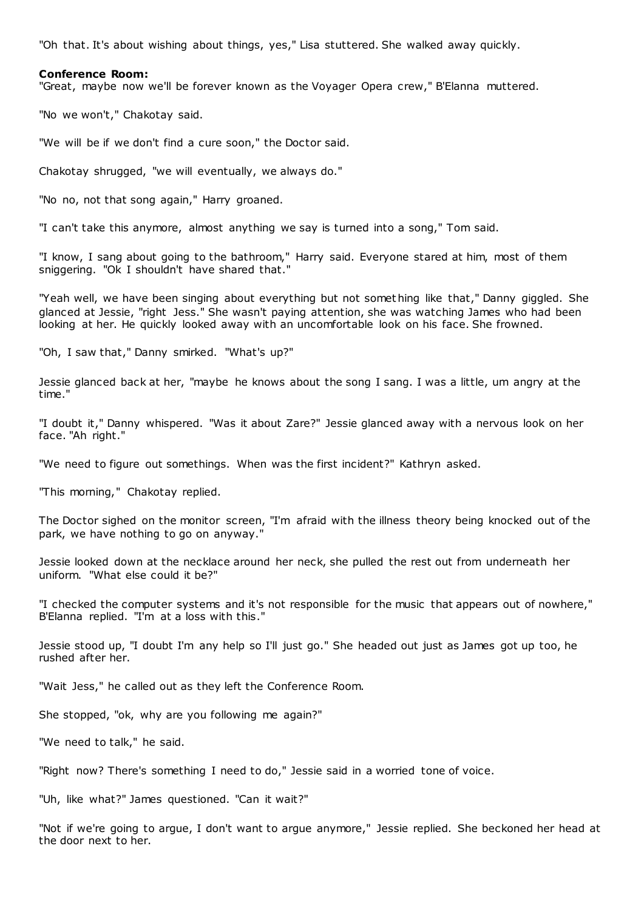"Oh that. It's about wishing about things, yes," Lisa stuttered. She walked away quickly.

**Conference Room:**

"Great, maybe now we'll be forever known as the Voyager Opera crew," B'Elanna muttered.

"No we won't," Chakotay said.

"We will be if we don't find a cure soon," the Doctor said.

Chakotay shrugged, "we will eventually, we always do."

"No no, not that song again," Harry groaned.

"I can't take this anymore, almost anything we say is turned into a song," Tom said.

"I know, I sang about going to the bathroom," Harry said. Everyone stared at him, most of them sniggering. "Ok I shouldn't have shared that."

"Yeah well, we have been singing about everything but not something like that," Danny giggled. She glanced at Jessie, "right Jess." She wasn't paying attention, she was watching James who had been looking at her. He quickly looked away with an uncomfortable look on his face. She frowned.

"Oh, I saw that," Danny smirked. "What's up?"

Jessie glanced back at her, "maybe he knows about the song I sang. I was a little, um angry at the time."

"I doubt it," Danny whispered. "Was it about Zare?" Jessie glanced away with a nervous look on her face. "Ah right."

"We need to figure out somethings. When was the first incident?" Kathryn asked.

"This morning," Chakotay replied.

The Doctor sighed on the monitor screen, "I'm afraid with the illness theory being knocked out of the park, we have nothing to go on anyway."

Jessie looked down at the necklace around her neck, she pulled the rest out from underneath her uniform. "What else could it be?"

"I checked the computer systems and it's not responsible for the music that appears out of nowhere," B'Elanna replied. "I'm at a loss with this."

Jessie stood up, "I doubt I'm any help so I'll just go." She headed out just as James got up too, he rushed after her.

"Wait Jess," he called out as they left the Conference Room.

She stopped, "ok, why are you following me again?"

"We need to talk," he said.

"Right now? There's something I need to do," Jessie said in a worried tone of voice.

"Uh, like what?" James questioned. "Can it wait?"

"Not if we're going to argue, I don't want to argue anymore," Jessie replied. She beckoned her head at the door next to her.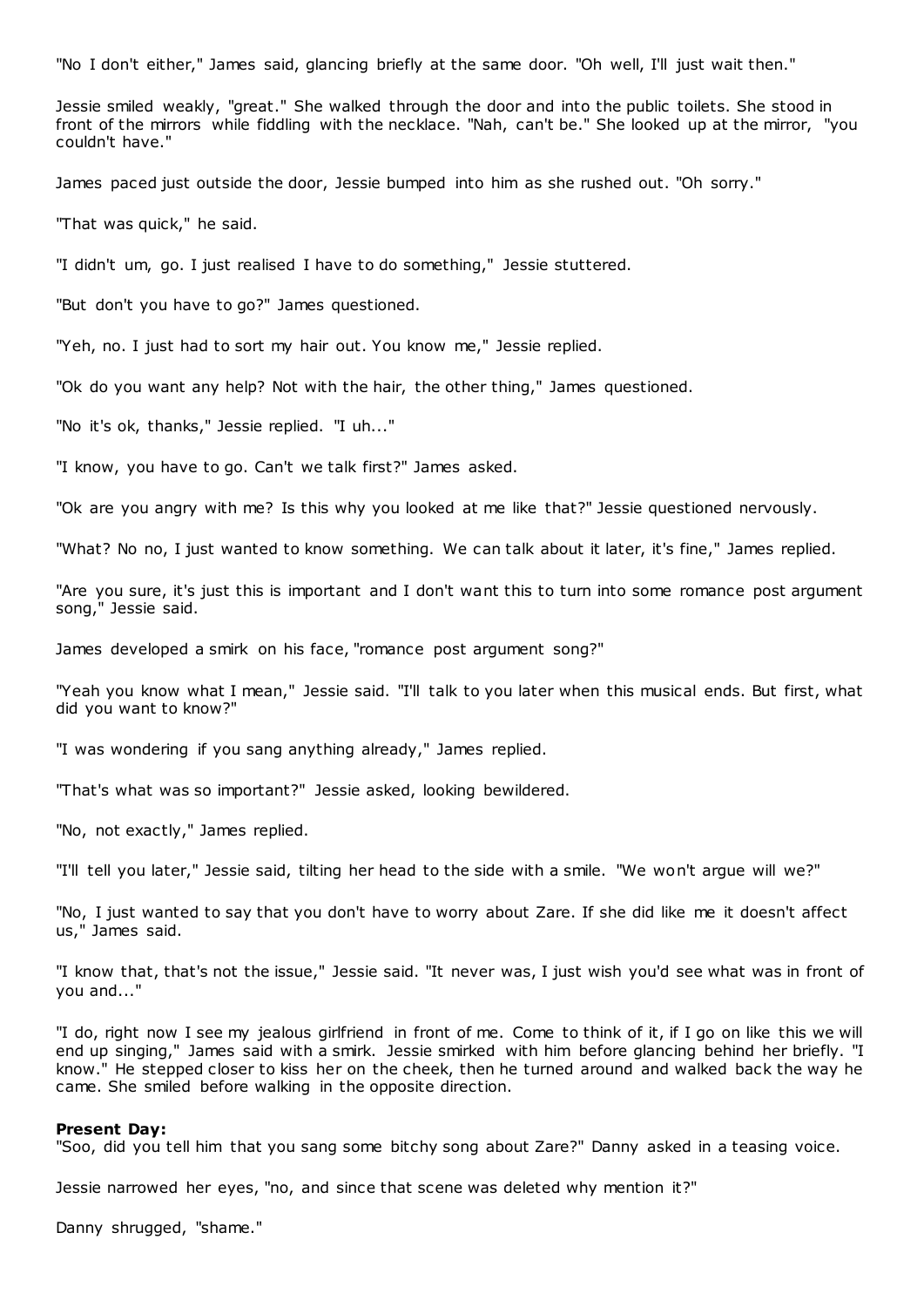"No I don't either," James said, glancing briefly at the same door. "Oh well, I'll just wait then."

Jessie smiled weakly, "great." She walked through the door and into the public toilets. She stood in front of the mirrors while fiddling with the necklace. "Nah, can't be." She looked up at the mirror, "you couldn't have."

James paced just outside the door, Jessie bumped into him as she rushed out. "Oh sorry."

"That was quick," he said.

"I didn't um, go. I just realised I have to do something," Jessie stuttered.

"But don't you have to go?" James questioned.

"Yeh, no. I just had to sort my hair out. You know me," Jessie replied.

"Ok do you want any help? Not with the hair, the other thing," James questioned.

"No it's ok, thanks," Jessie replied. "I uh..."

"I know, you have to go. Can't we talk first?" James asked.

"Ok are you angry with me? Is this why you looked at me like that?" Jessie questioned nervously.

"What? No no, I just wanted to know something. We can talk about it later, it's fine," James replied.

"Are you sure, it's just this is important and I don't want this to turn into some romance post argument song," Jessie said.

James developed a smirk on his face, "romance post argument song?"

"Yeah you know what I mean," Jessie said. "I'll talk to you later when this musical ends. But first, what did you want to know?"

"I was wondering if you sang anything already," James replied.

"That's what was so important?" Jessie asked, looking bewildered.

"No, not exactly," James replied.

"I'll tell you later," Jessie said, tilting her head to the side with a smile. "We won't argue will we?"

"No, I just wanted to say that you don't have to worry about Zare. If she did like me it doesn't affect us," James said.

"I know that, that's not the issue," Jessie said. "It never was, I just wish you'd see what was in front of you and..."

"I do, right now I see my jealous girlfriend in front of me. Come to think of it, if I go on like this we will end up singing," James said with a smirk. Jessie smirked with him before glancing behind her briefly. "I know." He stepped closer to kiss her on the cheek, then he turned around and walked back the way he came. She smiled before walking in the opposite direction.

**Present Day:**
"Soo, did you tell him that you sang some bitchy song about Zare?" Danny asked in a teasing voice.

Jessie narrowed her eyes, "no, and since that scene was deleted why mention it?"

Danny shrugged, "shame."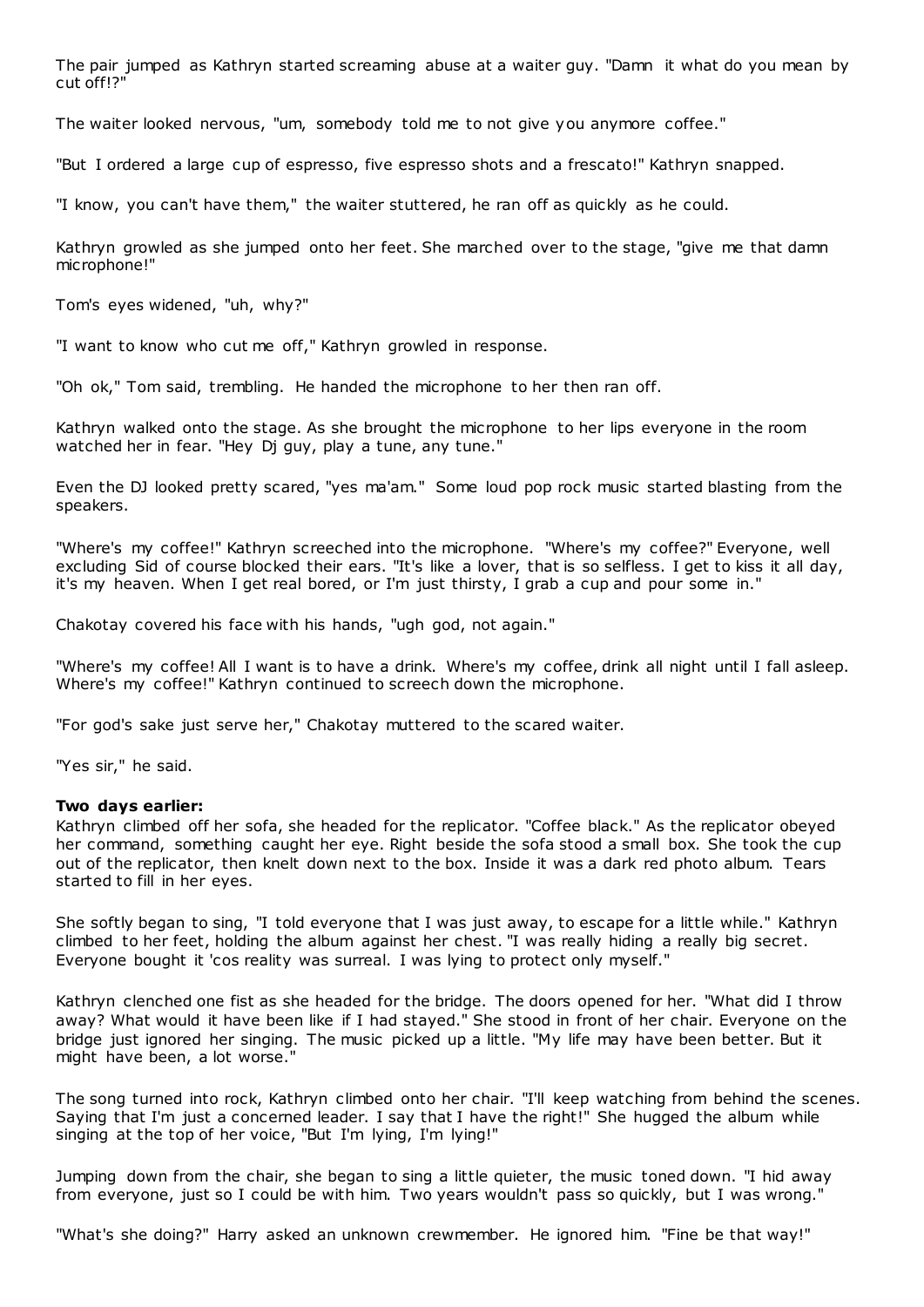The pair jumped as Kathryn started screaming abuse at a waiter guy. "Damn it what do you mean by cut off!?"

The waiter looked nervous, "um, somebody told me to not give you anymore coffee."

"But I ordered a large cup of espresso, five espresso shots and a frescato!" Kathryn snapped.

"I know, you can't have them," the waiter stuttered, he ran off as quickly as he could.

Kathryn growled as she jumped onto her feet. She marched over to the stage, "give me that damn microphone!"

Tom's eyes widened, "uh, why?"

"I want to know who cut me off," Kathryn growled in response.

"Oh ok," Tom said, trembling. He handed the microphone to her then ran off.

Kathryn walked onto the stage. As she brought the microphone to her lips everyone in the room watched her in fear. "Hey Dj guy, play a tune, any tune."

Even the DJ looked pretty scared, "yes ma'am." Some loud pop rock music started blasting from the speakers.

"Where's my coffee!" Kathryn screeched into the microphone. "Where's my coffee?" Everyone, well excluding Sid of course blocked their ears. "It's like a lover, that is so selfless. I get to kiss it all day, it's my heaven. When I get real bored, or I'm just thirsty, I grab a cup and pour some in."

Chakotay covered his face with his hands, "ugh god, not again."

"Where's my coffee! All I want is to have a drink. Where's my coffee, drink all night until I fall asleep. Where's my coffee!" Kathryn continued to screech down the microphone.

"For god's sake just serve her," Chakotay muttered to the scared waiter.

"Yes sir," he said.

**Two days earlier:**
Kathryn climbed off her sofa, she headed for the replicator. "Coffee black." As the replicator obeyed her command, something caught her eye. Right beside the sofa stood a small box. She took the cup out of the replicator, then knelt down next to the box. Inside it was a dark red photo album. Tears started to fill in her eyes.

She softly began to sing, "I told everyone that I was just away, to escape for a little while." Kathryn climbed to her feet, holding the album against her chest. "I was really hiding a really big secret. Everyone bought it 'cos reality was surreal. I was lying to protect only myself."

Kathryn clenched one fist as she headed for the bridge. The doors opened for her. "What did I throw away? What would it have been like if I had stayed." She stood in front of her chair. Everyone on the bridge just ignored her singing. The music picked up a little. "My life may have been better. But it might have been, a lot worse."

The song turned into rock, Kathryn climbed onto her chair. "I'll keep watching from behind the scenes. Saying that I'm just a concerned leader. I say that I have the right!" She hugged the album while singing at the top of her voice, "But I'm lying, I'm lying!"

Jumping down from the chair, she began to sing a little quieter, the music toned down. "I hid away from everyone, just so I could be with him. Two years wouldn't pass so quickly, but I was wrong."

"What's she doing?" Harry asked an unknown crewmember. He ignored him. "Fine be that way!"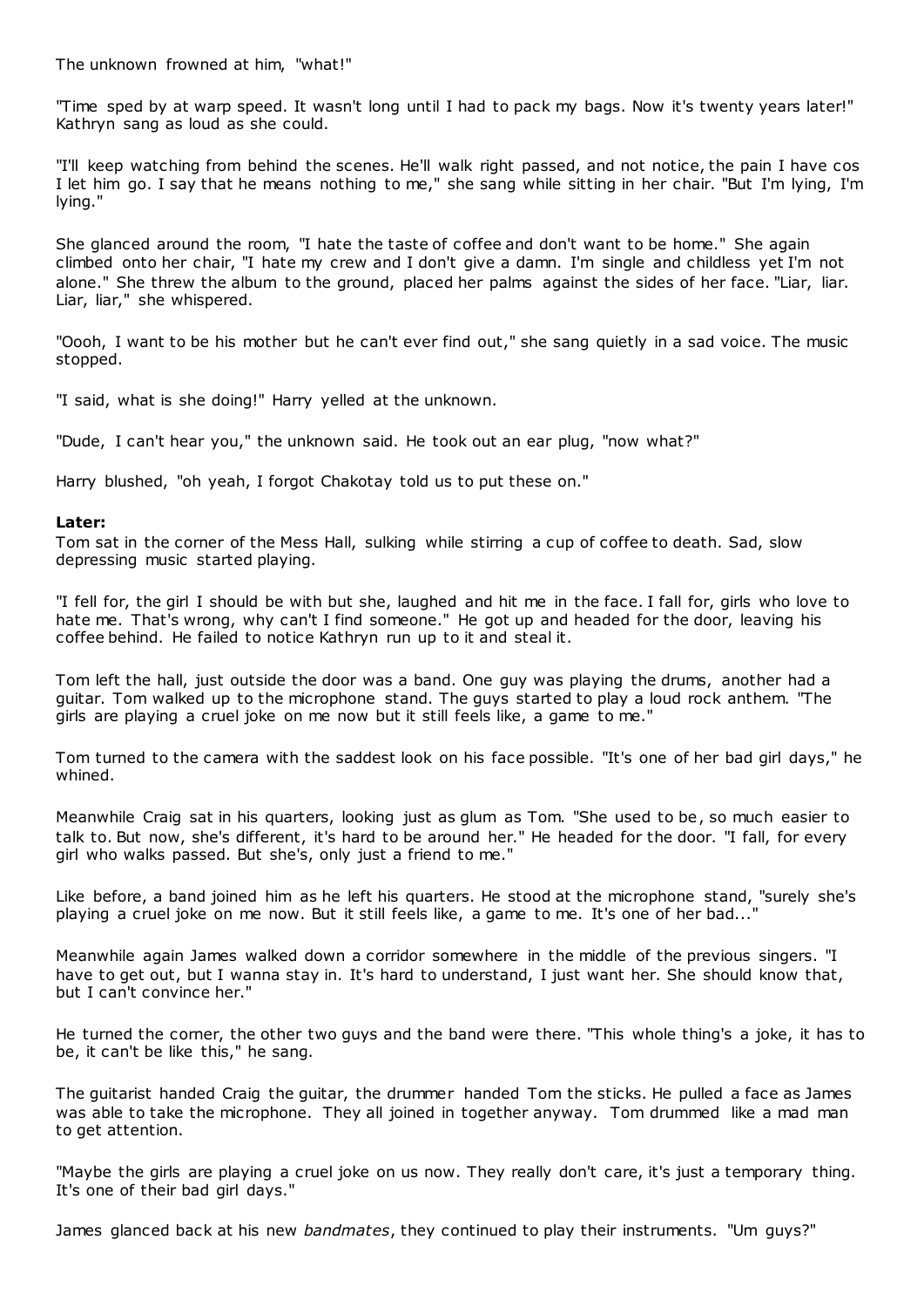The unknown frowned at him, "what!"

"Time sped by at warp speed. It wasn't long until I had to pack my bags. Now it's twenty years later!" Kathryn sang as loud as she could.

"I'll keep watching from behind the scenes. He'll walk right passed, and not notice, the pain I have cos I let him go. I say that he means nothing to me," she sang while sitting in her chair. "But I'm lying, I'm lying."

She glanced around the room, "I hate the taste of coffee and don't want to be home." She again climbed onto her chair, "I hate my crew and I don't give a damn. I'm single and childless yet I'm not alone." She threw the album to the ground, placed her palms against the sides of her face. "Liar, liar. Liar, liar," she whispered.

"Oooh, I want to be his mother but he can't ever find out," she sang quietly in a sad voice. The music stopped.

"I said, what is she doing!" Harry yelled at the unknown.

"Dude, I can't hear you," the unknown said. He took out an ear plug, "now what?"

Harry blushed, "oh yeah, I forgot Chakotay told us to put these on."

**Later:**
Tom sat in the corner of the Mess Hall, sulking while stirring a cup of coffee to death. Sad, slow depressing music started playing.

"I fell for, the girl I should be with but she, laughed and hit me in the face. I fall for, girls who love to hate me. That's wrong, why can't I find someone." He got up and headed for the door, leaving his coffee behind. He failed to notice Kathryn run up to it and steal it.

Tom left the hall, just outside the door was a band. One guy was playing the drums, another had a guitar. Tom walked up to the microphone stand. The guys started to play a loud rock anthem. "The girls are playing a cruel joke on me now but it still feels like, a game to me."

Tom turned to the camera with the saddest look on his face possible. "It's one of her bad girl days," he whined.

Meanwhile Craig sat in his quarters, looking just as glum as Tom. "She used to be, so much easier to talk to. But now, she's different, it's hard to be around her." He headed for the door. "I fall, for every girl who walks passed. But she's, only just a friend to me."

Like before, a band joined him as he left his quarters. He stood at the microphone stand, "surely she's playing a cruel joke on me now. But it still feels like, a game to me. It's one of her bad..."

Meanwhile again James walked down a corridor somewhere in the middle of the previous singers. "I have to get out, but I wanna stay in. It's hard to understand, I just want her. She should know that, but I can't convince her."

He turned the corner, the other two guys and the band were there. "This whole thing's a joke, it has to be, it can't be like this," he sang.

The guitarist handed Craig the guitar, the drummer handed Tom the sticks. He pulled a face as James was able to take the microphone. They all joined in together anyway. Tom drummed like a mad man to get attention.

"Maybe the girls are playing a cruel joke on us now. They really don't care, it's just a temporary thing. It's one of their bad girl days."

James glanced back at his new *bandmates*, they continued to play their instruments. "Um guys?"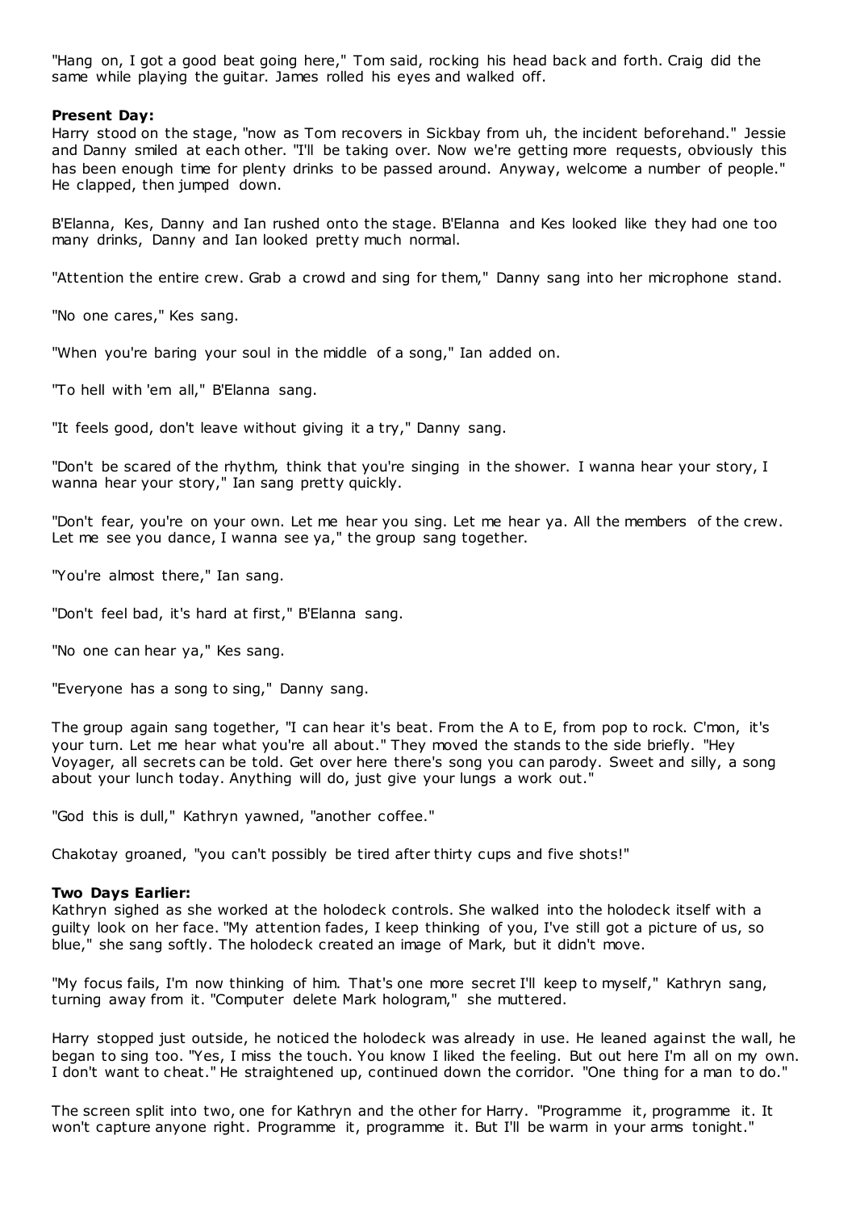"Hang on, I got a good beat going here," Tom said, rocking his head back and forth. Craig did the same while playing the guitar. James rolled his eyes and walked off.

**Present Day:**
Harry stood on the stage, "now as Tom recovers in Sickbay from uh, the incident beforehand." Jessie and Danny smiled at each other. "I'll be taking over. Now we're getting more requests, obviously this has been enough time for plenty drinks to be passed around. Anyway, welcome a number of people." He clapped, then jumped down.

B'Elanna, Kes, Danny and Ian rushed onto the stage. B'Elanna and Kes looked like they had one too many drinks, Danny and Ian looked pretty much normal.

"Attention the entire crew. Grab a crowd and sing for them," Danny sang into her microphone stand.

"No one cares," Kes sang.

"When you're baring your soul in the middle of a song," Ian added on.

"To hell with 'em all," B'Elanna sang.

"It feels good, don't leave without giving it a try," Danny sang.

"Don't be scared of the rhythm, think that you're singing in the shower. I wanna hear your story, I wanna hear your story," Ian sang pretty quickly.

"Don't fear, you're on your own. Let me hear you sing. Let me hear ya. All the members of the crew. Let me see you dance, I wanna see ya," the group sang together.

"You're almost there," Ian sang.

"Don't feel bad, it's hard at first," B'Elanna sang.

"No one can hear ya," Kes sang.

"Everyone has a song to sing," Danny sang.

The group again sang together, "I can hear it's beat. From the A to E, from pop to rock. C'mon, it's your turn. Let me hear what you're all about." They moved the stands to the side briefly. "Hey Voyager, all secrets can be told. Get over here there's song you can parody. Sweet and silly, a song about your lunch today. Anything will do, just give your lungs a work out."

"God this is dull," Kathryn yawned, "another coffee."

Chakotay groaned, "you can't possibly be tired after thirty cups and five shots!"

**Two Days Earlier:**
Kathryn sighed as she worked at the holodeck controls. She walked into the holodeck itself with a guilty look on her face. "My attention fades, I keep thinking of you, I've still got a picture of us, so blue," she sang softly. The holodeck created an image of Mark, but it didn't move.

"My focus fails, I'm now thinking of him. That's one more secret I'll keep to myself," Kathryn sang, turning away from it. "Computer delete Mark hologram," she muttered.

Harry stopped just outside, he noticed the holodeck was already in use. He leaned against the wall, he began to sing too. "Yes, I miss the touch. You know I liked the feeling. But out here I'm all on my own. I don't want to cheat." He straightened up, continued down the corridor. "One thing for a man to do."

The screen split into two, one for Kathryn and the other for Harry. "Programme it, programme it. It won't capture anyone right. Programme it, programme it. But I'll be warm in your arms tonight."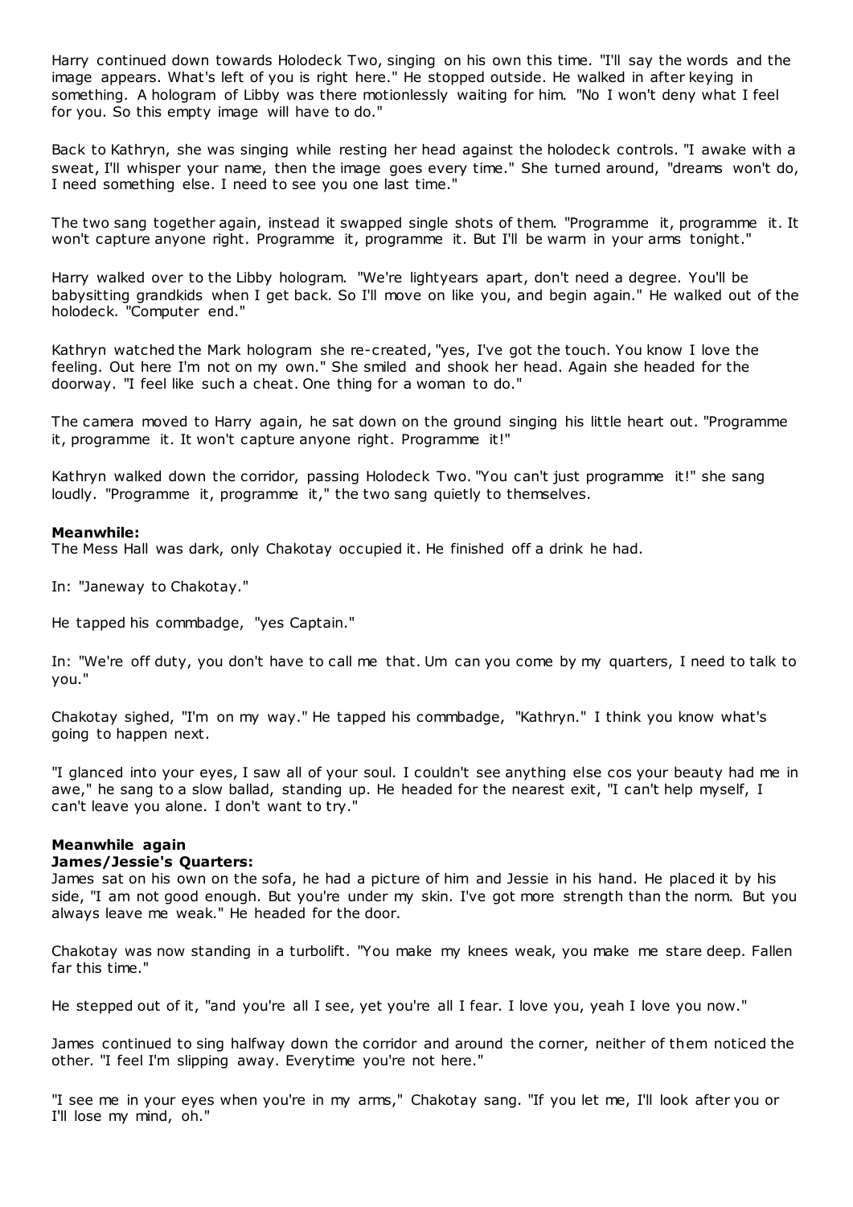Harry continued down towards Holodeck Two, singing on his own this time. "I'll say the words and the image appears. What's left of you is right here." He stopped outside. He walked in after keying in something. A hologram of Libby was there motionlessly waiting for him. "No I won't deny what I feel for you. So this empty image will have to do."

Back to Kathryn, she was singing while resting her head against the holodeck controls. "I awake with a sweat, I'll whisper your name, then the image goes every time." She turned around, "dreams won't do, I need something else. I need to see you one last time."

The two sang together again, instead it swapped single shots of them. "Programme it, programme it. It won't capture anyone right. Programme it, programme it. But I'll be warm in your arms tonight."

Harry walked over to the Libby hologram. "We're lightyears apart, don't need a degree. You'll be babysitting grandkids when I get back. So I'll move on like you, and begin again." He walked out of the holodeck. "Computer end."

Kathryn watched the Mark hologram she re-created, "yes, I've got the touch. You know I love the feeling. Out here I'm not on my own." She smiled and shook her head. Again she headed for the doorway. "I feel like such a cheat. One thing for a woman to do."

The camera moved to Harry again, he sat down on the ground singing his little heart out. "Programme it, programme it. It won't capture anyone right. Programme it!"

Kathryn walked down the corridor, passing Holodeck Two. "You can't just programme it!" she sang loudly. "Programme it, programme it," the two sang quietly to themselves.

**Meanwhile:**
The Mess Hall was dark, only Chakotay occupied it. He finished off a drink he had.

In: "Janeway to Chakotay."

He tapped his commbadge, "yes Captain."

In: "We're off duty, you don't have to call me that. Um can you come by my quarters, I need to talk to you."

Chakotay sighed, "I'm on my way." He tapped his commbadge, "Kathryn." I think you know what's going to happen next.

"I glanced into your eyes, I saw all of your soul. I couldn't see anything else cos your beauty had me in awe," he sang to a slow ballad, standing up. He headed for the nearest exit, "I can't help myself, I can't leave you alone. I don't want to try."

**Meanwhile again**
**James/Jessie's Quarters:**
James sat on his own on the sofa, he had a picture of him and Jessie in his hand. He placed it by his side, "I am not good enough. But you're under my skin. I've got more strength than the norm. But you always leave me weak." He headed for the door.

Chakotay was now standing in a turbolift. "You make my knees weak, you make me stare deep. Fallen far this time."

He stepped out of it, "and you're all I see, yet you're all I fear. I love you, yeah I love you now."

James continued to sing halfway down the corridor and around the corner, neither of them noticed the other. "I feel I'm slipping away. Everytime you're not here."

"I see me in your eyes when you're in my arms," Chakotay sang. "If you let me, I'll look after you or I'll lose my mind, oh."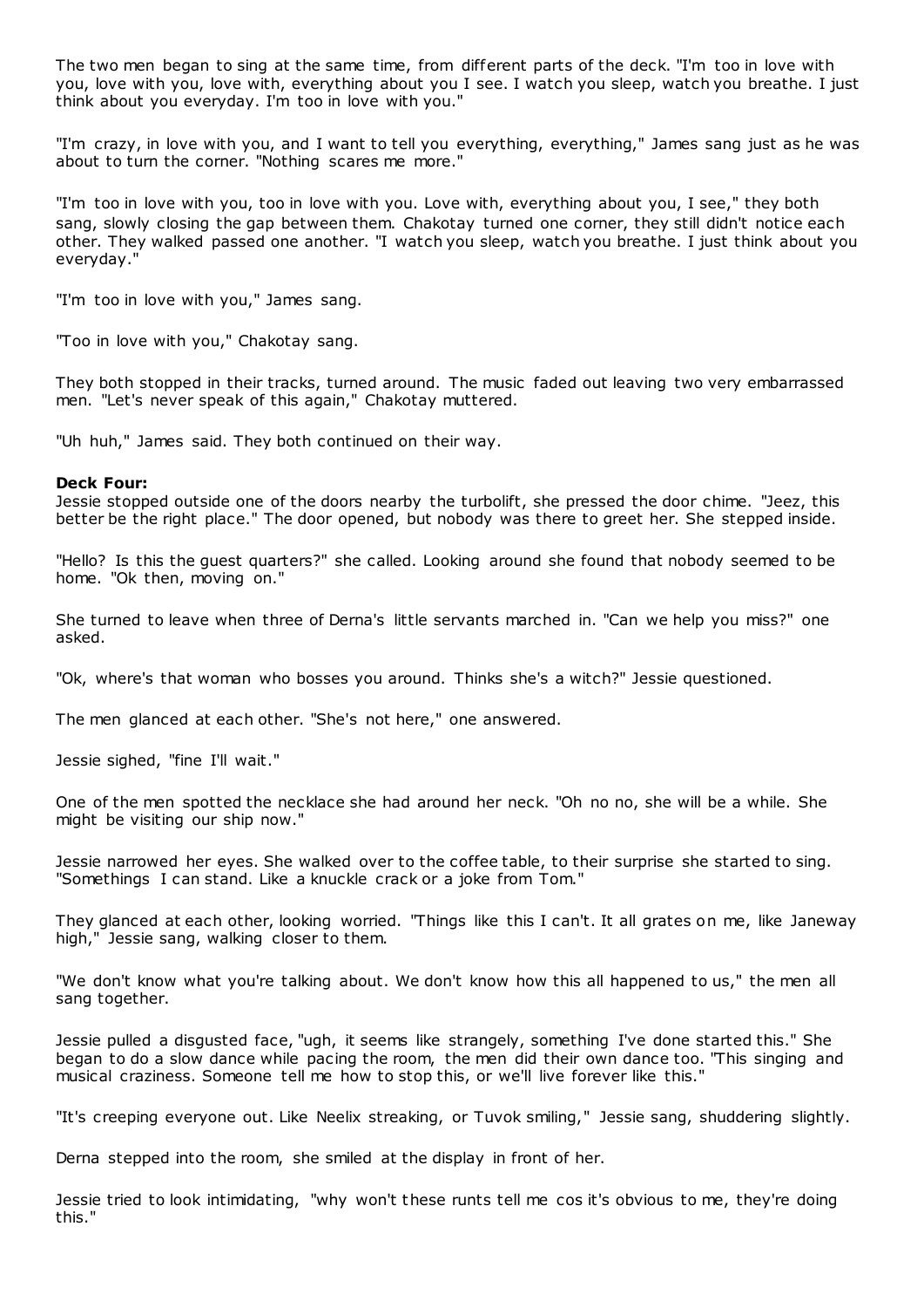The two men began to sing at the same time, from different parts of the deck. "I'm too in love with you, love with you, love with, everything about you I see. I watch you sleep, watch you breathe. I just think about you everyday. I'm too in love with you."

"I'm crazy, in love with you, and I want to tell you everything, everything," James sang just as he was about to turn the corner. "Nothing scares me more."

"I'm too in love with you, too in love with you. Love with, everything about you, I see," they both sang, slowly closing the gap between them. Chakotay turned one corner, they still didn't notice each other. They walked passed one another. "I watch you sleep, watch you breathe. I just think about you everyday."

"I'm too in love with you," James sang.

"Too in love with you," Chakotay sang.

They both stopped in their tracks, turned around. The music faded out leaving two very embarrassed men. "Let's never speak of this again," Chakotay muttered.

"Uh huh," James said. They both continued on their way.

**Deck Four:**
Jessie stopped outside one of the doors nearby the turbolift, she pressed the door chime. "Jeez, this better be the right place." The door opened, but nobody was there to greet her. She stepped inside.

"Hello? Is this the guest quarters?" she called. Looking around she found that nobody seemed to be home. "Ok then, moving on."

She turned to leave when three of Derna's little servants marched in. "Can we help you miss?" one asked.

"Ok, where's that woman who bosses you around. Thinks she's a witch?" Jessie questioned.

The men glanced at each other. "She's not here," one answered.

Jessie sighed, "fine I'll wait."

One of the men spotted the necklace she had around her neck. "Oh no no, she will be a while. She might be visiting our ship now."

Jessie narrowed her eyes. She walked over to the coffee table, to their surprise she started to sing. "Somethings I can stand. Like a knuckle crack or a joke from Tom."

They glanced at each other, looking worried. "Things like this I can't. It all grates on me, like Janeway high," Jessie sang, walking closer to them.

"We don't know what you're talking about. We don't know how this all happened to us," the men all sang together.

Jessie pulled a disgusted face, "ugh, it seems like strangely, something I've done started this." She began to do a slow dance while pacing the room, the men did their own dance too. "This singing and musical craziness. Someone tell me how to stop this, or we'll live forever like this."

"It's creeping everyone out. Like Neelix streaking, or Tuvok smiling," Jessie sang, shuddering slightly.

Derna stepped into the room, she smiled at the display in front of her.

Jessie tried to look intimidating, "why won't these runts tell me cos it's obvious to me, they're doing this."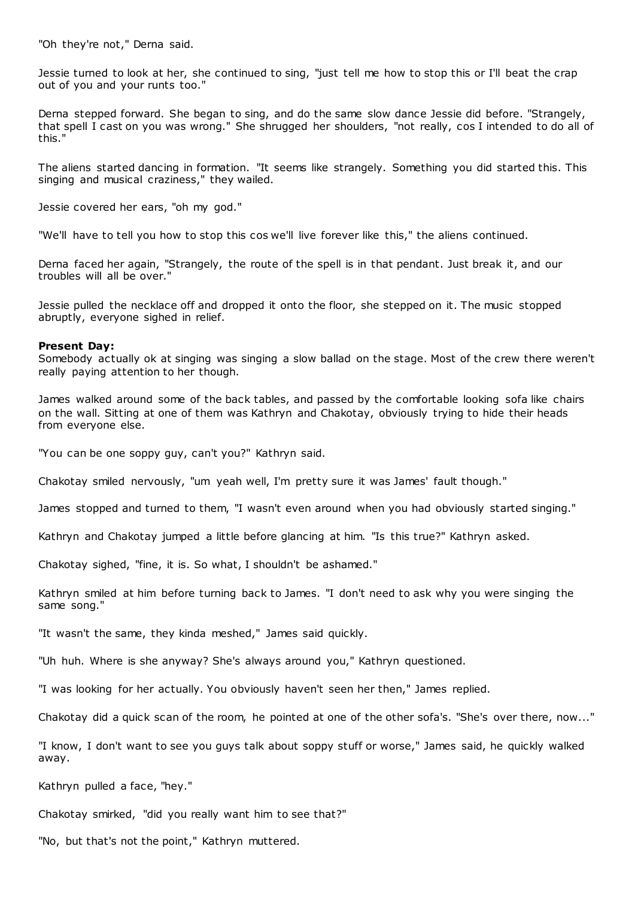"Oh they're not," Derna said.

Jessie turned to look at her, she continued to sing, "just tell me how to stop this or I'll beat the crap out of you and your runts too."

Derna stepped forward. She began to sing, and do the same slow dance Jessie did before. "Strangely, that spell I cast on you was wrong." She shrugged her shoulders, "not really, cos I intended to do all of this."

The aliens started dancing in formation. "It seems like strangely. Something you did started this. This singing and musical craziness," they wailed.

Jessie covered her ears, "oh my god."

"We'll have to tell you how to stop this cos we'll live forever like this," the aliens continued.

Derna faced her again, "Strangely, the route of the spell is in that pendant. Just break it, and our troubles will all be over."

Jessie pulled the necklace off and dropped it onto the floor, she stepped on it. The music stopped abruptly, everyone sighed in relief.

**Present Day:**
Somebody actually ok at singing was singing a slow ballad on the stage. Most of the crew there weren't really paying attention to her though.

James walked around some of the back tables, and passed by the comfortable looking sofa like chairs on the wall. Sitting at one of them was Kathryn and Chakotay, obviously trying to hide their heads from everyone else.

"You can be one soppy guy, can't you?" Kathryn said.

Chakotay smiled nervously, "um yeah well, I'm pretty sure it was James' fault though."

James stopped and turned to them, "I wasn't even around when you had obviously started singing."

Kathryn and Chakotay jumped a little before glancing at him. "Is this true?" Kathryn asked.

Chakotay sighed, "fine, it is. So what, I shouldn't be ashamed."

Kathryn smiled at him before turning back to James. "I don't need to ask why you were singing the same song."

"It wasn't the same, they kinda meshed," James said quickly.

"Uh huh. Where is she anyway? She's always around you," Kathryn questioned.

"I was looking for her actually. You obviously haven't seen her then," James replied.

Chakotay did a quick scan of the room, he pointed at one of the other sofa's. "She's over there, now..."

"I know, I don't want to see you guys talk about soppy stuff or worse," James said, he quickly walked away.

Kathryn pulled a face, "hey."

Chakotay smirked, "did you really want him to see that?"

"No, but that's not the point," Kathryn muttered.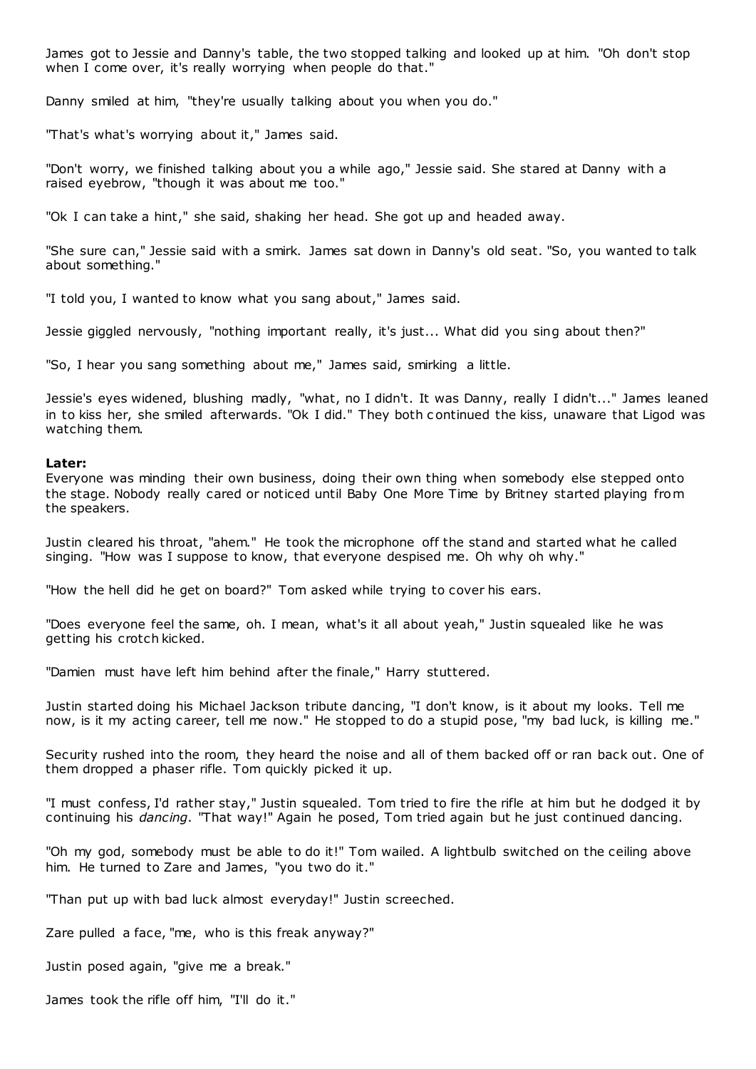James got to Jessie and Danny's table, the two stopped talking and looked up at him. "Oh don't stop when I come over, it's really worrying when people do that."

Danny smiled at him, "they're usually talking about you when you do."

"That's what's worrying about it," James said.

"Don't worry, we finished talking about you a while ago," Jessie said. She stared at Danny with a raised eyebrow, "though it was about me too."

"Ok I can take a hint," she said, shaking her head. She got up and headed away.

"She sure can," Jessie said with a smirk. James sat down in Danny's old seat. "So, you wanted to talk about something."

"I told you, I wanted to know what you sang about," James said.

Jessie giggled nervously, "nothing important really, it's just... What did you sing about then?"

"So, I hear you sang something about me," James said, smirking a little.

Jessie's eyes widened, blushing madly, "what, no I didn't. It was Danny, really I didn't..." James leaned in to kiss her, she smiled afterwards. "Ok I did." They both continued the kiss, unaware that Ligod was watching them.

**Later:**
Everyone was minding their own business, doing their own thing when somebody else stepped onto the stage. Nobody really cared or noticed until Baby One More Time by Britney started playing from the speakers.

Justin cleared his throat, "ahem." He took the microphone off the stand and started what he called singing. "How was I suppose to know, that everyone despised me. Oh why oh why."

"How the hell did he get on board?" Tom asked while trying to cover his ears.

"Does everyone feel the same, oh. I mean, what's it all about yeah," Justin squealed like he was getting his crotch kicked.

"Damien must have left him behind after the finale," Harry stuttered.

Justin started doing his Michael Jackson tribute dancing, "I don't know, is it about my looks. Tell me now, is it my acting career, tell me now." He stopped to do a stupid pose, "my bad luck, is killing me."

Security rushed into the room, they heard the noise and all of them backed off or ran back out. One of them dropped a phaser rifle. Tom quickly picked it up.

"I must confess, I'd rather stay," Justin squealed. Tom tried to fire the rifle at him but he dodged it by continuing his *dancing*. "That way!" Again he posed, Tom tried again but he just continued dancing.

"Oh my god, somebody must be able to do it!" Tom wailed. A lightbulb switched on the ceiling above him. He turned to Zare and James, "you two do it."

"Than put up with bad luck almost everyday!" Justin screeched.

Zare pulled a face, "me, who is this freak anyway?"

Justin posed again, "give me a break."

James took the rifle off him, "I'll do it."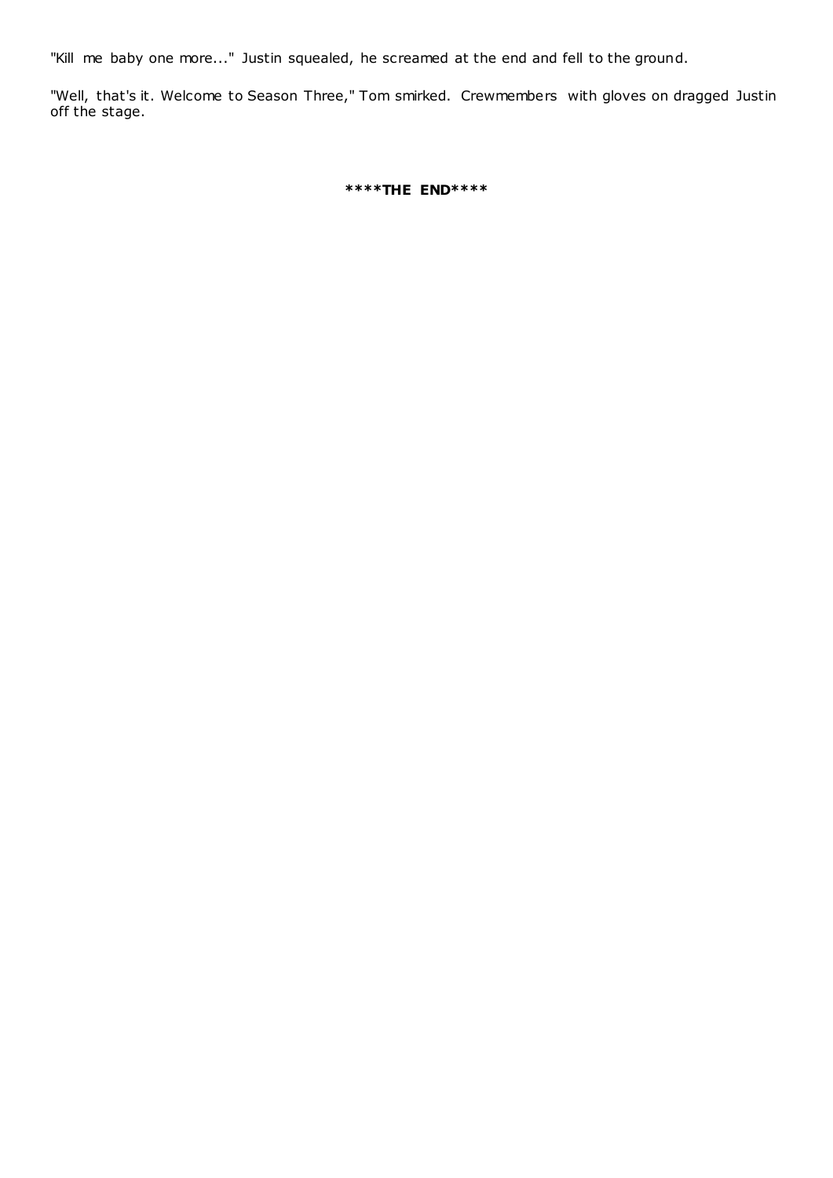"Kill me baby one more..." Justin squealed, he screamed at the end and fell to the ground.

"Well, that's it. Welcome to Season Three," Tom smirked. Crewmembers with gloves on dragged Justin off the stage.

**\*\*\*\*THE END\*\*\*\***